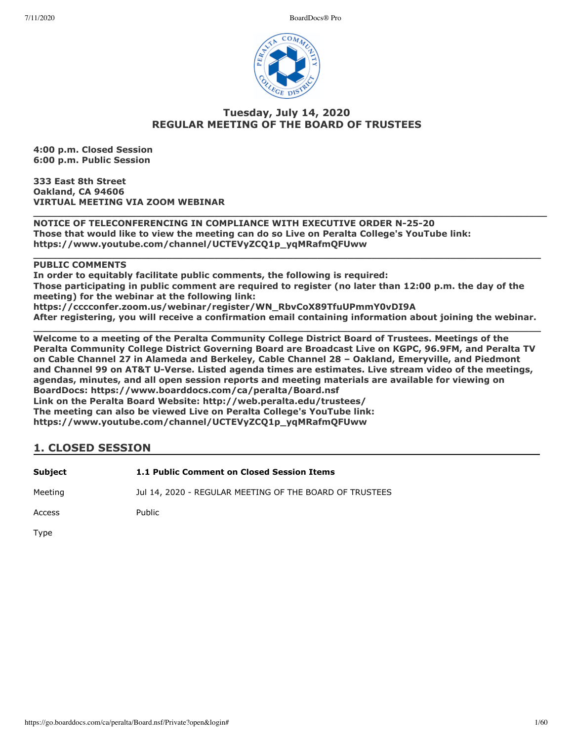## Tuesday, July 14, 2020
## REGULAR MEETING OF THE BOARD OF TRUSTEES

**4:00 p.m. Closed Session**
**6:00 p.m. Public Session**

**333 East 8th Street**
**Oakland, CA 94606**
**VIRTUAL MEETING VIA ZOOM WEBINAR**

---

**NOTICE OF TELECONFERENCING IN COMPLIANCE WITH EXECUTIVE ORDER N-25-20**
**Those that would like to view the meeting can do so Live on Peralta College's YouTube link: https://www.youtube.com/channel/UCTEVyZCQ1p_yqMRafmQFUww**

---

**PUBLIC COMMENTS**
**In order to equitably facilitate public comments, the following is required:**
**Those participating in public comment are required to register (no later than 12:00 p.m. the day of the meeting) for the webinar at the following link:**
**https://cccconfer.zoom.us/webinar/register/WN_RbvCoX89TfuUPmmY0vDI9A**
**After registering, you will receive a confirmation email containing information about joining the webinar.**

---

**Welcome to a meeting of the Peralta Community College District Board of Trustees. Meetings of the Peralta Community College District Governing Board are Broadcast Live on KGPC, 96.9FM, and Peralta TV on Cable Channel 27 in Alameda and Berkeley, Cable Channel 28 – Oakland, Emeryville, and Piedmont and Channel 99 on AT&T U-Verse. Listed agenda times are estimates. Live stream video of the meetings, agendas, minutes, and all open session reports and meeting materials are available for viewing on BoardDocs: https://www.boarddocs.com/ca/peralta/Board.nsf**
**Link on the Peralta Board Website: http://web.peralta.edu/trustees/**
**The meeting can also be viewed Live on Peralta College's YouTube link: https://www.youtube.com/channel/UCTEVyZCQ1p_yqMRafmQFUww**

## 1. CLOSED SESSION

| | |
|---|---|
| **Subject** | **1.1 Public Comment on Closed Session Items** |
| Meeting | Jul 14, 2020 - REGULAR MEETING OF THE BOARD OF TRUSTEES |
| Access | Public |
| Type | |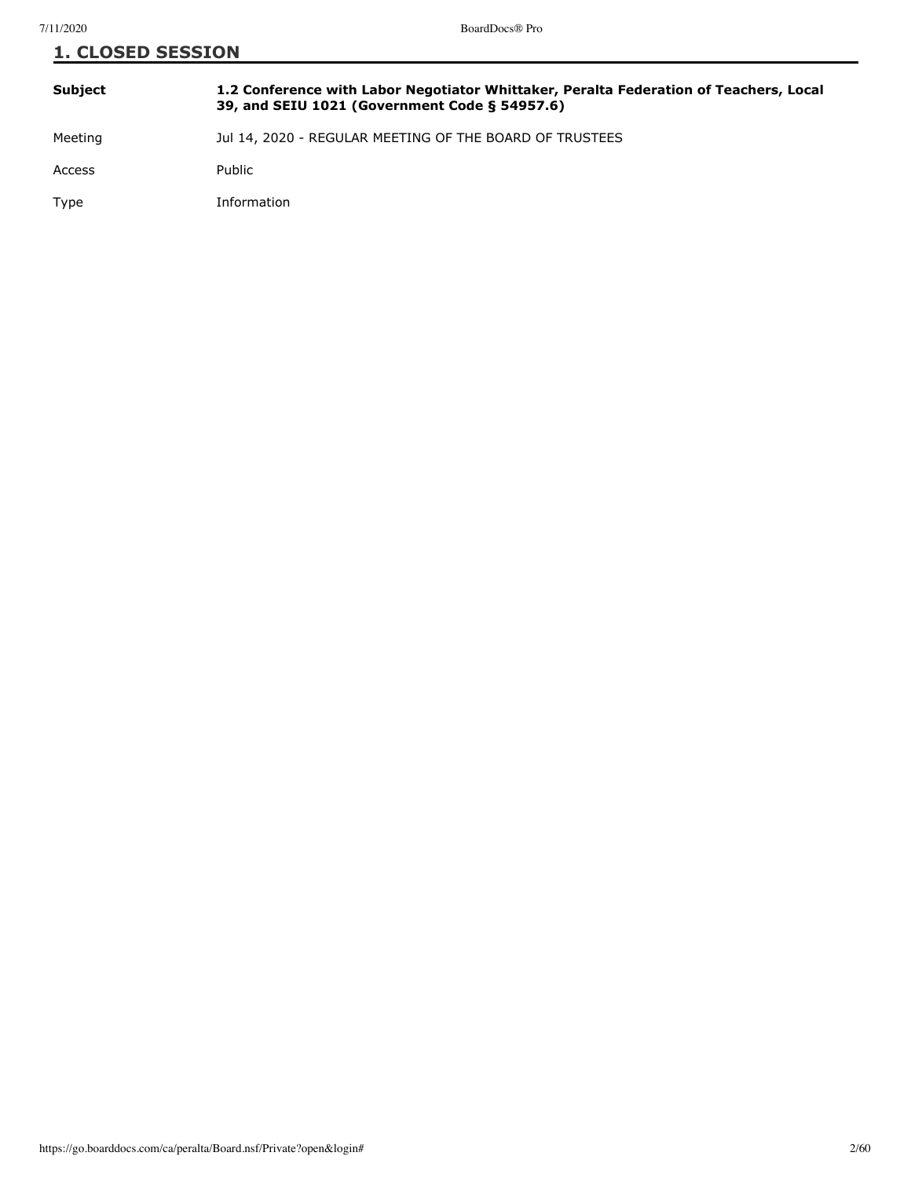## 1. CLOSED SESSION

| | |
|---|---|
| **Subject** | **1.2 Conference with Labor Negotiator Whittaker, Peralta Federation of Teachers, Local 39, and SEIU 1021 (Government Code § 54957.6)** |
| Meeting | Jul 14, 2020 - REGULAR MEETING OF THE BOARD OF TRUSTEES |
| Access | Public |
| Type | Information |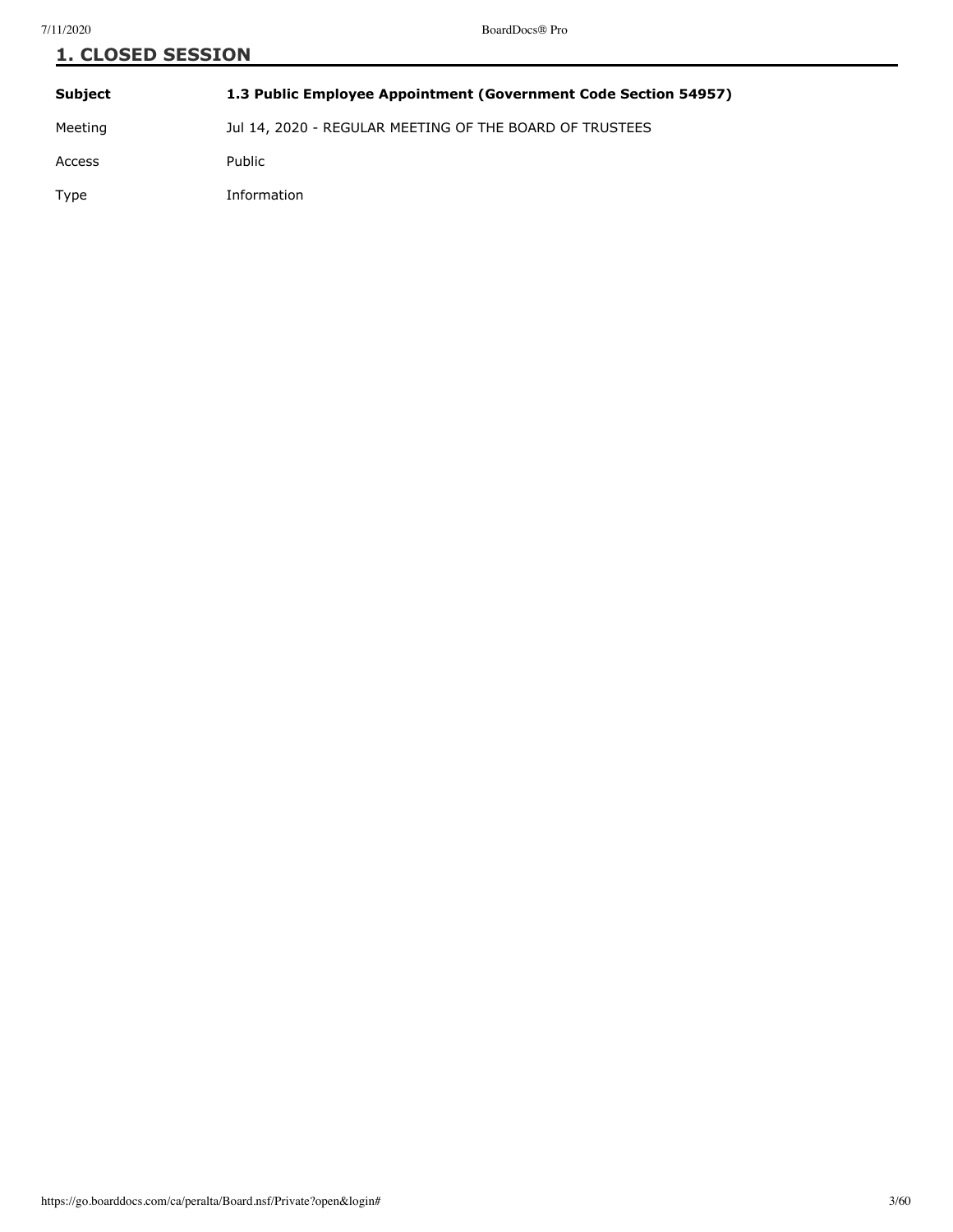## 1. CLOSED SESSION

| | |
|---|---|
| **Subject** | **1.3 Public Employee Appointment (Government Code Section 54957)** |
| Meeting | Jul 14, 2020 - REGULAR MEETING OF THE BOARD OF TRUSTEES |
| Access | Public |
| Type | Information |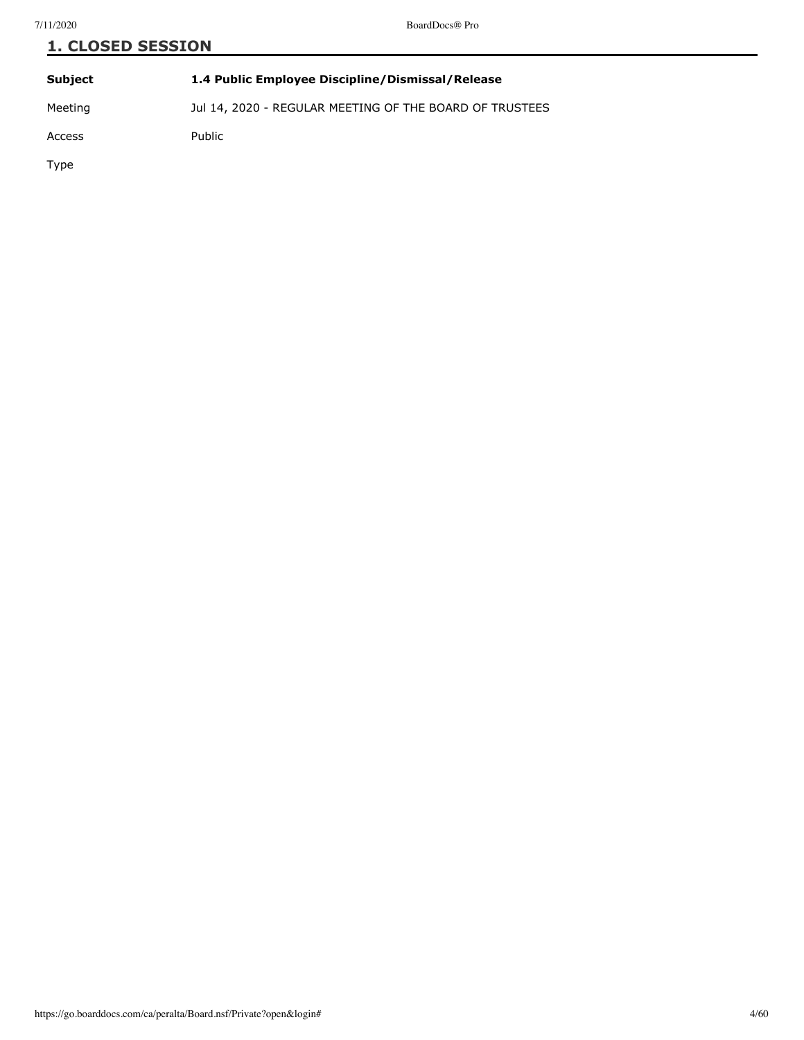## 1. CLOSED SESSION

| | |
|---|---|
| **Subject** | **1.4 Public Employee Discipline/Dismissal/Release** |
| Meeting | Jul 14, 2020 - REGULAR MEETING OF THE BOARD OF TRUSTEES |
| Access | Public |
| Type | |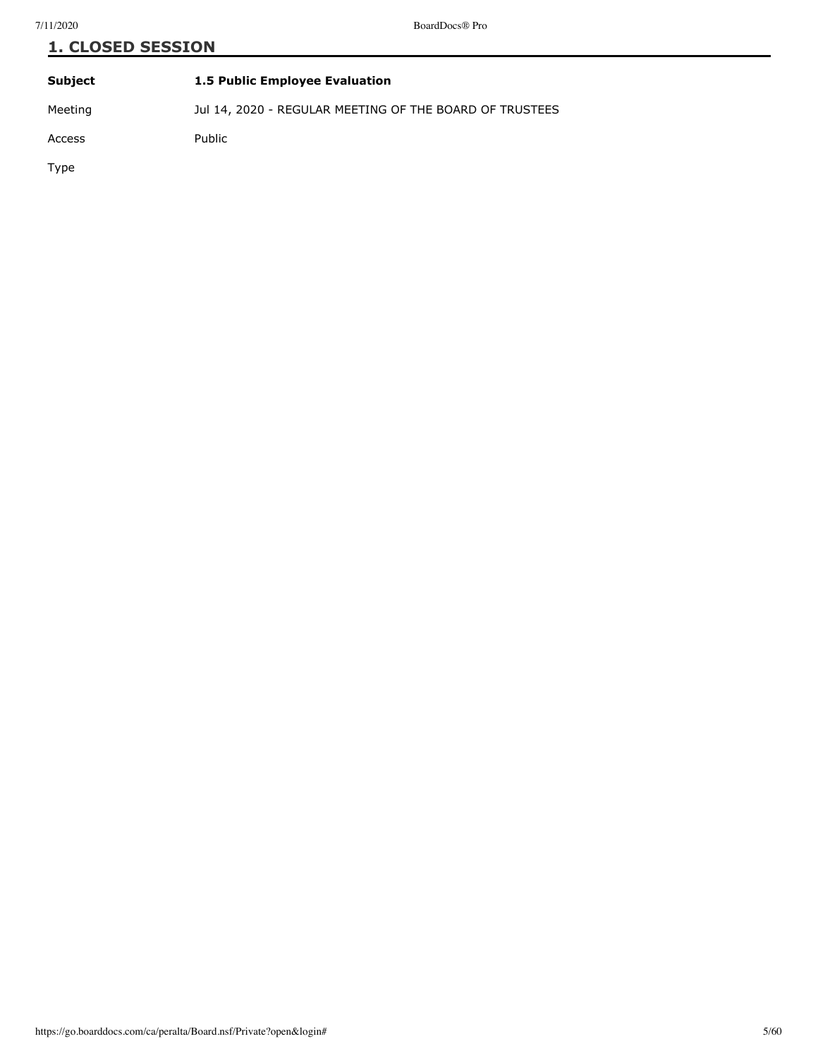## 1. CLOSED SESSION

| | |
|---|---|
| **Subject** | **1.5 Public Employee Evaluation** |
| Meeting | Jul 14, 2020 - REGULAR MEETING OF THE BOARD OF TRUSTEES |
| Access | Public |
| Type | |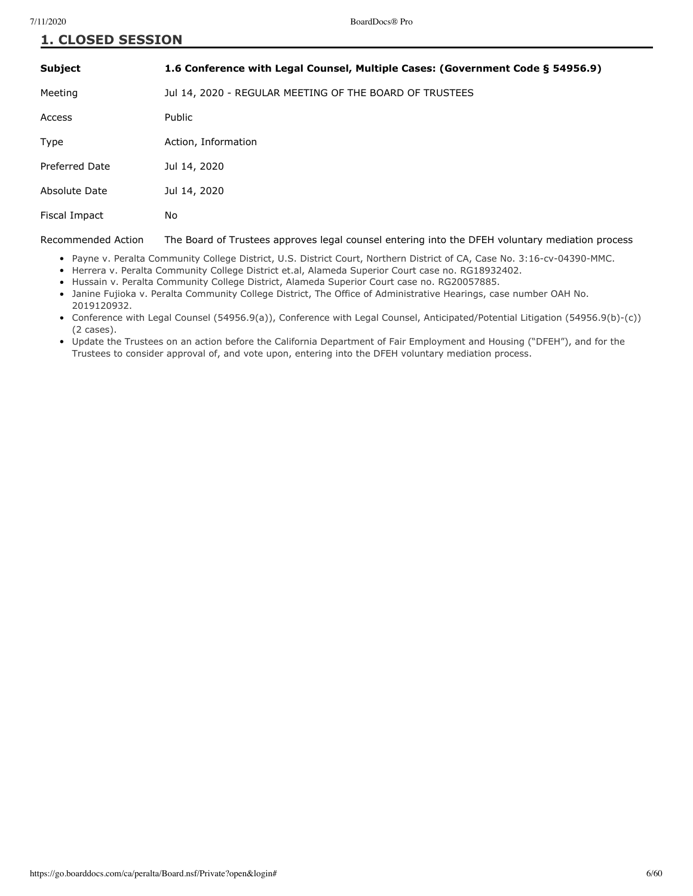## 1. CLOSED SESSION

| | |
|---|---|
| **Subject** | **1.6 Conference with Legal Counsel, Multiple Cases: (Government Code § 54956.9)** |
| Meeting | Jul 14, 2020 - REGULAR MEETING OF THE BOARD OF TRUSTEES |
| Access | Public |
| Type | Action, Information |
| Preferred Date | Jul 14, 2020 |
| Absolute Date | Jul 14, 2020 |
| Fiscal Impact | No |
| Recommended Action | The Board of Trustees approves legal counsel entering into the DFEH voluntary mediation process |

- Payne v. Peralta Community College District, U.S. District Court, Northern District of CA, Case No. 3:16-cv-04390-MMC.
- Herrera v. Peralta Community College District et.al, Alameda Superior Court case no. RG18932402.
- Hussain v. Peralta Community College District, Alameda Superior Court case no. RG20057885.
- Janine Fujioka v. Peralta Community College District, The Office of Administrative Hearings, case number OAH No. 2019120932.
- Conference with Legal Counsel (54956.9(a)), Conference with Legal Counsel, Anticipated/Potential Litigation (54956.9(b)-(c)) (2 cases).
- Update the Trustees on an action before the California Department of Fair Employment and Housing ("DFEH"), and for the Trustees to consider approval of, and vote upon, entering into the DFEH voluntary mediation process.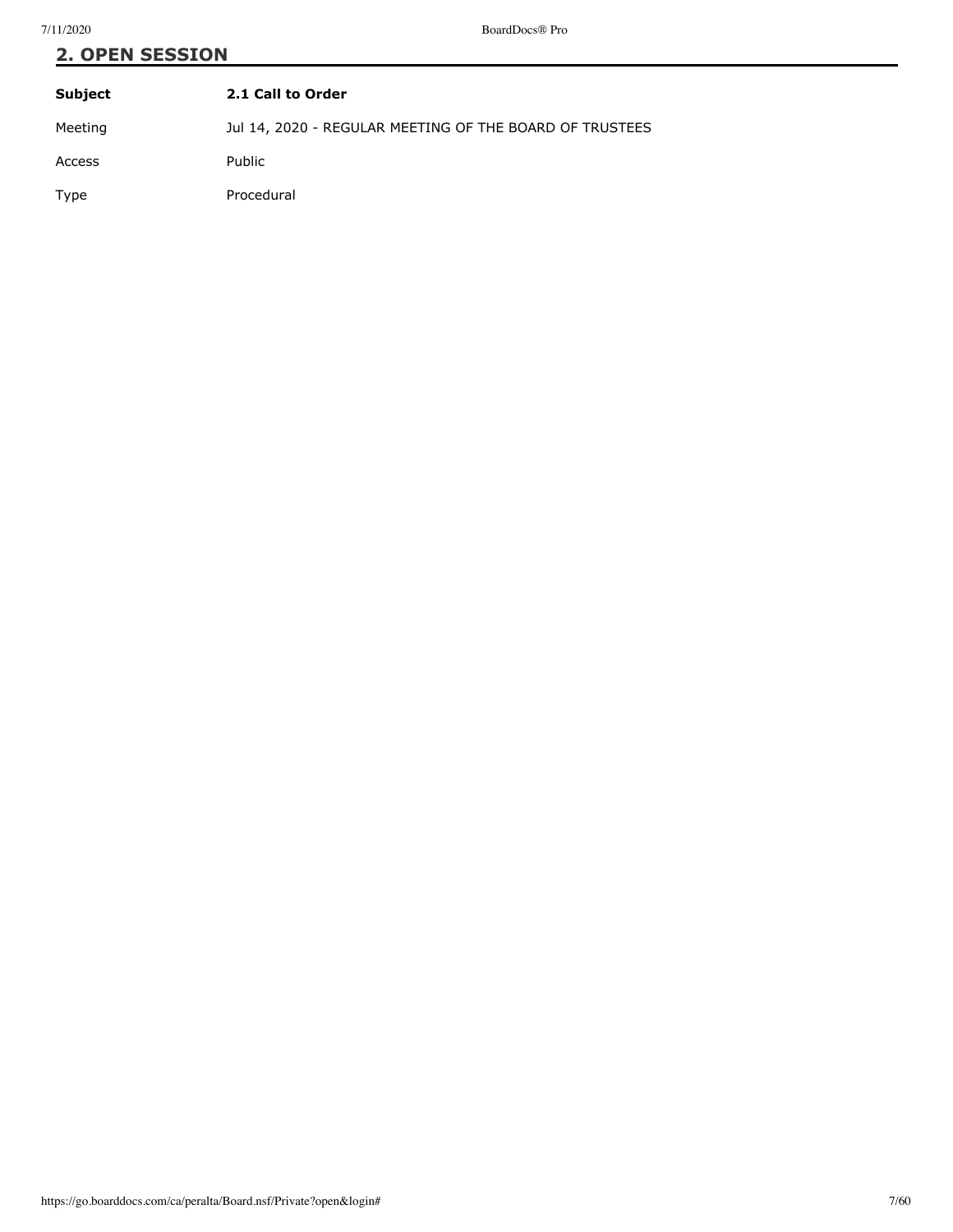## 2. OPEN SESSION

| **Subject** | **2.1 Call to Order** |
|---|---|
| Meeting | Jul 14, 2020 - REGULAR MEETING OF THE BOARD OF TRUSTEES |
| Access | Public |
| Type | Procedural |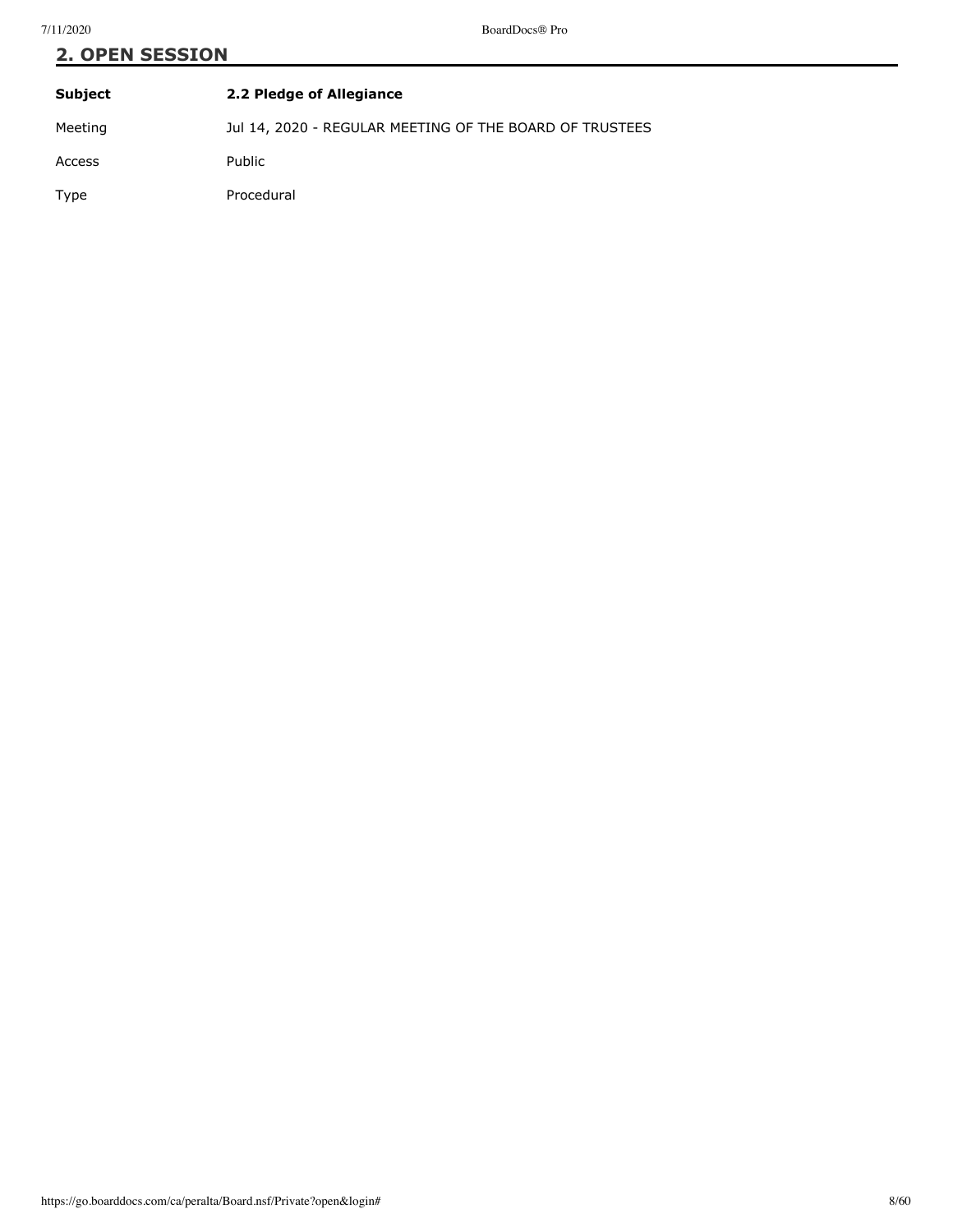## 2. OPEN SESSION

| **Subject** | **2.2 Pledge of Allegiance** |
|---|---|
| Meeting | Jul 14, 2020 - REGULAR MEETING OF THE BOARD OF TRUSTEES |
| Access | Public |
| Type | Procedural |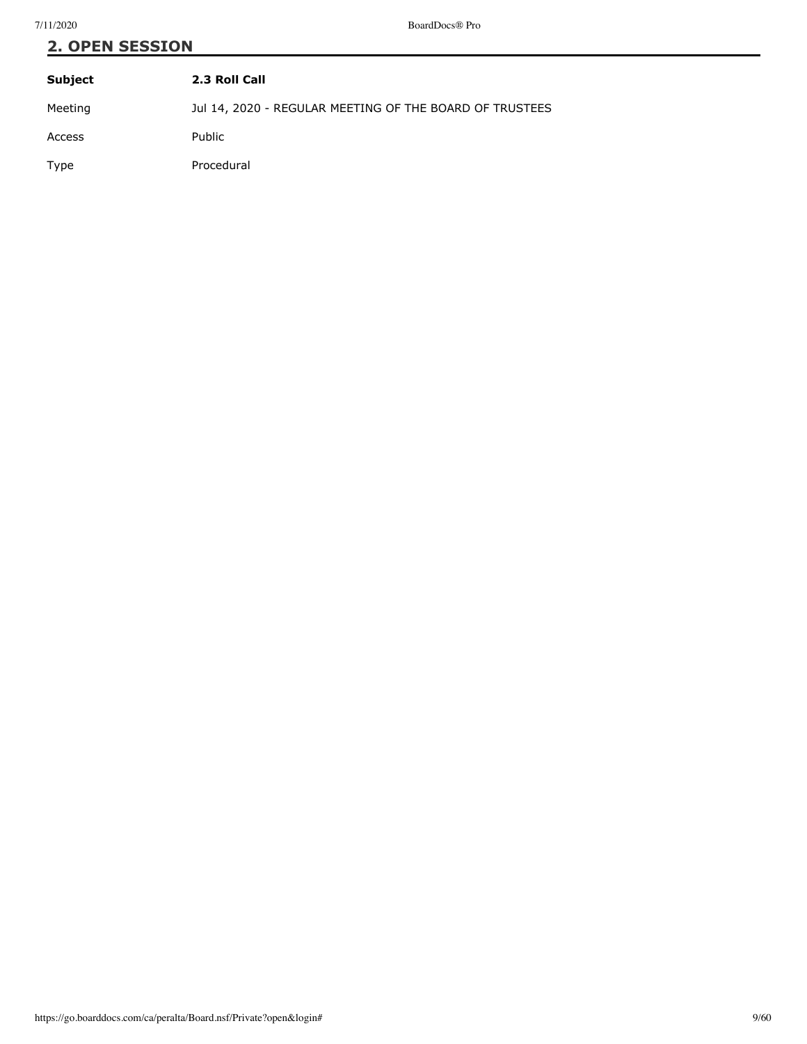## 2. OPEN SESSION

| **Subject** | **2.3 Roll Call** |
| --- | --- |
| Meeting | Jul 14, 2020 - REGULAR MEETING OF THE BOARD OF TRUSTEES |
| Access | Public |
| Type | Procedural |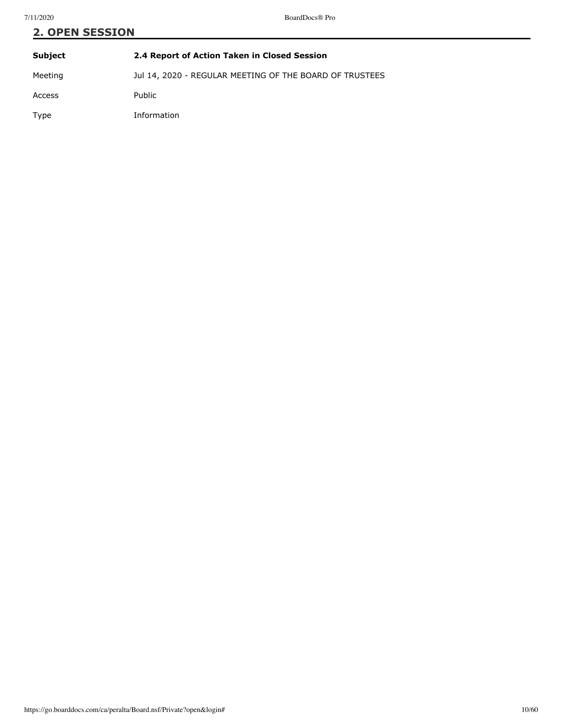## 2. OPEN SESSION

| Subject | 2.4 Report of Action Taken in Closed Session |
| --- | --- |
| Meeting | Jul 14, 2020 - REGULAR MEETING OF THE BOARD OF TRUSTEES |
| Access | Public |
| Type | Information |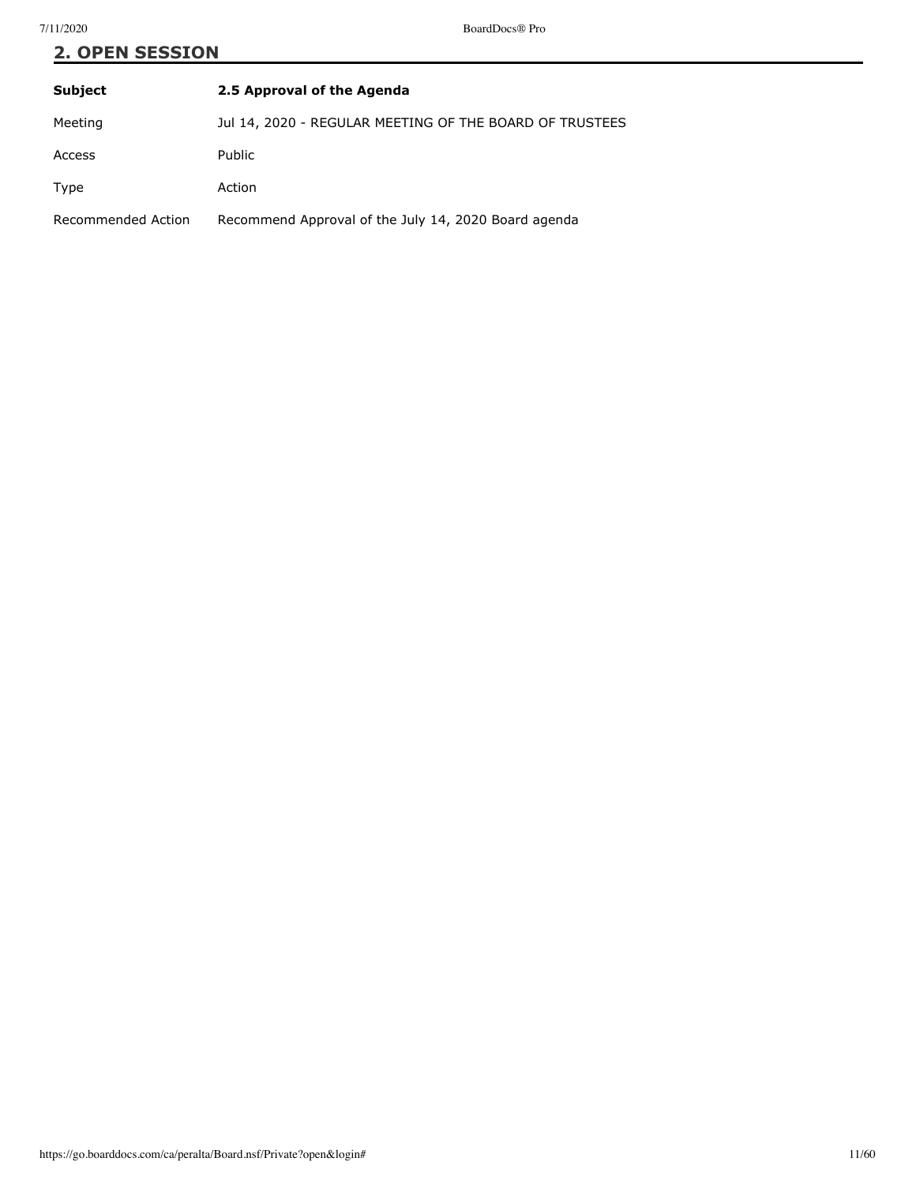## 2. OPEN SESSION

| **Subject** | **2.5 Approval of the Agenda** |
| --- | --- |
| Meeting | Jul 14, 2020 - REGULAR MEETING OF THE BOARD OF TRUSTEES |
| Access | Public |
| Type | Action |
| Recommended Action | Recommend Approval of the July 14, 2020 Board agenda |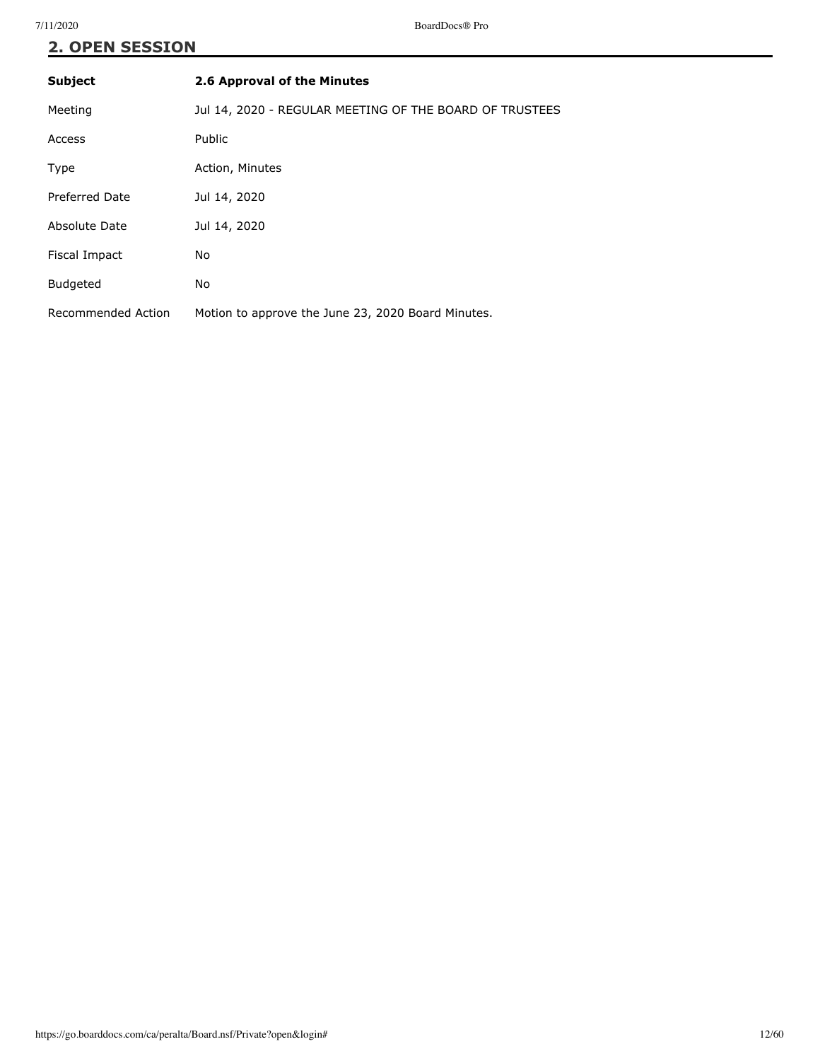## 2. OPEN SESSION

| **Subject** | **2.6 Approval of the Minutes** |
|---|---|
| Meeting | Jul 14, 2020 - REGULAR MEETING OF THE BOARD OF TRUSTEES |
| Access | Public |
| Type | Action, Minutes |
| Preferred Date | Jul 14, 2020 |
| Absolute Date | Jul 14, 2020 |
| Fiscal Impact | No |
| Budgeted | No |
| Recommended Action | Motion to approve the June 23, 2020 Board Minutes. |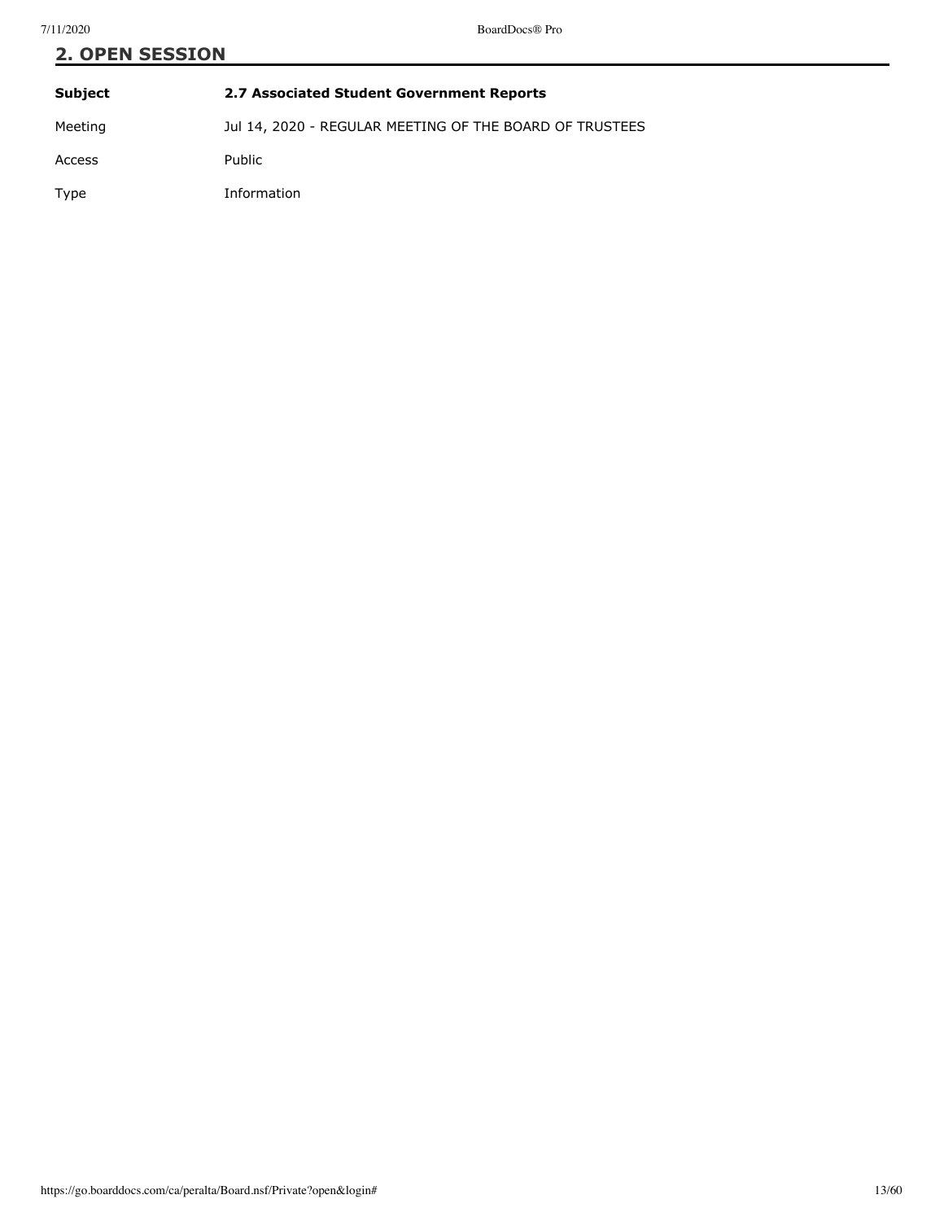## 2. OPEN SESSION

| **Subject** | **2.7 Associated Student Government Reports** |
| --- | --- |
| Meeting | Jul 14, 2020 - REGULAR MEETING OF THE BOARD OF TRUSTEES |
| Access | Public |
| Type | Information |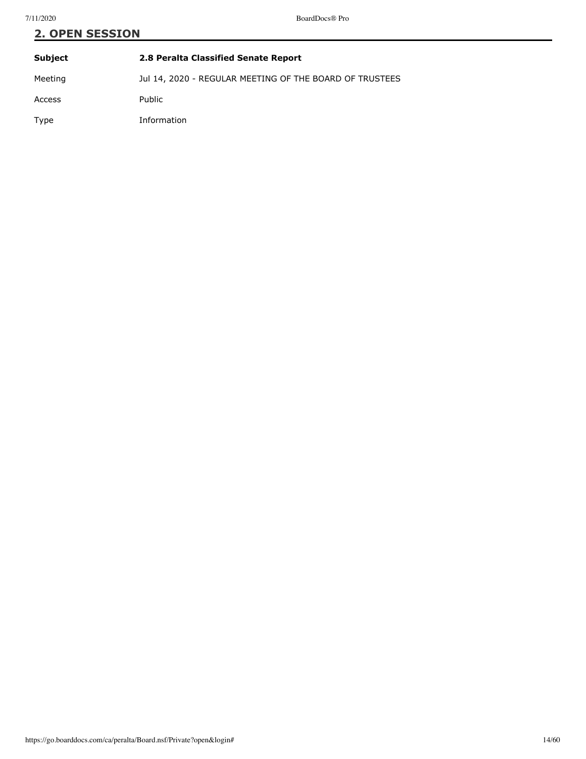## 2. OPEN SESSION

| | |
|---|---|
| **Subject** | **2.8 Peralta Classified Senate Report** |
| Meeting | Jul 14, 2020 - REGULAR MEETING OF THE BOARD OF TRUSTEES |
| Access | Public |
| Type | Information |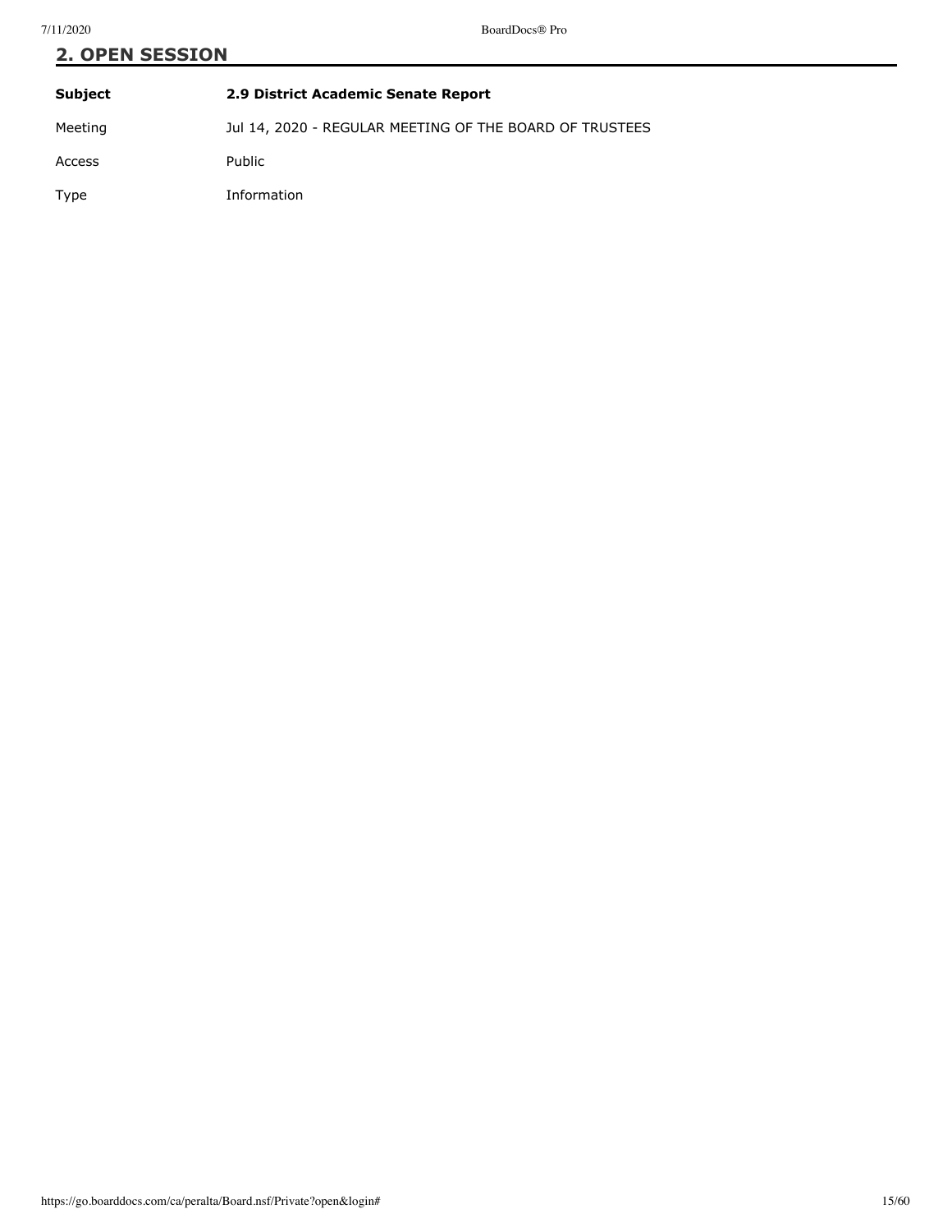## 2. OPEN SESSION

| **Subject** | **2.9 District Academic Senate Report** |
|---|---|
| Meeting | Jul 14, 2020 - REGULAR MEETING OF THE BOARD OF TRUSTEES |
| Access | Public |
| Type | Information |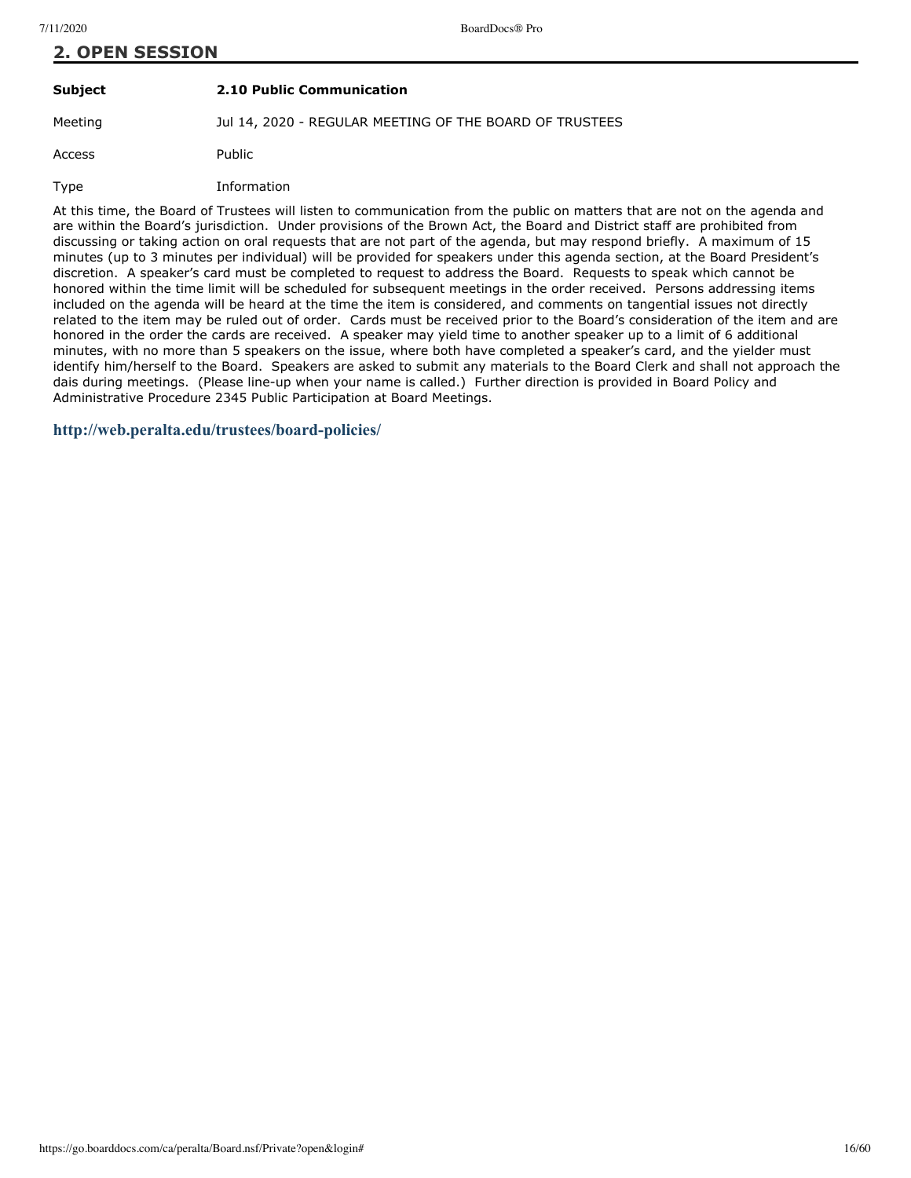## 2. OPEN SESSION

| | |
|---|---|
| **Subject** | **2.10 Public Communication** |
| Meeting | Jul 14, 2020 - REGULAR MEETING OF THE BOARD OF TRUSTEES |
| Access | Public |
| Type | Information |

At this time, the Board of Trustees will listen to communication from the public on matters that are not on the agenda and are within the Board's jurisdiction. Under provisions of the Brown Act, the Board and District staff are prohibited from discussing or taking action on oral requests that are not part of the agenda, but may respond briefly. A maximum of 15 minutes (up to 3 minutes per individual) will be provided for speakers under this agenda section, at the Board President's discretion. A speaker's card must be completed to request to address the Board. Requests to speak which cannot be honored within the time limit will be scheduled for subsequent meetings in the order received. Persons addressing items included on the agenda will be heard at the time the item is considered, and comments on tangential issues not directly related to the item may be ruled out of order. Cards must be received prior to the Board's consideration of the item and are honored in the order the cards are received. A speaker may yield time to another speaker up to a limit of 6 additional minutes, with no more than 5 speakers on the issue, where both have completed a speaker's card, and the yielder must identify him/herself to the Board. Speakers are asked to submit any materials to the Board Clerk and shall not approach the dais during meetings. (Please line-up when your name is called.) Further direction is provided in Board Policy and Administrative Procedure 2345 Public Participation at Board Meetings.

**http://web.peralta.edu/trustees/board-policies/**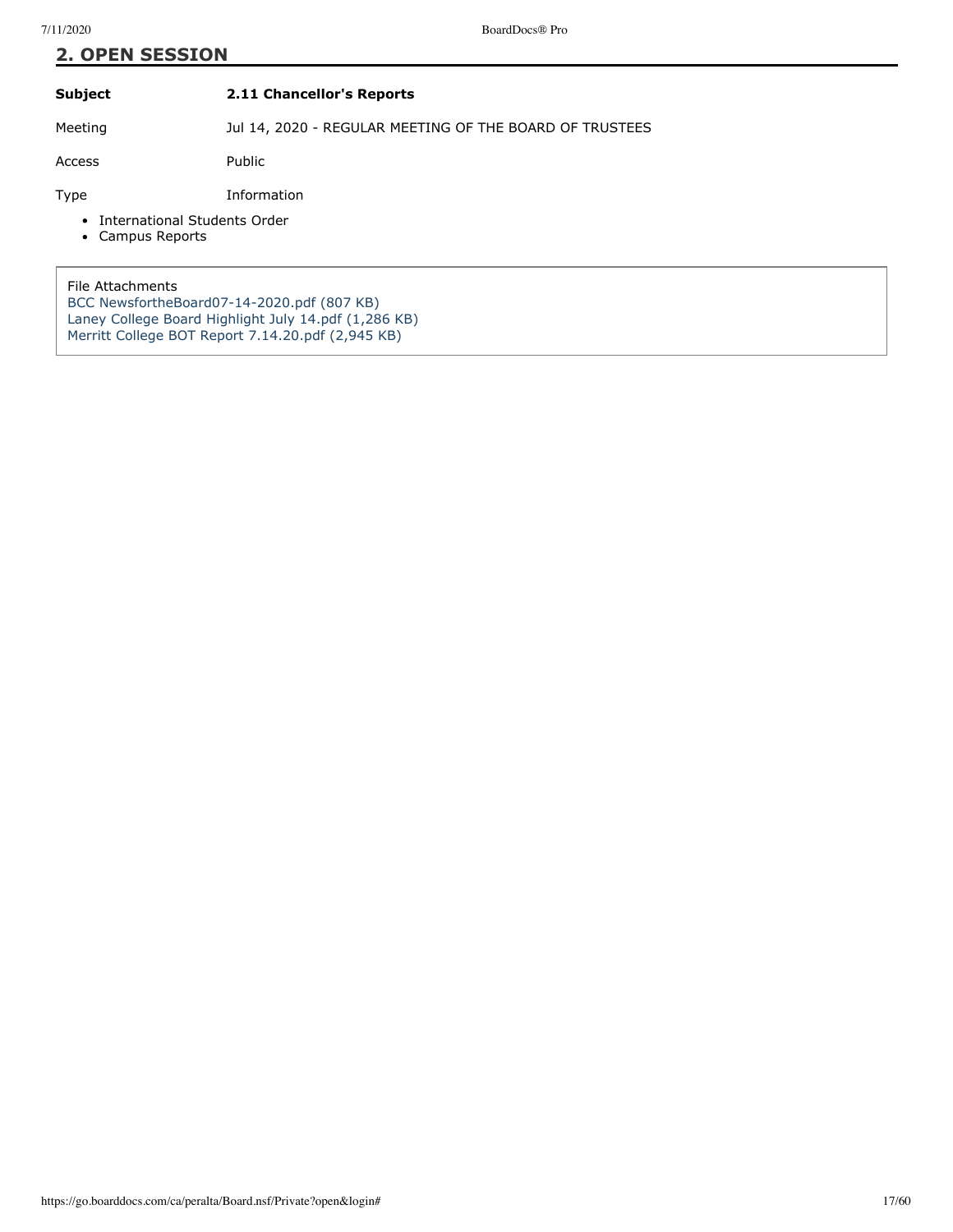## 2. OPEN SESSION

| **Subject** | **2.11 Chancellor's Reports** |
|---|---|
| Meeting | Jul 14, 2020 - REGULAR MEETING OF THE BOARD OF TRUSTEES |
| Access | Public |
| Type | Information |

- International Students Order
- Campus Reports

File Attachments
BCC NewsfortheBoard07-14-2020.pdf (807 KB)
Laney College Board Highlight July 14.pdf (1,286 KB)
Merritt College BOT Report 7.14.20.pdf (2,945 KB)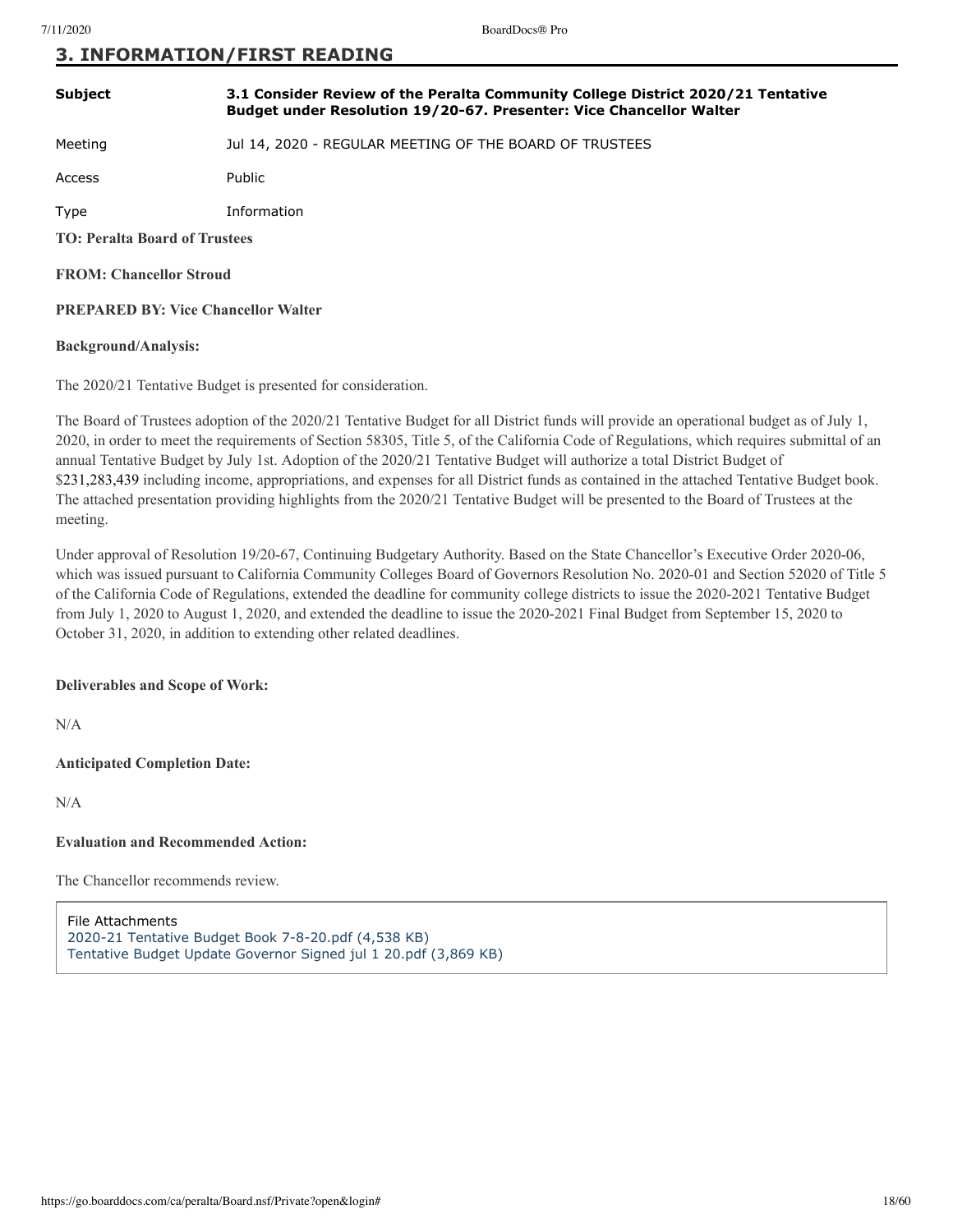## 3. INFORMATION/FIRST READING

| | |
|---|---|
| **Subject** | **3.1 Consider Review of the Peralta Community College District 2020/21 Tentative Budget under Resolution 19/20-67. Presenter: Vice Chancellor Walter** |
| Meeting | Jul 14, 2020 - REGULAR MEETING OF THE BOARD OF TRUSTEES |
| Access | Public |
| Type | Information |

**TO: Peralta Board of Trustees**

**FROM: Chancellor Stroud**

**PREPARED BY: Vice Chancellor Walter**

**Background/Analysis:**

The 2020/21 Tentative Budget is presented for consideration.

The Board of Trustees adoption of the 2020/21 Tentative Budget for all District funds will provide an operational budget as of July 1, 2020, in order to meet the requirements of Section 58305, Title 5, of the California Code of Regulations, which requires submittal of an annual Tentative Budget by July 1st. Adoption of the 2020/21 Tentative Budget will authorize a total District Budget of $231,283,439 including income, appropriations, and expenses for all District funds as contained in the attached Tentative Budget book. The attached presentation providing highlights from the 2020/21 Tentative Budget will be presented to the Board of Trustees at the meeting.

Under approval of Resolution 19/20-67, Continuing Budgetary Authority. Based on the State Chancellor's Executive Order 2020-06, which was issued pursuant to California Community Colleges Board of Governors Resolution No. 2020-01 and Section 52020 of Title 5 of the California Code of Regulations, extended the deadline for community college districts to issue the 2020-2021 Tentative Budget from July 1, 2020 to August 1, 2020, and extended the deadline to issue the 2020-2021 Final Budget from September 15, 2020 to October 31, 2020, in addition to extending other related deadlines.

**Deliverables and Scope of Work:**

N/A

**Anticipated Completion Date:**

N/A

**Evaluation and Recommended Action:**

The Chancellor recommends review.

File Attachments
2020-21 Tentative Budget Book 7-8-20.pdf (4,538 KB)
Tentative Budget Update Governor Signed jul 1 20.pdf (3,869 KB)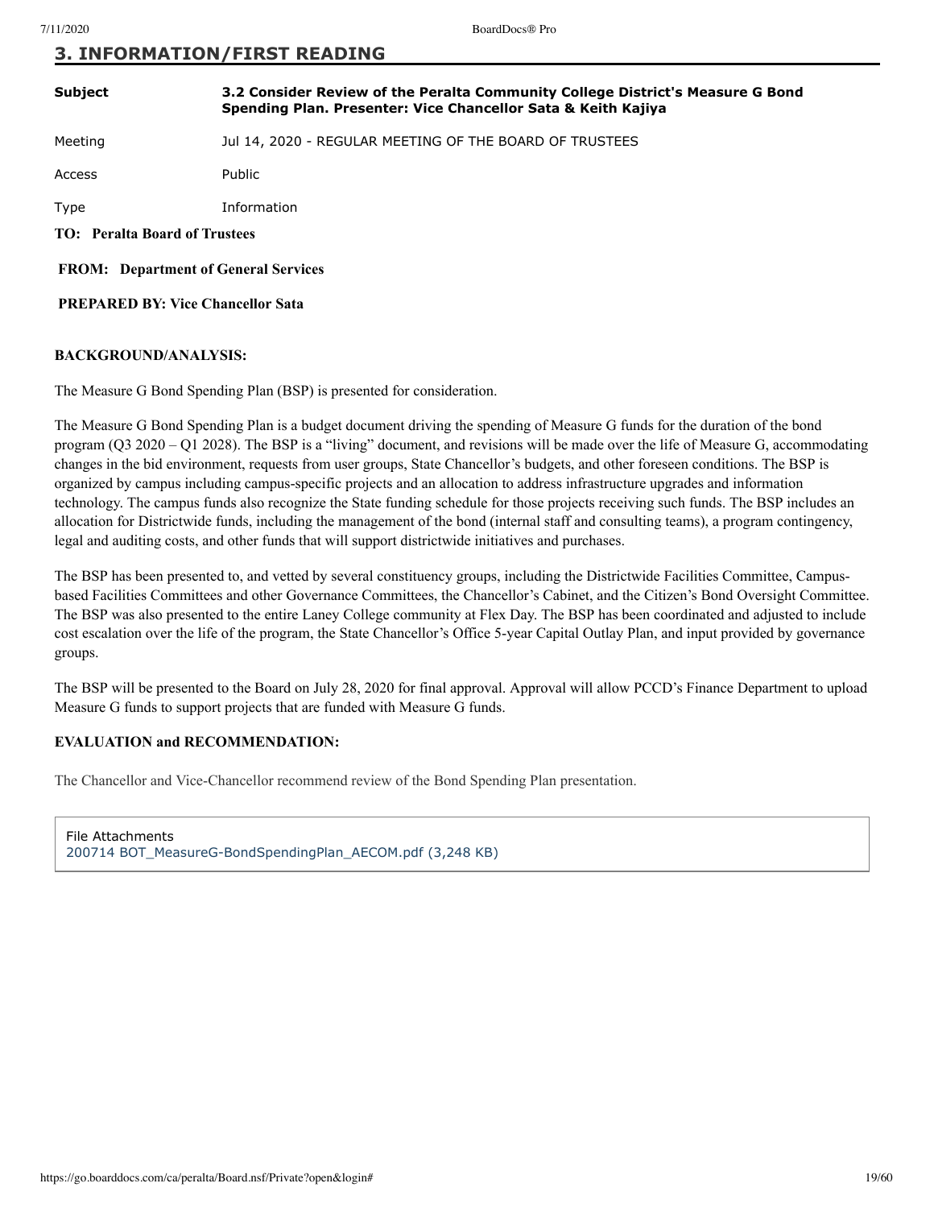## 3. INFORMATION/FIRST READING

| | |
|---|---|
| **Subject** | **3.2 Consider Review of the Peralta Community College District's Measure G Bond Spending Plan. Presenter: Vice Chancellor Sata & Keith Kajiya** |
| Meeting | Jul 14, 2020 - REGULAR MEETING OF THE BOARD OF TRUSTEES |
| Access | Public |
| Type | Information |

**TO: Peralta Board of Trustees**

**FROM: Department of General Services**

**PREPARED BY: Vice Chancellor Sata**

**BACKGROUND/ANALYSIS:**

The Measure G Bond Spending Plan (BSP) is presented for consideration.

The Measure G Bond Spending Plan is a budget document driving the spending of Measure G funds for the duration of the bond program (Q3 2020 – Q1 2028). The BSP is a "living" document, and revisions will be made over the life of Measure G, accommodating changes in the bid environment, requests from user groups, State Chancellor's budgets, and other foreseen conditions. The BSP is organized by campus including campus-specific projects and an allocation to address infrastructure upgrades and information technology. The campus funds also recognize the State funding schedule for those projects receiving such funds. The BSP includes an allocation for Districtwide funds, including the management of the bond (internal staff and consulting teams), a program contingency, legal and auditing costs, and other funds that will support districtwide initiatives and purchases.

The BSP has been presented to, and vetted by several constituency groups, including the Districtwide Facilities Committee, Campus-based Facilities Committees and other Governance Committees, the Chancellor's Cabinet, and the Citizen's Bond Oversight Committee. The BSP was also presented to the entire Laney College community at Flex Day. The BSP has been coordinated and adjusted to include cost escalation over the life of the program, the State Chancellor's Office 5-year Capital Outlay Plan, and input provided by governance groups.

The BSP will be presented to the Board on July 28, 2020 for final approval. Approval will allow PCCD's Finance Department to upload Measure G funds to support projects that are funded with Measure G funds.

**EVALUATION and RECOMMENDATION:**

The Chancellor and Vice-Chancellor recommend review of the Bond Spending Plan presentation.

File Attachments
200714 BOT_MeasureG-BondSpendingPlan_AECOM.pdf (3,248 KB)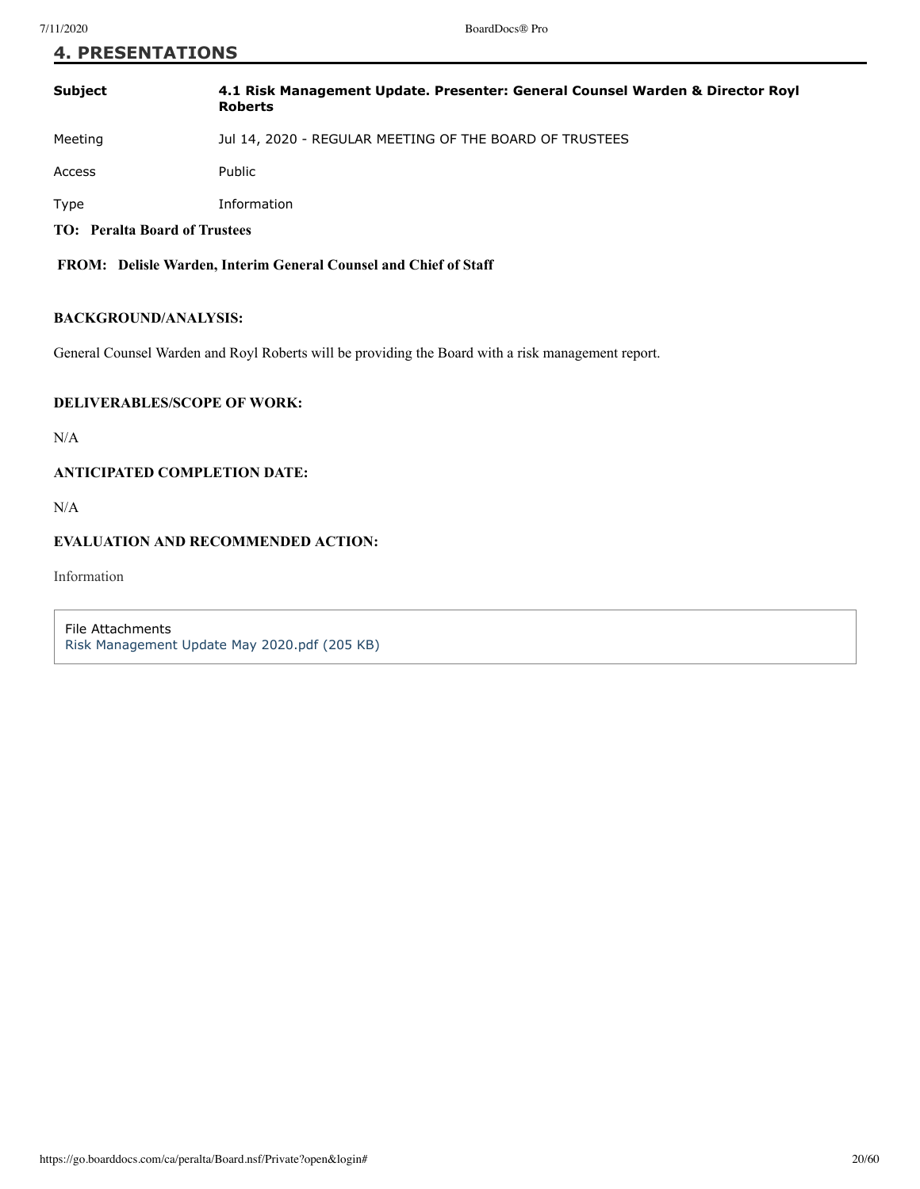## 4. PRESENTATIONS

| | |
|---|---|
| **Subject** | **4.1 Risk Management Update. Presenter: General Counsel Warden & Director Royl Roberts** |
| Meeting | Jul 14, 2020 - REGULAR MEETING OF THE BOARD OF TRUSTEES |
| Access | Public |
| Type | Information |

**TO: Peralta Board of Trustees**

**FROM: Delisle Warden, Interim General Counsel and Chief of Staff**

**BACKGROUND/ANALYSIS:**

General Counsel Warden and Royl Roberts will be providing the Board with a risk management report.

**DELIVERABLES/SCOPE OF WORK:**

N/A

**ANTICIPATED COMPLETION DATE:**

N/A

**EVALUATION AND RECOMMENDED ACTION:**

Information

File Attachments
Risk Management Update May 2020.pdf (205 KB)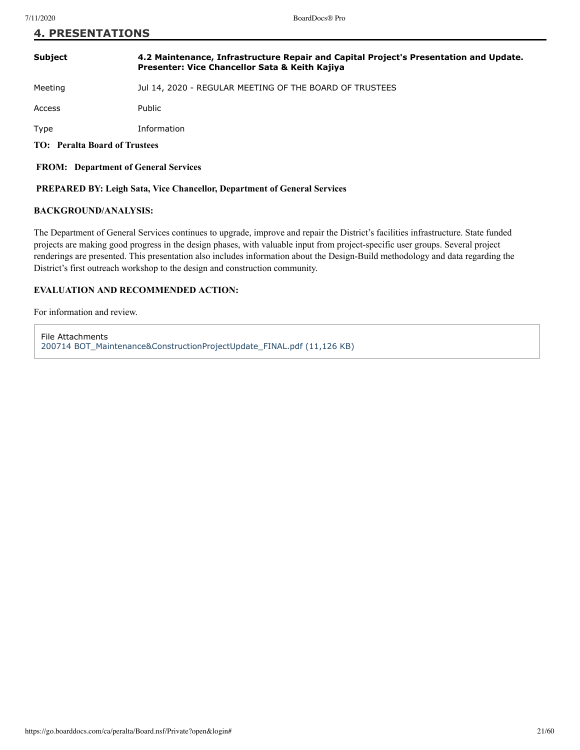## 4. PRESENTATIONS

| | |
|---|---|
| **Subject** | **4.2 Maintenance, Infrastructure Repair and Capital Project's Presentation and Update. Presenter: Vice Chancellor Sata & Keith Kajiya** |
| Meeting | Jul 14, 2020 - REGULAR MEETING OF THE BOARD OF TRUSTEES |
| Access | Public |
| Type | Information |

**TO: Peralta Board of Trustees**

**FROM: Department of General Services**

**PREPARED BY: Leigh Sata, Vice Chancellor, Department of General Services**

**BACKGROUND/ANALYSIS:**

The Department of General Services continues to upgrade, improve and repair the District's facilities infrastructure. State funded projects are making good progress in the design phases, with valuable input from project-specific user groups. Several project renderings are presented. This presentation also includes information about the Design-Build methodology and data regarding the District's first outreach workshop to the design and construction community.

**EVALUATION AND RECOMMENDED ACTION:**

For information and review.

File Attachments
200714 BOT_Maintenance&ConstructionProjectUpdate_FINAL.pdf (11,126 KB)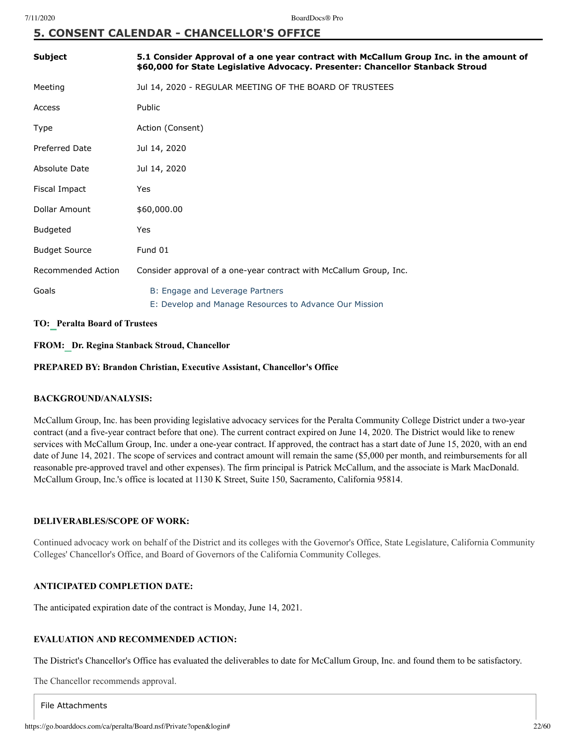## 5. CONSENT CALENDAR - CHANCELLOR'S OFFICE

| | |
|---|---|
| **Subject** | **5.1 Consider Approval of a one year contract with McCallum Group Inc. in the amount of $60,000 for State Legislative Advocacy. Presenter: Chancellor Stanback Stroud** |
| Meeting | Jul 14, 2020 - REGULAR MEETING OF THE BOARD OF TRUSTEES |
| Access | Public |
| Type | Action (Consent) |
| Preferred Date | Jul 14, 2020 |
| Absolute Date | Jul 14, 2020 |
| Fiscal Impact | Yes |
| Dollar Amount | $60,000.00 |
| Budgeted | Yes |
| Budget Source | Fund 01 |
| Recommended Action | Consider approval of a one-year contract with McCallum Group, Inc. |
| Goals | B: Engage and Leverage Partners<br>E: Develop and Manage Resources to Advance Our Mission |

**TO: Peralta Board of Trustees**

**FROM: Dr. Regina Stanback Stroud, Chancellor**

**PREPARED BY: Brandon Christian, Executive Assistant, Chancellor's Office**

**BACKGROUND/ANALYSIS:**

McCallum Group, Inc. has been providing legislative advocacy services for the Peralta Community College District under a two-year contract (and a five-year contract before that one). The current contract expired on June 14, 2020. The District would like to renew services with McCallum Group, Inc. under a one-year contract. If approved, the contract has a start date of June 15, 2020, with an end date of June 14, 2021. The scope of services and contract amount will remain the same ($5,000 per month, and reimbursements for all reasonable pre-approved travel and other expenses). The firm principal is Patrick McCallum, and the associate is Mark MacDonald. McCallum Group, Inc.'s office is located at 1130 K Street, Suite 150, Sacramento, California 95814.

**DELIVERABLES/SCOPE OF WORK:**

Continued advocacy work on behalf of the District and its colleges with the Governor's Office, State Legislature, California Community Colleges' Chancellor's Office, and Board of Governors of the California Community Colleges.

**ANTICIPATED COMPLETION DATE:**

The anticipated expiration date of the contract is Monday, June 14, 2021.

**EVALUATION AND RECOMMENDED ACTION:**

The District's Chancellor's Office has evaluated the deliverables to date for McCallum Group, Inc. and found them to be satisfactory.

The Chancellor recommends approval.

File Attachments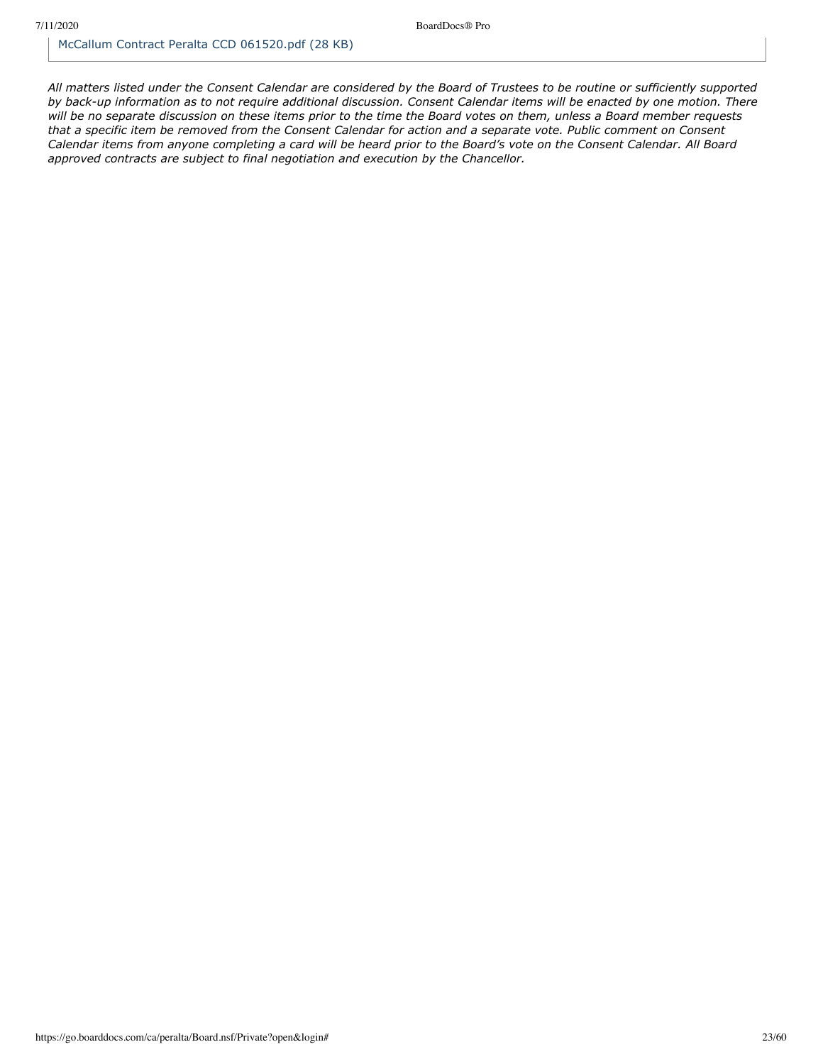McCallum Contract Peralta CCD 061520.pdf (28 KB)

*All matters listed under the Consent Calendar are considered by the Board of Trustees to be routine or sufficiently supported by back-up information as to not require additional discussion. Consent Calendar items will be enacted by one motion. There will be no separate discussion on these items prior to the time the Board votes on them, unless a Board member requests that a specific item be removed from the Consent Calendar for action and a separate vote. Public comment on Consent Calendar items from anyone completing a card will be heard prior to the Board's vote on the Consent Calendar. All Board approved contracts are subject to final negotiation and execution by the Chancellor.*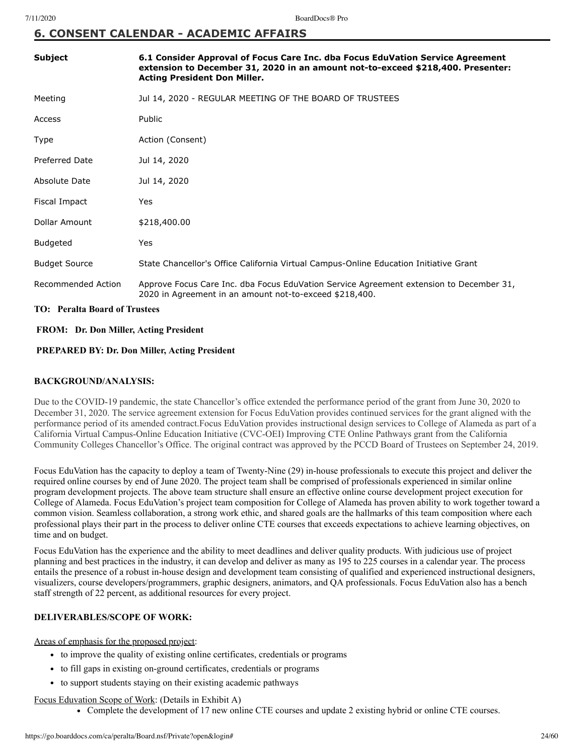## 6. CONSENT CALENDAR - ACADEMIC AFFAIRS

| Subject | 6.1 Consider Approval of Focus Care Inc. dba Focus EduVation Service Agreement extension to December 31, 2020 in an amount not-to-exceed $218,400. Presenter: Acting President Don Miller. |
|---|---|
| Meeting | Jul 14, 2020 - REGULAR MEETING OF THE BOARD OF TRUSTEES |
| Access | Public |
| Type | Action (Consent) |
| Preferred Date | Jul 14, 2020 |
| Absolute Date | Jul 14, 2020 |
| Fiscal Impact | Yes |
| Dollar Amount | $218,400.00 |
| Budgeted | Yes |
| Budget Source | State Chancellor's Office California Virtual Campus-Online Education Initiative Grant |
| Recommended Action | Approve Focus Care Inc. dba Focus EduVation Service Agreement extension to December 31, 2020 in Agreement in an amount not-to-exceed $218,400. |

**TO: Peralta Board of Trustees**

**FROM: Dr. Don Miller, Acting President**

**PREPARED BY: Dr. Don Miller, Acting President**

**BACKGROUND/ANALYSIS:**

Due to the COVID-19 pandemic, the state Chancellor's office extended the performance period of the grant from June 30, 2020 to December 31, 2020. The service agreement extension for Focus EduVation provides continued services for the grant aligned with the performance period of its amended contract.Focus EduVation provides instructional design services to College of Alameda as part of a California Virtual Campus-Online Education Initiative (CVC-OEI) Improving CTE Online Pathways grant from the California Community Colleges Chancellor's Office. The original contract was approved by the PCCD Board of Trustees on September 24, 2019.

Focus EduVation has the capacity to deploy a team of Twenty-Nine (29) in-house professionals to execute this project and deliver the required online courses by end of June 2020. The project team shall be comprised of professionals experienced in similar online program development projects. The above team structure shall ensure an effective online course development project execution for College of Alameda. Focus EduVation's project team composition for College of Alameda has proven ability to work together toward a common vision. Seamless collaboration, a strong work ethic, and shared goals are the hallmarks of this team composition where each professional plays their part in the process to deliver online CTE courses that exceeds expectations to achieve learning objectives, on time and on budget.

Focus EduVation has the experience and the ability to meet deadlines and deliver quality products. With judicious use of project planning and best practices in the industry, it can develop and deliver as many as 195 to 225 courses in a calendar year. The process entails the presence of a robust in-house design and development team consisting of qualified and experienced instructional designers, visualizers, course developers/programmers, graphic designers, animators, and QA professionals. Focus EduVation also has a bench staff strength of 22 percent, as additional resources for every project.

**DELIVERABLES/SCOPE OF WORK:**

Areas of emphasis for the proposed project:

- to improve the quality of existing online certificates, credentials or programs
- to fill gaps in existing on-ground certificates, credentials or programs
- to support students staying on their existing academic pathways

Focus Eduvation Scope of Work: (Details in Exhibit A)

- Complete the development of 17 new online CTE courses and update 2 existing hybrid or online CTE courses.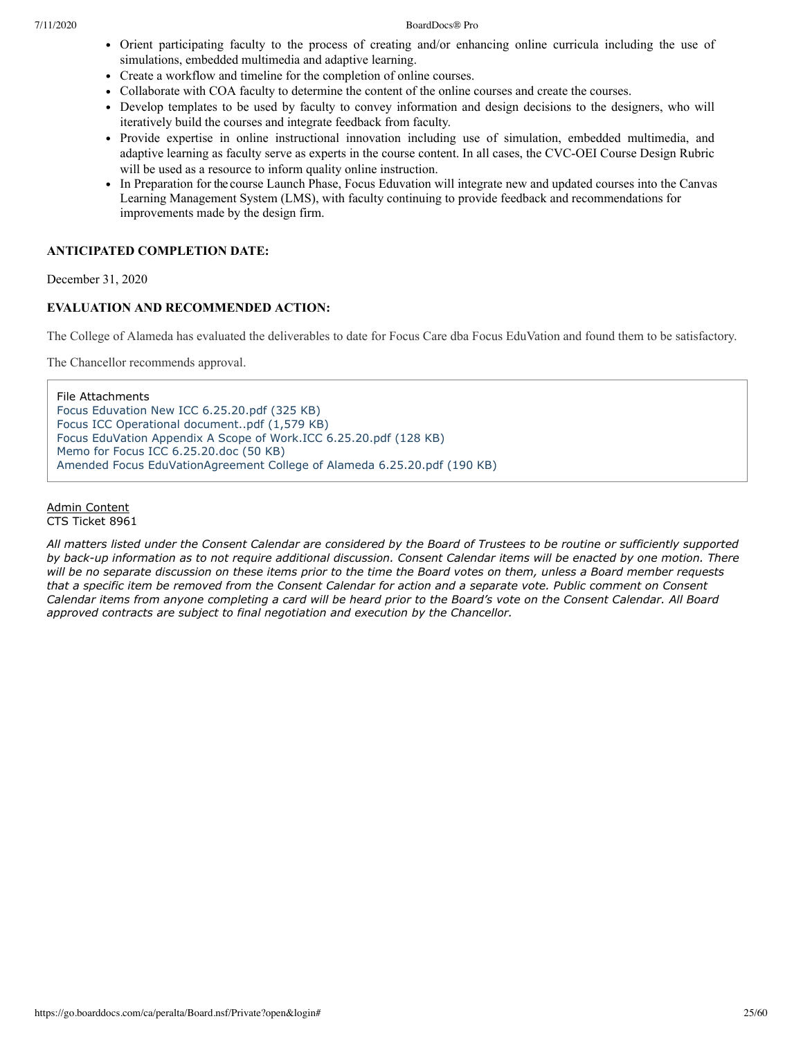- Orient participating faculty to the process of creating and/or enhancing online curricula including the use of simulations, embedded multimedia and adaptive learning.
- Create a workflow and timeline for the completion of online courses.
- Collaborate with COA faculty to determine the content of the online courses and create the courses.
- Develop templates to be used by faculty to convey information and design decisions to the designers, who will iteratively build the courses and integrate feedback from faculty.
- Provide expertise in online instructional innovation including use of simulation, embedded multimedia, and adaptive learning as faculty serve as experts in the course content. In all cases, the CVC-OEI Course Design Rubric will be used as a resource to inform quality online instruction.
- In Preparation for the course Launch Phase, Focus Eduvation will integrate new and updated courses into the Canvas Learning Management System (LMS), with faculty continuing to provide feedback and recommendations for improvements made by the design firm.

**ANTICIPATED COMPLETION DATE:**

December 31, 2020

**EVALUATION AND RECOMMENDED ACTION:**

The College of Alameda has evaluated the deliverables to date for Focus Care dba Focus EduVation and found them to be satisfactory.

The Chancellor recommends approval.

File Attachments
Focus Eduvation New ICC 6.25.20.pdf (325 KB)
Focus ICC Operational document..pdf (1,579 KB)
Focus EduVation Appendix A Scope of Work.ICC 6.25.20.pdf (128 KB)
Memo for Focus ICC 6.25.20.doc (50 KB)
Amended Focus EduVationAgreement College of Alameda 6.25.20.pdf (190 KB)

Admin Content
CTS Ticket 8961

*All matters listed under the Consent Calendar are considered by the Board of Trustees to be routine or sufficiently supported by back-up information as to not require additional discussion. Consent Calendar items will be enacted by one motion. There will be no separate discussion on these items prior to the time the Board votes on them, unless a Board member requests that a specific item be removed from the Consent Calendar for action and a separate vote. Public comment on Consent Calendar items from anyone completing a card will be heard prior to the Board's vote on the Consent Calendar. All Board approved contracts are subject to final negotiation and execution by the Chancellor.*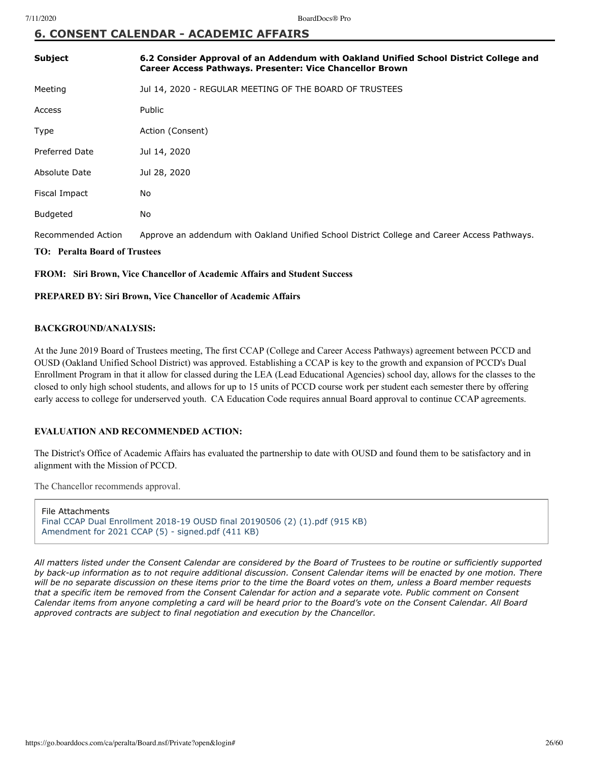## 6. CONSENT CALENDAR - ACADEMIC AFFAIRS

| | |
|---|---|
| **Subject** | **6.2 Consider Approval of an Addendum with Oakland Unified School District College and Career Access Pathways. Presenter: Vice Chancellor Brown** |
| Meeting | Jul 14, 2020 - REGULAR MEETING OF THE BOARD OF TRUSTEES |
| Access | Public |
| Type | Action (Consent) |
| Preferred Date | Jul 14, 2020 |
| Absolute Date | Jul 28, 2020 |
| Fiscal Impact | No |
| Budgeted | No |
| Recommended Action | Approve an addendum with Oakland Unified School District College and Career Access Pathways. |

**TO: Peralta Board of Trustees**

**FROM: Siri Brown, Vice Chancellor of Academic Affairs and Student Success**

**PREPARED BY: Siri Brown, Vice Chancellor of Academic Affairs**

**BACKGROUND/ANALYSIS:**

At the June 2019 Board of Trustees meeting, The first CCAP (College and Career Access Pathways) agreement between PCCD and OUSD (Oakland Unified School District) was approved. Establishing a CCAP is key to the growth and expansion of PCCD's Dual Enrollment Program in that it allow for classed during the LEA (Lead Educational Agencies) school day, allows for the classes to the closed to only high school students, and allows for up to 15 units of PCCD course work per student each semester there by offering early access to college for underserved youth. CA Education Code requires annual Board approval to continue CCAP agreements.

**EVALUATION AND RECOMMENDED ACTION:**

The District's Office of Academic Affairs has evaluated the partnership to date with OUSD and found them to be satisfactory and in alignment with the Mission of PCCD.

The Chancellor recommends approval.

File Attachments
Final CCAP Dual Enrollment 2018-19 OUSD final 20190506 (2) (1).pdf (915 KB)
Amendment for 2021 CCAP (5) - signed.pdf (411 KB)

*All matters listed under the Consent Calendar are considered by the Board of Trustees to be routine or sufficiently supported by back-up information as to not require additional discussion. Consent Calendar items will be enacted by one motion. There will be no separate discussion on these items prior to the time the Board votes on them, unless a Board member requests that a specific item be removed from the Consent Calendar for action and a separate vote. Public comment on Consent Calendar items from anyone completing a card will be heard prior to the Board's vote on the Consent Calendar. All Board approved contracts are subject to final negotiation and execution by the Chancellor.*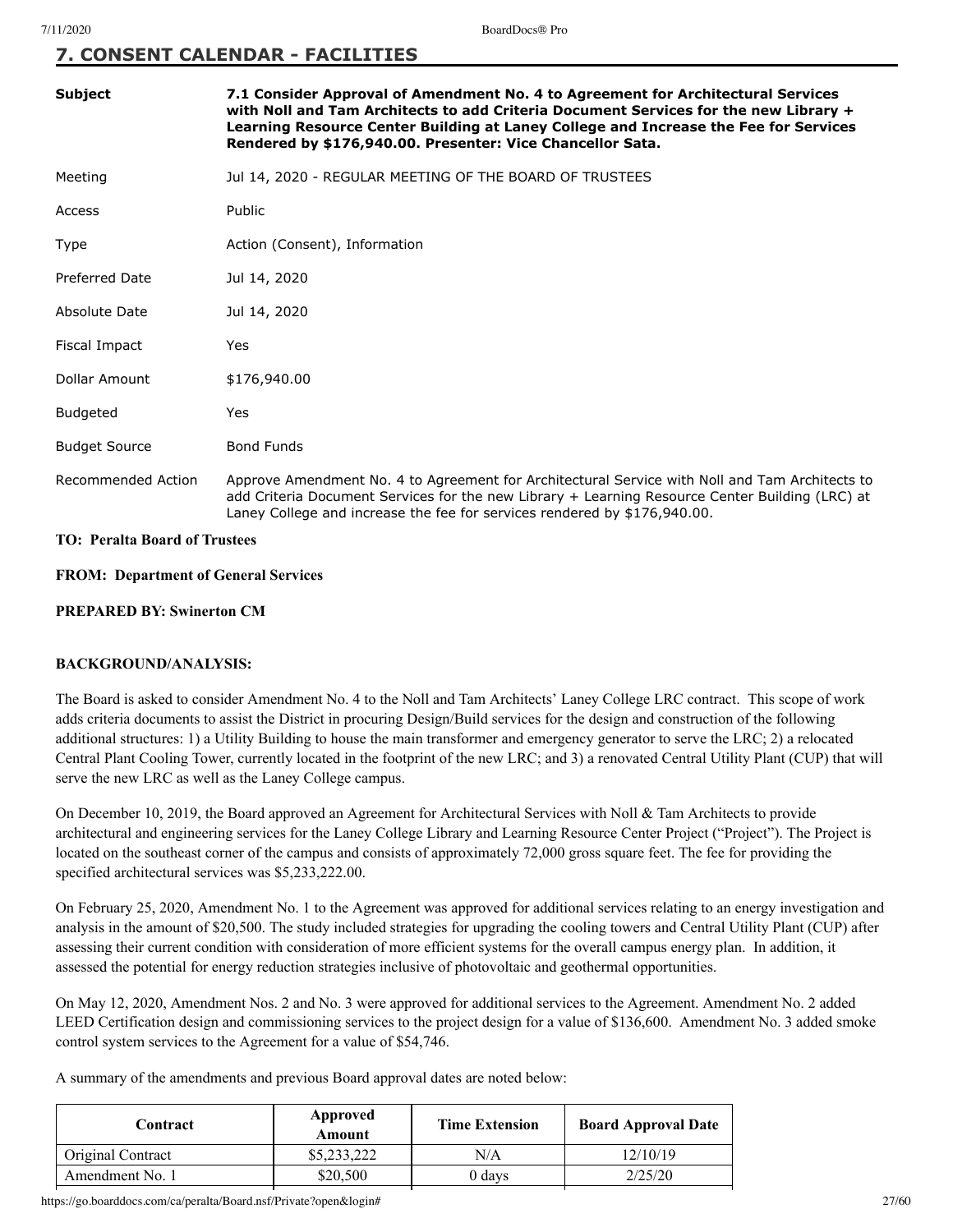## 7. CONSENT CALENDAR - FACILITIES

| | |
|---|---|
| **Subject** | **7.1 Consider Approval of Amendment No. 4 to Agreement for Architectural Services with Noll and Tam Architects to add Criteria Document Services for the new Library + Learning Resource Center Building at Laney College and Increase the Fee for Services Rendered by $176,940.00. Presenter: Vice Chancellor Sata.** |
| Meeting | Jul 14, 2020 - REGULAR MEETING OF THE BOARD OF TRUSTEES |
| Access | Public |
| Type | Action (Consent), Information |
| Preferred Date | Jul 14, 2020 |
| Absolute Date | Jul 14, 2020 |
| Fiscal Impact | Yes |
| Dollar Amount | $176,940.00 |
| Budgeted | Yes |
| Budget Source | Bond Funds |
| Recommended Action | Approve Amendment No. 4 to Agreement for Architectural Service with Noll and Tam Architects to add Criteria Document Services for the new Library + Learning Resource Center Building (LRC) at Laney College and increase the fee for services rendered by $176,940.00. |

**TO: Peralta Board of Trustees**

**FROM: Department of General Services**

**PREPARED BY: Swinerton CM**

**BACKGROUND/ANALYSIS:**

The Board is asked to consider Amendment No. 4 to the Noll and Tam Architects' Laney College LRC contract. This scope of work adds criteria documents to assist the District in procuring Design/Build services for the design and construction of the following additional structures: 1) a Utility Building to house the main transformer and emergency generator to serve the LRC; 2) a relocated Central Plant Cooling Tower, currently located in the footprint of the new LRC; and 3) a renovated Central Utility Plant (CUP) that will serve the new LRC as well as the Laney College campus.

On December 10, 2019, the Board approved an Agreement for Architectural Services with Noll & Tam Architects to provide architectural and engineering services for the Laney College Library and Learning Resource Center Project ("Project"). The Project is located on the southeast corner of the campus and consists of approximately 72,000 gross square feet. The fee for providing the specified architectural services was $5,233,222.00.

On February 25, 2020, Amendment No. 1 to the Agreement was approved for additional services relating to an energy investigation and analysis in the amount of $20,500. The study included strategies for upgrading the cooling towers and Central Utility Plant (CUP) after assessing their current condition with consideration of more efficient systems for the overall campus energy plan. In addition, it assessed the potential for energy reduction strategies inclusive of photovoltaic and geothermal opportunities.

On May 12, 2020, Amendment Nos. 2 and No. 3 were approved for additional services to the Agreement. Amendment No. 2 added LEED Certification design and commissioning services to the project design for a value of $136,600. Amendment No. 3 added smoke control system services to the Agreement for a value of $54,746.

A summary of the amendments and previous Board approval dates are noted below:

| Contract | Approved Amount | Time Extension | Board Approval Date |
|---|---|---|---|
| Original Contract | $5,233,222 | N/A | 12/10/19 |
| Amendment No. 1 | $20,500 | 0 days | 2/25/20 |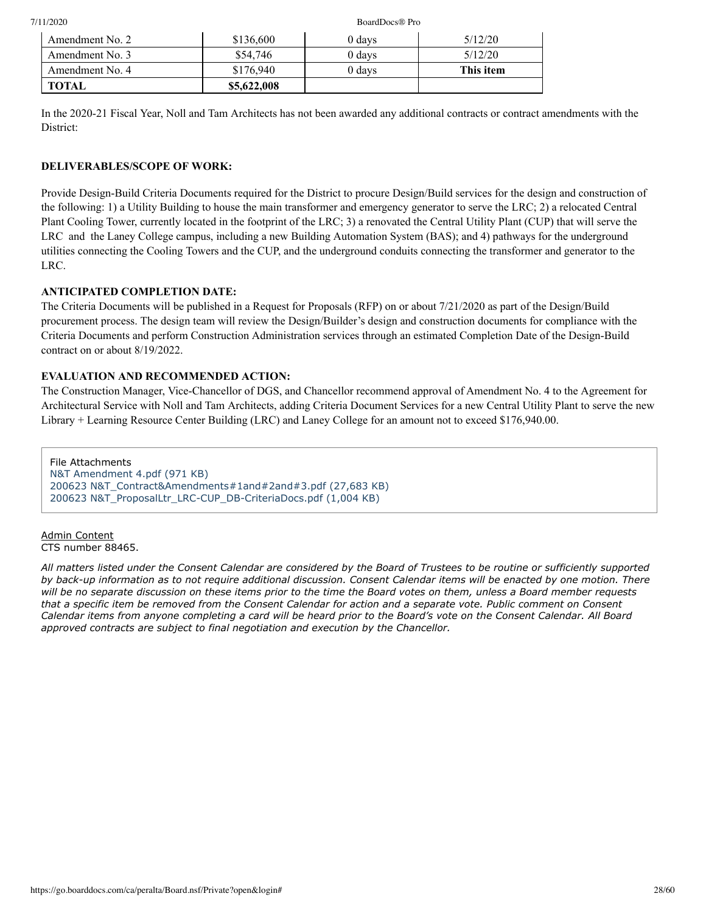| Amendment No. 2 | $136,600 | 0 days | 5/12/20 |
|---|---|---|---|
| Amendment No. 3 | $54,746 | 0 days | 5/12/20 |
| Amendment No. 4 | $176,940 | 0 days | **This item** |
| **TOTAL** | **$5,622,008** | | |

In the 2020-21 Fiscal Year, Noll and Tam Architects has not been awarded any additional contracts or contract amendments with the District:

**DELIVERABLES/SCOPE OF WORK:**

Provide Design-Build Criteria Documents required for the District to procure Design/Build services for the design and construction of the following: 1) a Utility Building to house the main transformer and emergency generator to serve the LRC; 2) a relocated Central Plant Cooling Tower, currently located in the footprint of the LRC; 3) a renovated the Central Utility Plant (CUP) that will serve the LRC and the Laney College campus, including a new Building Automation System (BAS); and 4) pathways for the underground utilities connecting the Cooling Towers and the CUP, and the underground conduits connecting the transformer and generator to the LRC.

**ANTICIPATED COMPLETION DATE:**

The Criteria Documents will be published in a Request for Proposals (RFP) on or about 7/21/2020 as part of the Design/Build procurement process. The design team will review the Design/Builder's design and construction documents for compliance with the Criteria Documents and perform Construction Administration services through an estimated Completion Date of the Design-Build contract on or about 8/19/2022.

**EVALUATION AND RECOMMENDED ACTION:**

The Construction Manager, Vice-Chancellor of DGS, and Chancellor recommend approval of Amendment No. 4 to the Agreement for Architectural Service with Noll and Tam Architects, adding Criteria Document Services for a new Central Utility Plant to serve the new Library + Learning Resource Center Building (LRC) and Laney College for an amount not to exceed $176,940.00.

File Attachments
N&T Amendment 4.pdf (971 KB)
200623 N&T_Contract&Amendments#1and#2and#3.pdf (27,683 KB)
200623 N&T_ProposalLtr_LRC-CUP_DB-CriteriaDocs.pdf (1,004 KB)

Admin Content
CTS number 88465.

*All matters listed under the Consent Calendar are considered by the Board of Trustees to be routine or sufficiently supported by back-up information as to not require additional discussion. Consent Calendar items will be enacted by one motion. There will be no separate discussion on these items prior to the time the Board votes on them, unless a Board member requests that a specific item be removed from the Consent Calendar for action and a separate vote. Public comment on Consent Calendar items from anyone completing a card will be heard prior to the Board's vote on the Consent Calendar. All Board approved contracts are subject to final negotiation and execution by the Chancellor.*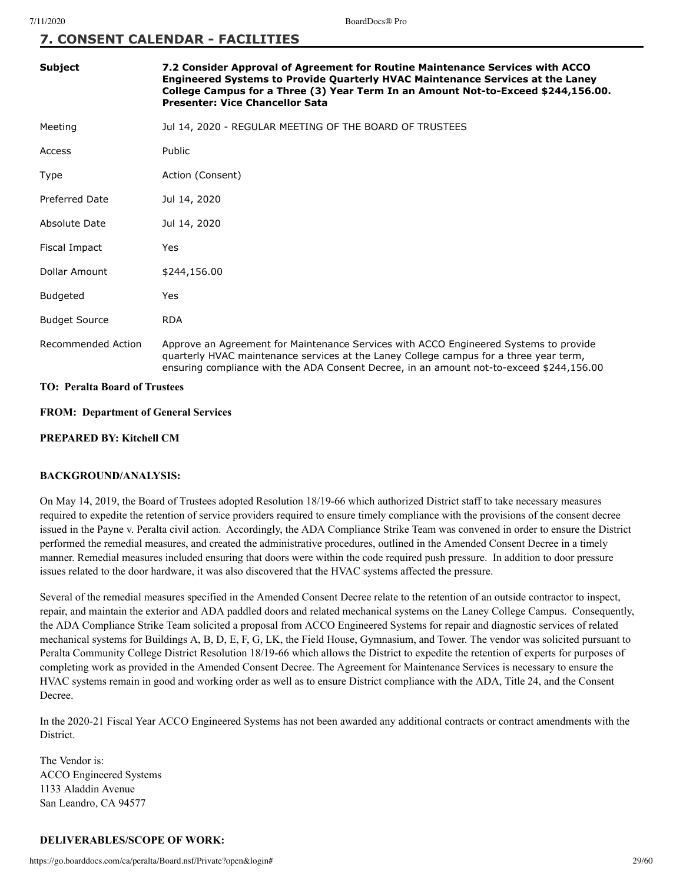## 7. CONSENT CALENDAR - FACILITIES

| | |
|---|---|
| **Subject** | **7.2 Consider Approval of Agreement for Routine Maintenance Services with ACCO Engineered Systems to Provide Quarterly HVAC Maintenance Services at the Laney College Campus for a Three (3) Year Term In an Amount Not-to-Exceed $244,156.00. Presenter: Vice Chancellor Sata** |
| Meeting | Jul 14, 2020 - REGULAR MEETING OF THE BOARD OF TRUSTEES |
| Access | Public |
| Type | Action (Consent) |
| Preferred Date | Jul 14, 2020 |
| Absolute Date | Jul 14, 2020 |
| Fiscal Impact | Yes |
| Dollar Amount | $244,156.00 |
| Budgeted | Yes |
| Budget Source | RDA |
| Recommended Action | Approve an Agreement for Maintenance Services with ACCO Engineered Systems to provide quarterly HVAC maintenance services at the Laney College campus for a three year term, ensuring compliance with the ADA Consent Decree, in an amount not-to-exceed $244,156.00 |

**TO: Peralta Board of Trustees**

**FROM: Department of General Services**

**PREPARED BY: Kitchell CM**

**BACKGROUND/ANALYSIS:**

On May 14, 2019, the Board of Trustees adopted Resolution 18/19-66 which authorized District staff to take necessary measures required to expedite the retention of service providers required to ensure timely compliance with the provisions of the consent decree issued in the Payne v. Peralta civil action. Accordingly, the ADA Compliance Strike Team was convened in order to ensure the District performed the remedial measures, and created the administrative procedures, outlined in the Amended Consent Decree in a timely manner. Remedial measures included ensuring that doors were within the code required push pressure. In addition to door pressure issues related to the door hardware, it was also discovered that the HVAC systems affected the pressure.

Several of the remedial measures specified in the Amended Consent Decree relate to the retention of an outside contractor to inspect, repair, and maintain the exterior and ADA paddled doors and related mechanical systems on the Laney College Campus. Consequently, the ADA Compliance Strike Team solicited a proposal from ACCO Engineered Systems for repair and diagnostic services of related mechanical systems for Buildings A, B, D, E, F, G, LK, the Field House, Gymnasium, and Tower. The vendor was solicited pursuant to Peralta Community College District Resolution 18/19-66 which allows the District to expedite the retention of experts for purposes of completing work as provided in the Amended Consent Decree. The Agreement for Maintenance Services is necessary to ensure the HVAC systems remain in good and working order as well as to ensure District compliance with the ADA, Title 24, and the Consent Decree.

In the 2020-21 Fiscal Year ACCO Engineered Systems has not been awarded any additional contracts or contract amendments with the District.

The Vendor is:
ACCO Engineered Systems
1133 Aladdin Avenue
San Leandro, CA 94577

**DELIVERABLES/SCOPE OF WORK:**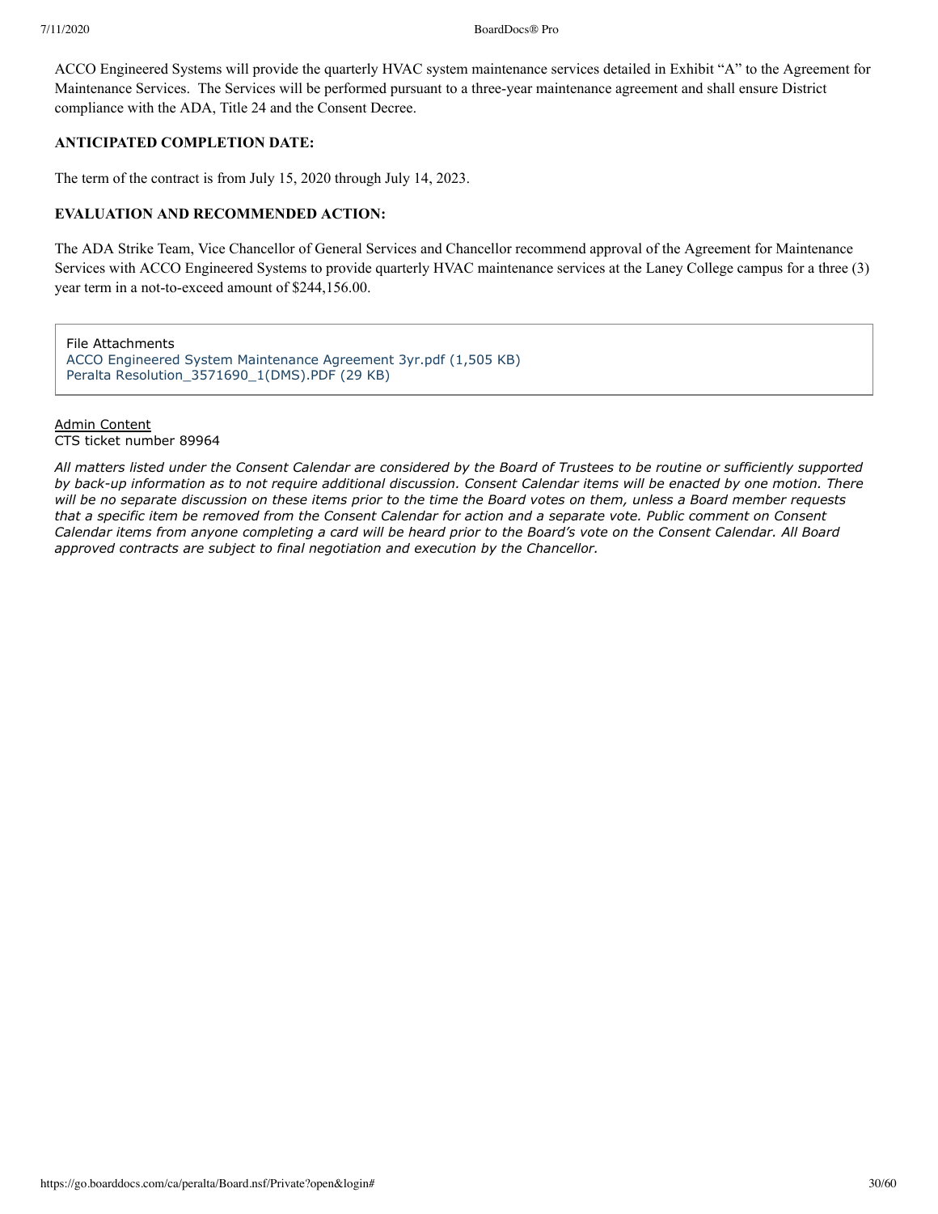ACCO Engineered Systems will provide the quarterly HVAC system maintenance services detailed in Exhibit "A" to the Agreement for Maintenance Services. The Services will be performed pursuant to a three-year maintenance agreement and shall ensure District compliance with the ADA, Title 24 and the Consent Decree.

**ANTICIPATED COMPLETION DATE:**

The term of the contract is from July 15, 2020 through July 14, 2023.

**EVALUATION AND RECOMMENDED ACTION:**

The ADA Strike Team, Vice Chancellor of General Services and Chancellor recommend approval of the Agreement for Maintenance Services with ACCO Engineered Systems to provide quarterly HVAC maintenance services at the Laney College campus for a three (3) year term in a not-to-exceed amount of $244,156.00.

File Attachments
ACCO Engineered System Maintenance Agreement 3yr.pdf (1,505 KB)
Peralta Resolution_3571690_1(DMS).PDF (29 KB)

Admin Content
CTS ticket number 89964

*All matters listed under the Consent Calendar are considered by the Board of Trustees to be routine or sufficiently supported by back-up information as to not require additional discussion. Consent Calendar items will be enacted by one motion. There will be no separate discussion on these items prior to the time the Board votes on them, unless a Board member requests that a specific item be removed from the Consent Calendar for action and a separate vote. Public comment on Consent Calendar items from anyone completing a card will be heard prior to the Board's vote on the Consent Calendar. All Board approved contracts are subject to final negotiation and execution by the Chancellor.*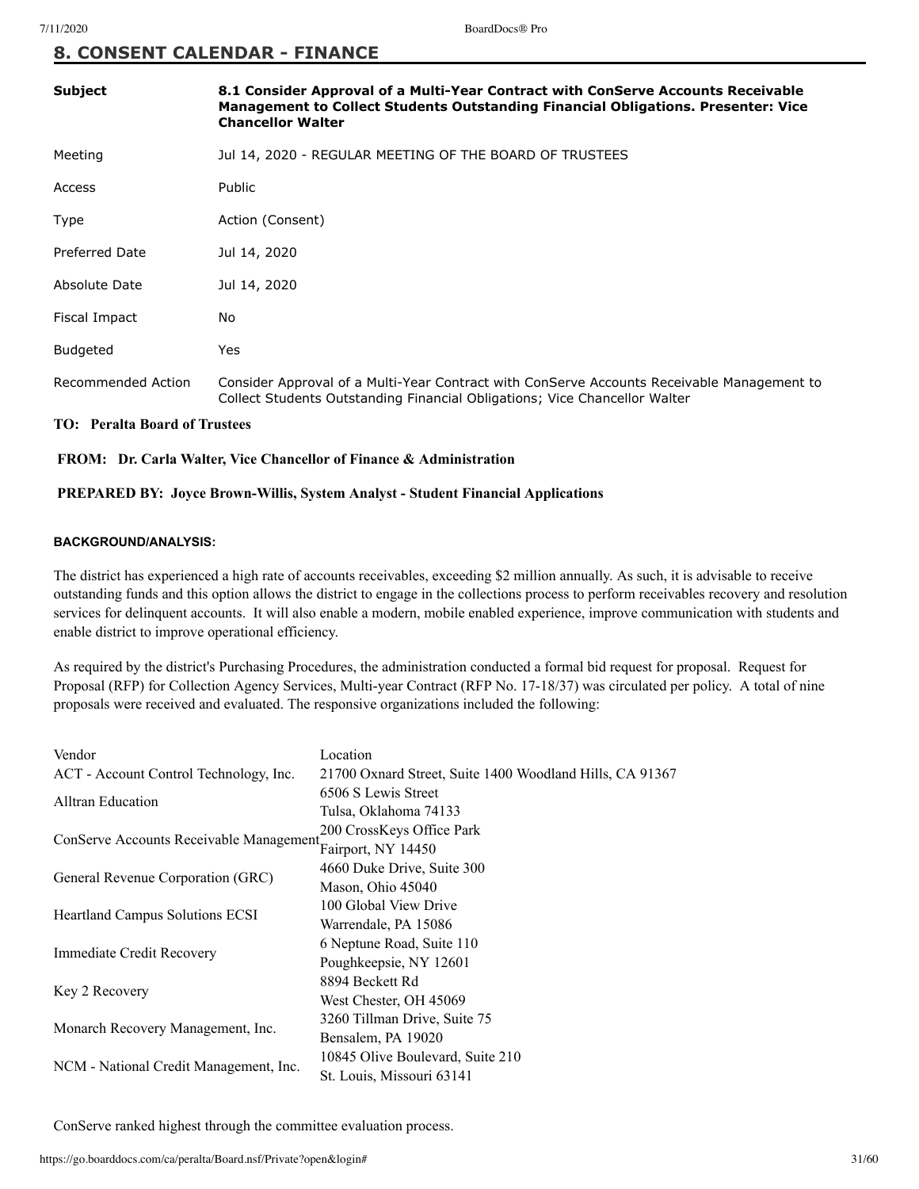## 8. CONSENT CALENDAR - FINANCE

| | |
|---|---|
| **Subject** | **8.1 Consider Approval of a Multi-Year Contract with ConServe Accounts Receivable Management to Collect Students Outstanding Financial Obligations. Presenter: Vice Chancellor Walter** |
| Meeting | Jul 14, 2020 - REGULAR MEETING OF THE BOARD OF TRUSTEES |
| Access | Public |
| Type | Action (Consent) |
| Preferred Date | Jul 14, 2020 |
| Absolute Date | Jul 14, 2020 |
| Fiscal Impact | No |
| Budgeted | Yes |
| Recommended Action | Consider Approval of a Multi-Year Contract with ConServe Accounts Receivable Management to Collect Students Outstanding Financial Obligations; Vice Chancellor Walter |

**TO: Peralta Board of Trustees**

**FROM: Dr. Carla Walter, Vice Chancellor of Finance & Administration**

**PREPARED BY: Joyce Brown-Willis, System Analyst - Student Financial Applications**

**BACKGROUND/ANALYSIS:**

The district has experienced a high rate of accounts receivables, exceeding $2 million annually. As such, it is advisable to receive outstanding funds and this option allows the district to engage in the collections process to perform receivables recovery and resolution services for delinquent accounts. It will also enable a modern, mobile enabled experience, improve communication with students and enable district to improve operational efficiency.

As required by the district's Purchasing Procedures, the administration conducted a formal bid request for proposal. Request for Proposal (RFP) for Collection Agency Services, Multi-year Contract (RFP No. 17-18/37) was circulated per policy. A total of nine proposals were received and evaluated. The responsive organizations included the following:

| Vendor | Location |
|---|---|
| ACT - Account Control Technology, Inc. | 21700 Oxnard Street, Suite 1400 Woodland Hills, CA 91367 |
| Alltran Education | 6506 S Lewis Street<br>Tulsa, Oklahoma 74133 |
| ConServe Accounts Receivable Management | 200 CrossKeys Office Park<br>Fairport, NY 14450 |
| General Revenue Corporation (GRC) | 4660 Duke Drive, Suite 300<br>Mason, Ohio 45040 |
| Heartland Campus Solutions ECSI | 100 Global View Drive<br>Warrendale, PA 15086 |
| Immediate Credit Recovery | 6 Neptune Road, Suite 110<br>Poughkeepsie, NY 12601 |
| Key 2 Recovery | 8894 Beckett Rd<br>West Chester, OH 45069 |
| Monarch Recovery Management, Inc. | 3260 Tillman Drive, Suite 75<br>Bensalem, PA 19020 |
| NCM - National Credit Management, Inc. | 10845 Olive Boulevard, Suite 210<br>St. Louis, Missouri 63141 |

ConServe ranked highest through the committee evaluation process.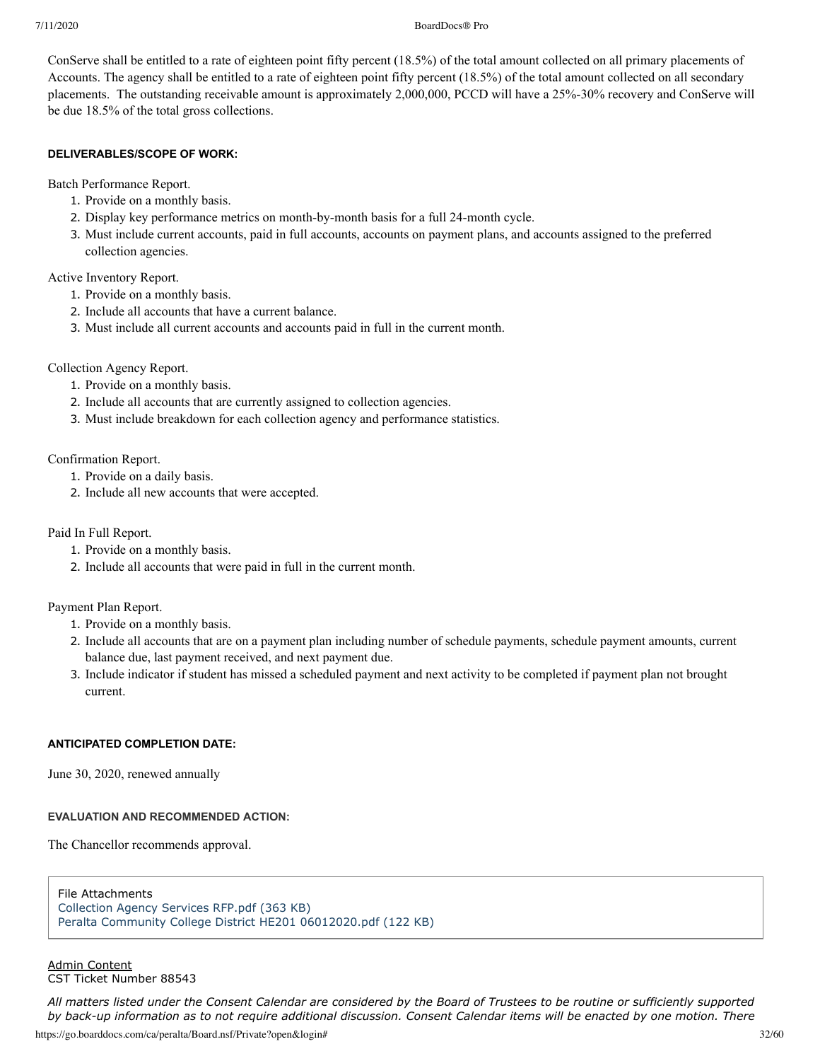ConServe shall be entitled to a rate of eighteen point fifty percent (18.5%) of the total amount collected on all primary placements of Accounts. The agency shall be entitled to a rate of eighteen point fifty percent (18.5%) of the total amount collected on all secondary placements. The outstanding receivable amount is approximately 2,000,000, PCCD will have a 25%-30% recovery and ConServe will be due 18.5% of the total gross collections.

#### DELIVERABLES/SCOPE OF WORK:

Batch Performance Report.

1. Provide on a monthly basis.
2. Display key performance metrics on month-by-month basis for a full 24-month cycle.
3. Must include current accounts, paid in full accounts, accounts on payment plans, and accounts assigned to the preferred collection agencies.

Active Inventory Report.

1. Provide on a monthly basis.
2. Include all accounts that have a current balance.
3. Must include all current accounts and accounts paid in full in the current month.

Collection Agency Report.

1. Provide on a monthly basis.
2. Include all accounts that are currently assigned to collection agencies.
3. Must include breakdown for each collection agency and performance statistics.

Confirmation Report.

1. Provide on a daily basis.
2. Include all new accounts that were accepted.

Paid In Full Report.

1. Provide on a monthly basis.
2. Include all accounts that were paid in full in the current month.

Payment Plan Report.

1. Provide on a monthly basis.
2. Include all accounts that are on a payment plan including number of schedule payments, schedule payment amounts, current balance due, last payment received, and next payment due.
3. Include indicator if student has missed a scheduled payment and next activity to be completed if payment plan not brought current.

#### ANTICIPATED COMPLETION DATE:

June 30, 2020, renewed annually

#### EVALUATION AND RECOMMENDED ACTION:

The Chancellor recommends approval.

File Attachments
Collection Agency Services RFP.pdf (363 KB)
Peralta Community College District HE201 06012020.pdf (122 KB)

Admin Content
CST Ticket Number 88543

*All matters listed under the Consent Calendar are considered by the Board of Trustees to be routine or sufficiently supported by back-up information as to not require additional discussion. Consent Calendar items will be enacted by one motion. There*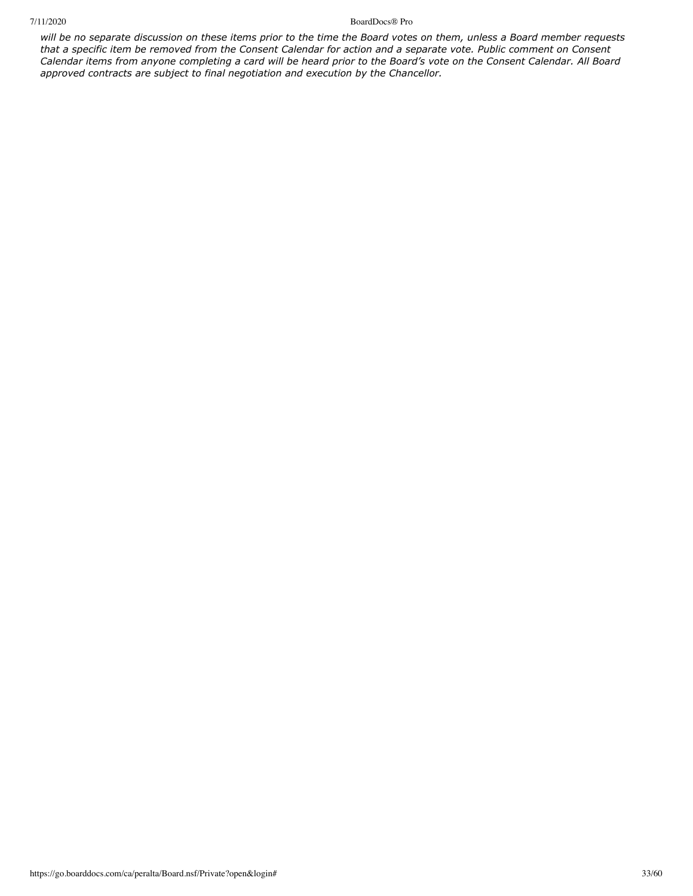*will be no separate discussion on these items prior to the time the Board votes on them, unless a Board member requests that a specific item be removed from the Consent Calendar for action and a separate vote. Public comment on Consent Calendar items from anyone completing a card will be heard prior to the Board's vote on the Consent Calendar. All Board approved contracts are subject to final negotiation and execution by the Chancellor.*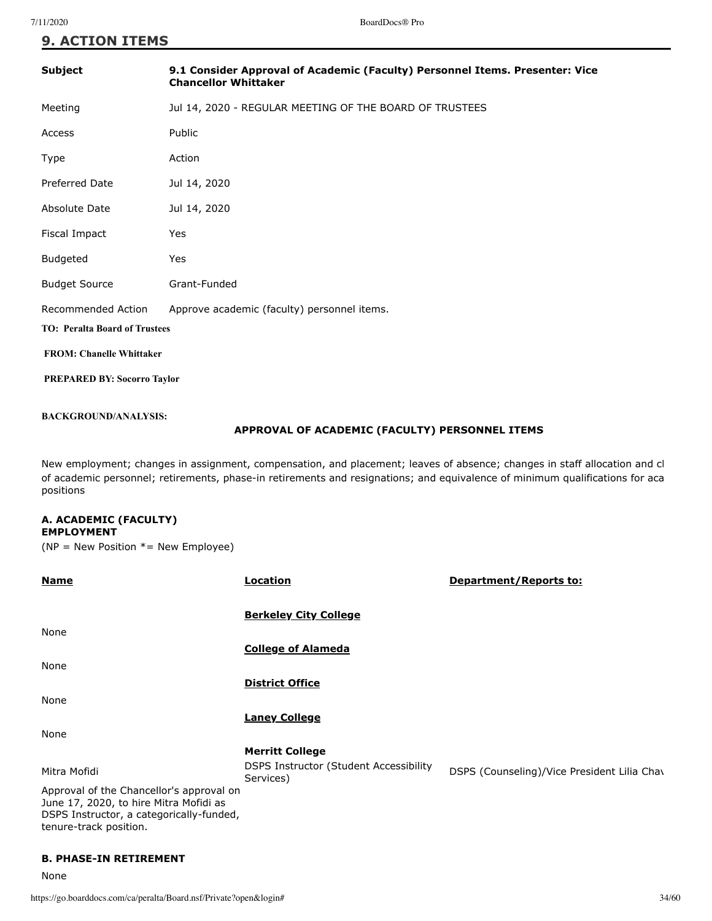## 9. ACTION ITEMS

| | |
|---|---|
| **Subject** | **9.1 Consider Approval of Academic (Faculty) Personnel Items. Presenter: Vice Chancellor Whittaker** |
| Meeting | Jul 14, 2020 - REGULAR MEETING OF THE BOARD OF TRUSTEES |
| Access | Public |
| Type | Action |
| Preferred Date | Jul 14, 2020 |
| Absolute Date | Jul 14, 2020 |
| Fiscal Impact | Yes |
| Budgeted | Yes |
| Budget Source | Grant-Funded |
| Recommended Action | Approve academic (faculty) personnel items. |

**TO: Peralta Board of Trustees**

**FROM: Chanelle Whittaker**

**PREPARED BY: Socorro Taylor**

**BACKGROUND/ANALYSIS:**

**APPROVAL OF ACADEMIC (FACULTY) PERSONNEL ITEMS**

New employment; changes in assignment, compensation, and placement; leaves of absence; changes in staff allocation and cl of academic personnel; retirements, phase-in retirements and resignations; and equivalence of minimum qualifications for aca positions

**A. ACADEMIC (FACULTY) EMPLOYMENT**

(NP = New Position *= New Employee)

| Name | Location | Department/Reports to: |
|---|---|---|
| | **Berkeley City College** | |
| None | | |
| | **College of Alameda** | |
| None | | |
| | **District Office** | |
| None | | |
| | **Laney College** | |
| None | | |
| | **Merritt College** | |
| Mitra Mofidi | DSPS Instructor (Student Accessibility Services) | DSPS (Counseling)/Vice President Lilia Cha |
| Approval of the Chancellor's approval on June 17, 2020, to hire Mitra Mofidi as DSPS Instructor, a categorically-funded, tenure-track position. | | |

**B. PHASE-IN RETIREMENT**

None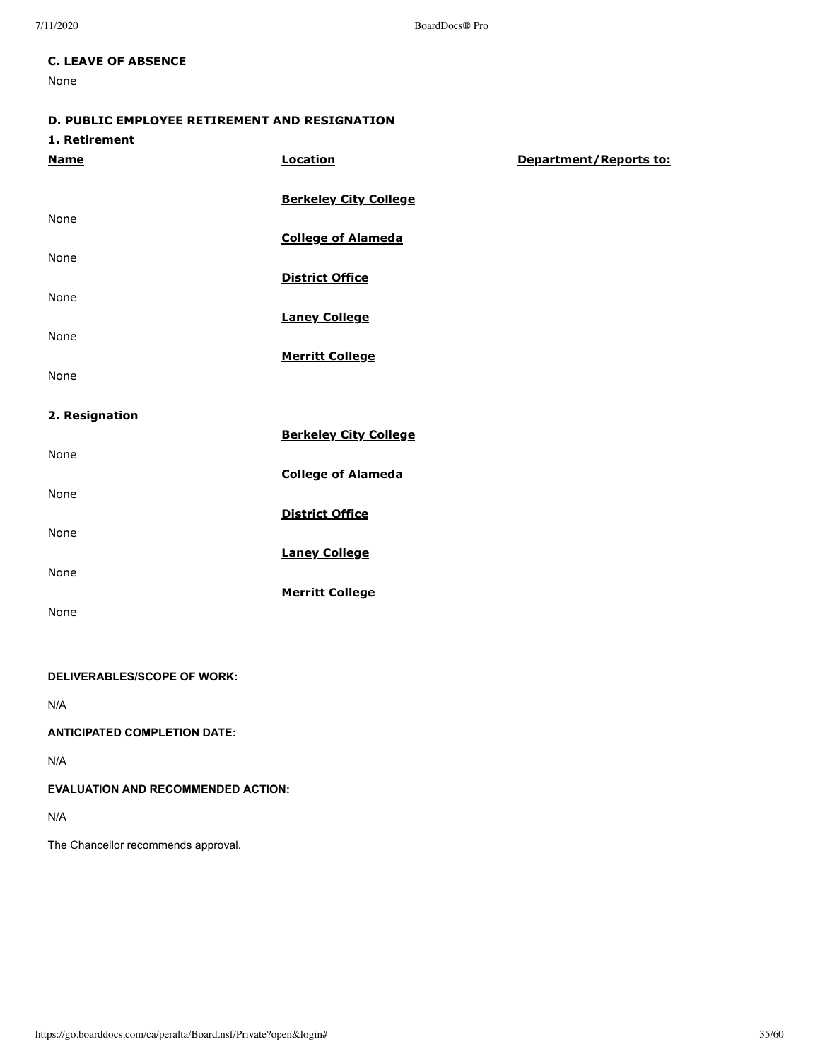**C. LEAVE OF ABSENCE**

None

**D. PUBLIC EMPLOYEE RETIREMENT AND RESIGNATION**

**1. Retirement**

| Name | Location | Department/Reports to: |
|---|---|---|
| | **Berkeley City College** | |
| None | | |
| | **College of Alameda** | |
| None | | |
| | **District Office** | |
| None | | |
| | **Laney College** | |
| None | | |
| | **Merritt College** | |
| None | | |

**2. Resignation**

| | | |
|---|---|---|
| | **Berkeley City College** | |
| None | | |
| | **College of Alameda** | |
| None | | |
| | **District Office** | |
| None | | |
| | **Laney College** | |
| None | | |
| | **Merritt College** | |
| None | | |

**DELIVERABLES/SCOPE OF WORK:**

N/A

**ANTICIPATED COMPLETION DATE:**

N/A

**EVALUATION AND RECOMMENDED ACTION:**

N/A

The Chancellor recommends approval.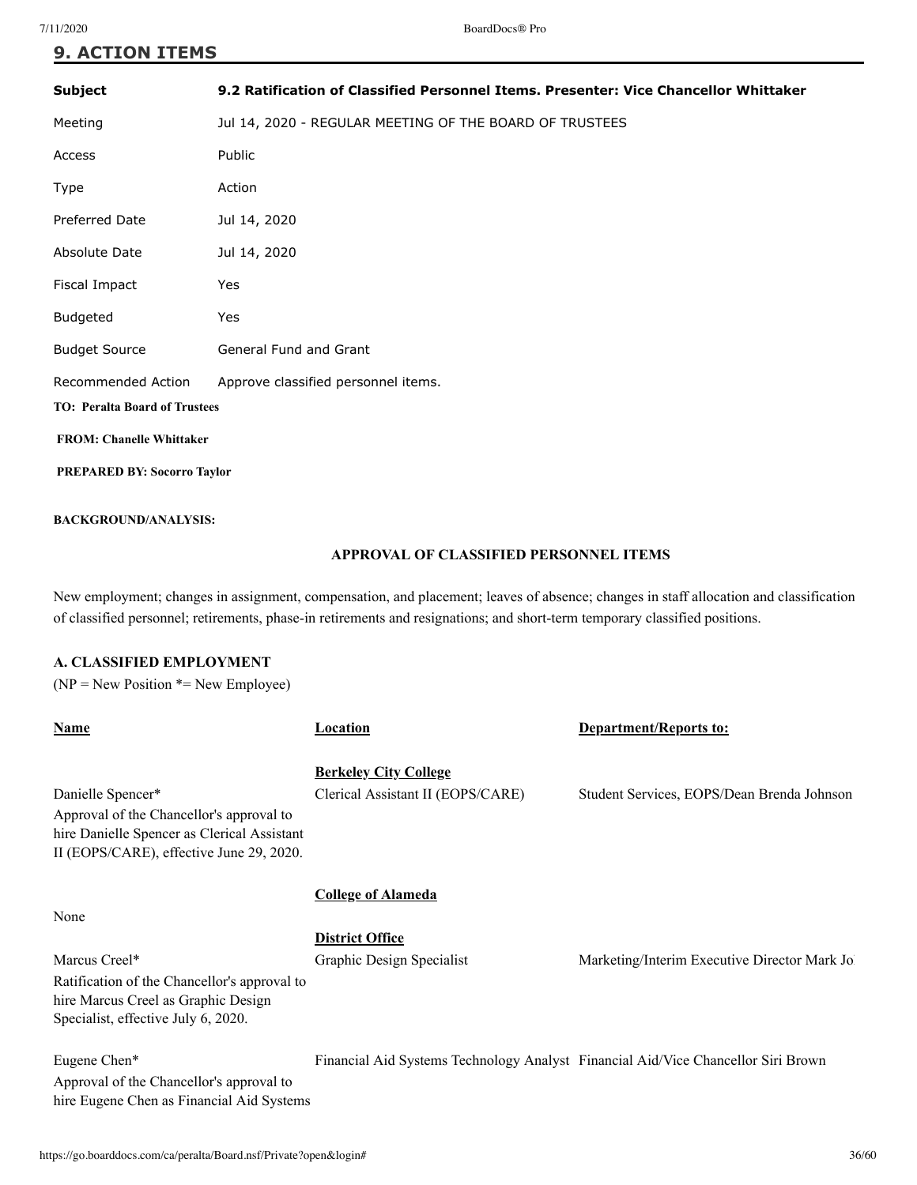## 9. ACTION ITEMS

| | |
|---|---|
| **Subject** | **9.2 Ratification of Classified Personnel Items. Presenter: Vice Chancellor Whittaker** |
| Meeting | Jul 14, 2020 - REGULAR MEETING OF THE BOARD OF TRUSTEES |
| Access | Public |
| Type | Action |
| Preferred Date | Jul 14, 2020 |
| Absolute Date | Jul 14, 2020 |
| Fiscal Impact | Yes |
| Budgeted | Yes |
| Budget Source | General Fund and Grant |
| Recommended Action | Approve classified personnel items. |

**TO: Peralta Board of Trustees**

**FROM: Chanelle Whittaker**

**PREPARED BY: Socorro Taylor**

**BACKGROUND/ANALYSIS:**

**APPROVAL OF CLASSIFIED PERSONNEL ITEMS**

New employment; changes in assignment, compensation, and placement; leaves of absence; changes in staff allocation and classification of classified personnel; retirements, phase-in retirements and resignations; and short-term temporary classified positions.

**A. CLASSIFIED EMPLOYMENT**

(NP = New Position *= New Employee)

| Name | Location | Department/Reports to: |
|---|---|---|
| | **Berkeley City College** | |
| Danielle Spencer* Approval of the Chancellor's approval to hire Danielle Spencer as Clerical Assistant II (EOPS/CARE), effective June 29, 2020. | Clerical Assistant II (EOPS/CARE) | Student Services, EOPS/Dean Brenda Johnson |
| | **College of Alameda** | |
| None | | |
| | **District Office** | |
| Marcus Creel* Ratification of the Chancellor's approval to hire Marcus Creel as Graphic Design Specialist, effective July 6, 2020. | Graphic Design Specialist | Marketing/Interim Executive Director Mark Jo |
| Eugene Chen* Approval of the Chancellor's approval to hire Eugene Chen as Financial Aid Systems | Financial Aid Systems Technology Analyst | Financial Aid/Vice Chancellor Siri Brown |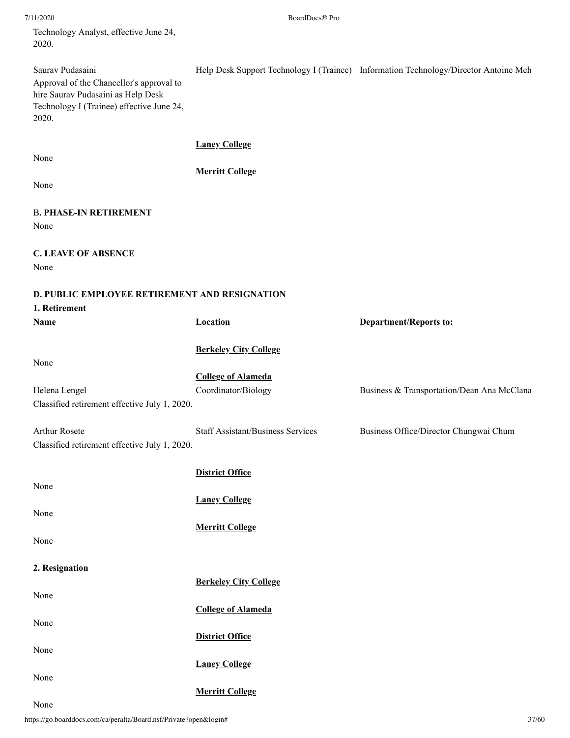Technology Analyst, effective June 24, 2020.

| | | |
|---|---|---|
| Saurav Pudasaini<br>Approval of the Chancellor's approval to hire Saurav Pudasaini as Help Desk Technology I (Trainee) effective June 24, 2020. | Help Desk Support Technology I (Trainee) | Information Technology/Director Antoine Meh |

**Laney College**

None

**Merritt College**

None

B**. PHASE-IN RETIREMENT**

None

**C. LEAVE OF ABSENCE**

None

**D. PUBLIC EMPLOYEE RETIREMENT AND RESIGNATION**

**1. Retirement**

| **Name** | **Location** | **Department/Reports to:** |
|---|---|---|
| | **Berkeley City College** | |
| None | | |
| | **College of Alameda** | |
| Helena Lengel<br>Classified retirement effective July 1, 2020. | Coordinator/Biology | Business & Transportation/Dean Ana McClana |
| Arthur Rosete<br>Classified retirement effective July 1, 2020. | Staff Assistant/Business Services | Business Office/Director Chungwai Chum |
| | **District Office** | |
| None | | |
| | **Laney College** | |
| None | | |
| | **Merritt College** | |
| None | | |

**2. Resignation**

**Berkeley City College**

None

**College of Alameda**

None

**District Office**

None

**Laney College**

None

**Merritt College**

None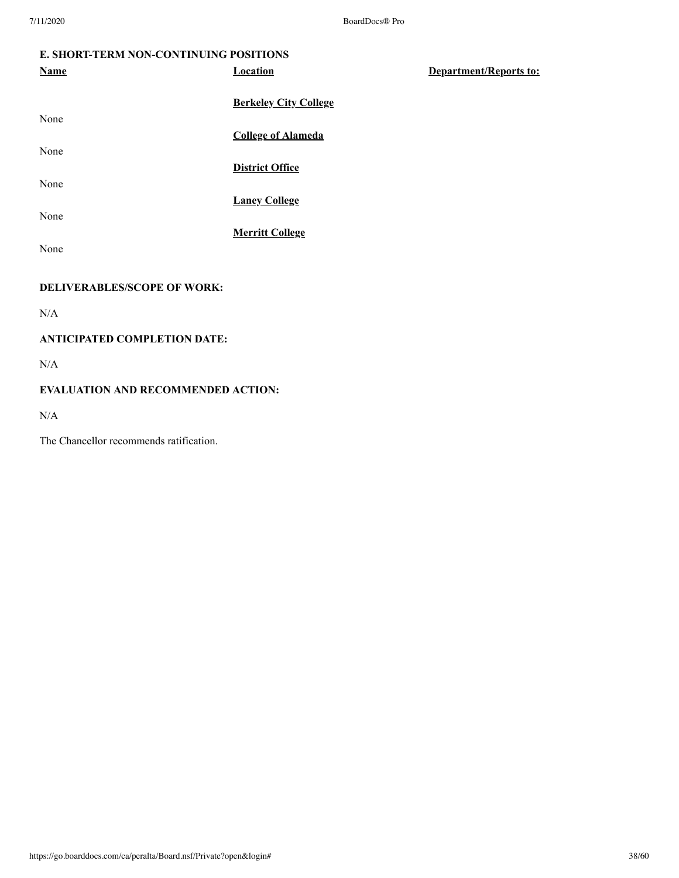### E. SHORT-TERM NON-CONTINUING POSITIONS

| Name | Location | Department/Reports to: |
|---|---|---|
| | **Berkeley City College** | |
| None | | |
| | **College of Alameda** | |
| None | | |
| | **District Office** | |
| None | | |
| | **Laney College** | |
| None | | |
| | **Merritt College** | |
| None | | |

### DELIVERABLES/SCOPE OF WORK:

N/A

### ANTICIPATED COMPLETION DATE:

N/A

### EVALUATION AND RECOMMENDED ACTION:

N/A

The Chancellor recommends ratification.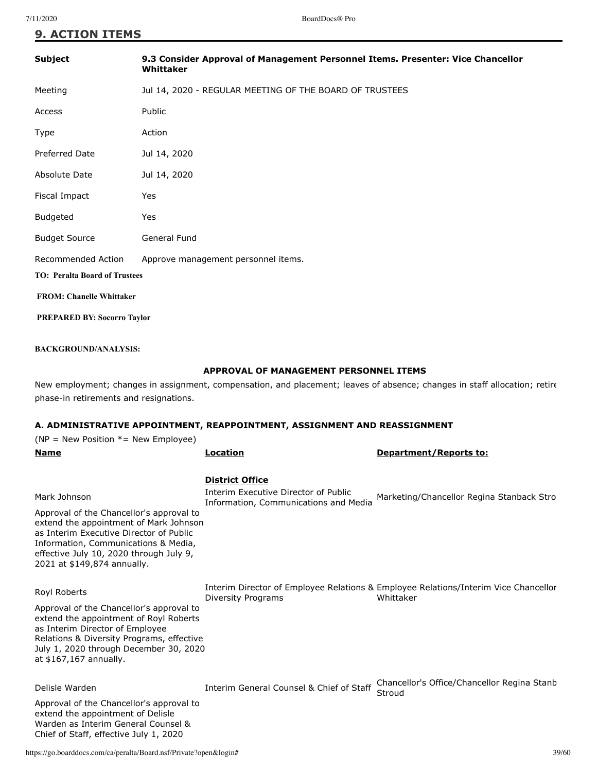## 9. ACTION ITEMS

| | |
|---|---|
| **Subject** | **9.3 Consider Approval of Management Personnel Items. Presenter: Vice Chancellor Whittaker** |
| Meeting | Jul 14, 2020 - REGULAR MEETING OF THE BOARD OF TRUSTEES |
| Access | Public |
| Type | Action |
| Preferred Date | Jul 14, 2020 |
| Absolute Date | Jul 14, 2020 |
| Fiscal Impact | Yes |
| Budgeted | Yes |
| Budget Source | General Fund |
| Recommended Action | Approve management personnel items. |

**TO: Peralta Board of Trustees**

**FROM: Chanelle Whittaker**

**PREPARED BY: Socorro Taylor**

**BACKGROUND/ANALYSIS:**

**APPROVAL OF MANAGEMENT PERSONNEL ITEMS**

New employment; changes in assignment, compensation, and placement; leaves of absence; changes in staff allocation; retire phase-in retirements and resignations.

**A. ADMINISTRATIVE APPOINTMENT, REAPPOINTMENT, ASSIGNMENT AND REASSIGNMENT**

(NP = New Position *= New Employee)

| **Name** | **Location** | **Department/Reports to:** |
|---|---|---|
| | **District Office** | |
| Mark Johnson | Interim Executive Director of Public Information, Communications and Media | Marketing/Chancellor Regina Stanback Stro |
| Approval of the Chancellor's approval to extend the appointment of Mark Johnson as Interim Executive Director of Public Information, Communications & Media, effective July 10, 2020 through July 9, 2021 at $149,874 annually. | | |
| Royl Roberts | Interim Director of Employee Relations & Diversity Programs | Employee Relations/Interim Vice Chancellor Whittaker |
| Approval of the Chancellor's approval to extend the appointment of Royl Roberts as Interim Director of Employee Relations & Diversity Programs, effective July 1, 2020 through December 30, 2020 at $167,167 annually. | | |
| Delisle Warden | Interim General Counsel & Chief of Staff | Chancellor's Office/Chancellor Regina Stanb Stroud |
| Approval of the Chancellor's approval to extend the appointment of Delisle Warden as Interim General Counsel & Chief of Staff, effective July 1, 2020 | | |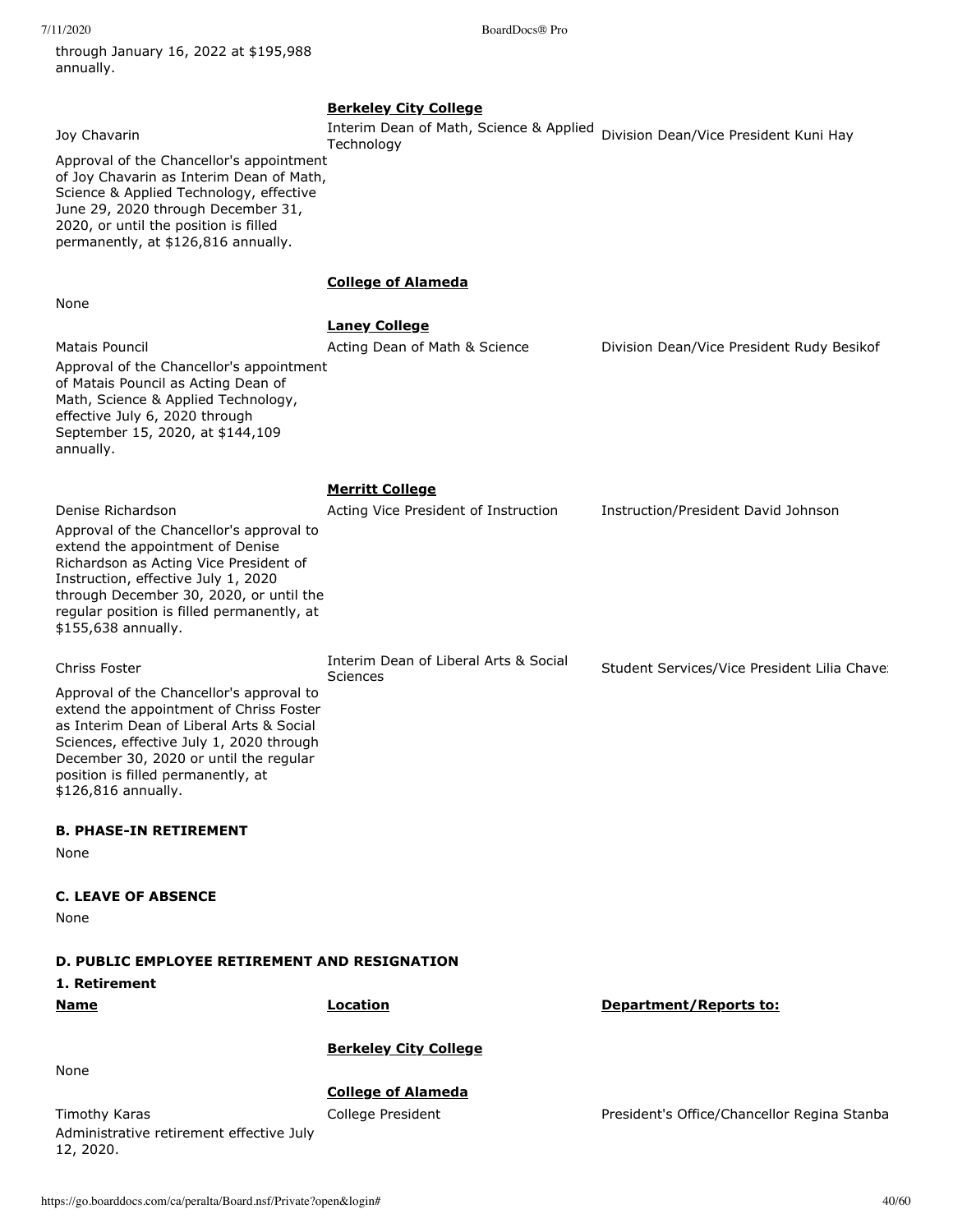through January 16, 2022 at $195,988 annually.

**Berkeley City College**

| | | |
|---|---|---|
| Joy Chavarin<br>Approval of the Chancellor's appointment of Joy Chavarin as Interim Dean of Math, Science & Applied Technology, effective June 29, 2020 through December 31, 2020, or until the position is filled permanently, at $126,816 annually. | Interim Dean of Math, Science & Applied Technology | Division Dean/Vice President Kuni Hay |

**College of Alameda**

None

**Laney College**

| | | |
|---|---|---|
| Matais Pouncil<br>Approval of the Chancellor's appointment of Matais Pouncil as Acting Dean of Math, Science & Applied Technology, effective July 6, 2020 through September 15, 2020, at $144,109 annually. | Acting Dean of Math & Science | Division Dean/Vice President Rudy Besikof |

**Merritt College**

| | | |
|---|---|---|
| Denise Richardson<br>Approval of the Chancellor's approval to extend the appointment of Denise Richardson as Acting Vice President of Instruction, effective July 1, 2020 through December 30, 2020, or until the regular position is filled permanently, at $155,638 annually. | Acting Vice President of Instruction | Instruction/President David Johnson |
| Chriss Foster<br>Approval of the Chancellor's approval to extend the appointment of Chriss Foster as Interim Dean of Liberal Arts & Social Sciences, effective July 1, 2020 through December 30, 2020 or until the regular position is filled permanently, at $126,816 annually. | Interim Dean of Liberal Arts & Social Sciences | Student Services/Vice President Lilia Chave |

**B. PHASE-IN RETIREMENT**

None

**C. LEAVE OF ABSENCE**

None

**D. PUBLIC EMPLOYEE RETIREMENT AND RESIGNATION**

**1. Retirement**

| Name | Location | Department/Reports to: |
|---|---|---|
| | **Berkeley City College** | |
| None | | |
| | **College of Alameda** | |
| Timothy Karas<br>Administrative retirement effective July 12, 2020. | College President | President's Office/Chancellor Regina Stanba |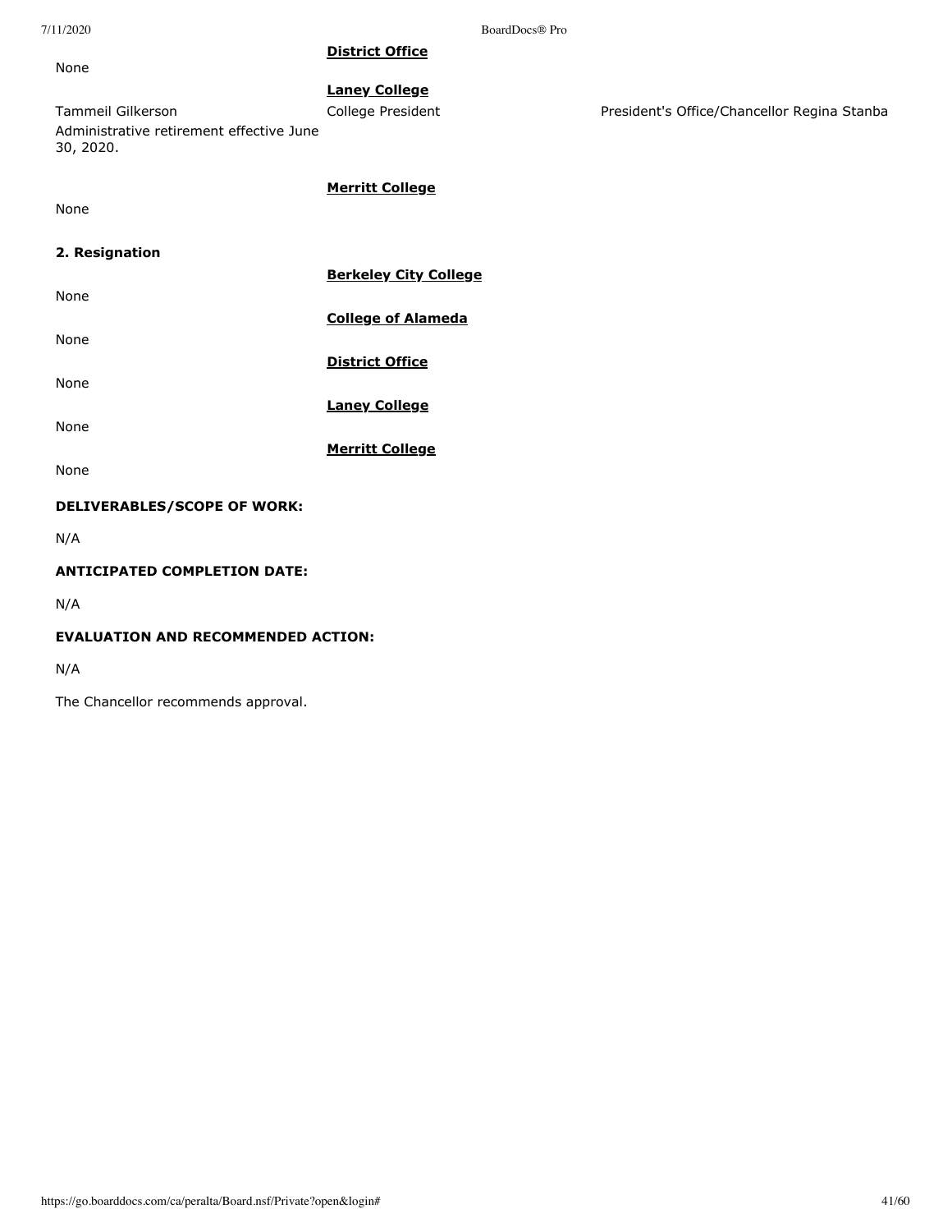**District Office**

None

**Laney College**

Tammeil Gilkerson — College President — President's Office/Chancellor Regina Stanba

Administrative retirement effective June 30, 2020.

**Merritt College**

None

**2. Resignation**

**Berkeley City College**

None

**College of Alameda**

None

**District Office**

None

**Laney College**

None

**Merritt College**

None

**DELIVERABLES/SCOPE OF WORK:**

N/A

**ANTICIPATED COMPLETION DATE:**

N/A

**EVALUATION AND RECOMMENDED ACTION:**

N/A

The Chancellor recommends approval.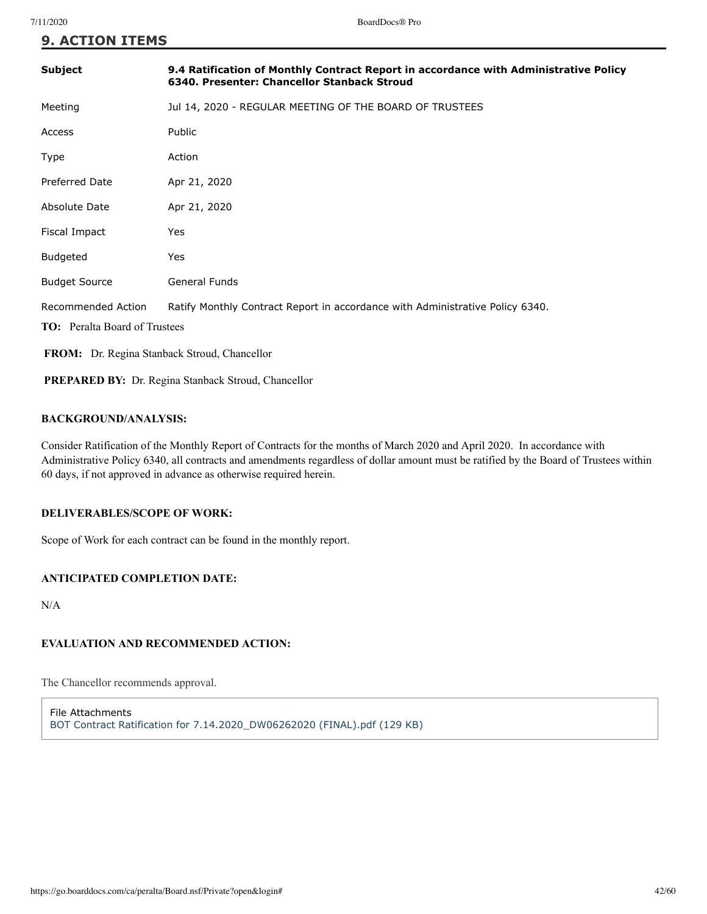## 9. ACTION ITEMS

| | |
|---|---|
| **Subject** | **9.4 Ratification of Monthly Contract Report in accordance with Administrative Policy 6340. Presenter: Chancellor Stanback Stroud** |
| Meeting | Jul 14, 2020 - REGULAR MEETING OF THE BOARD OF TRUSTEES |
| Access | Public |
| Type | Action |
| Preferred Date | Apr 21, 2020 |
| Absolute Date | Apr 21, 2020 |
| Fiscal Impact | Yes |
| Budgeted | Yes |
| Budget Source | General Funds |
| Recommended Action | Ratify Monthly Contract Report in accordance with Administrative Policy 6340. |

**TO:** Peralta Board of Trustees

**FROM:** Dr. Regina Stanback Stroud, Chancellor

**PREPARED BY:** Dr. Regina Stanback Stroud, Chancellor

**BACKGROUND/ANALYSIS:**

Consider Ratification of the Monthly Report of Contracts for the months of March 2020 and April 2020. In accordance with Administrative Policy 6340, all contracts and amendments regardless of dollar amount must be ratified by the Board of Trustees within 60 days, if not approved in advance as otherwise required herein.

**DELIVERABLES/SCOPE OF WORK:**

Scope of Work for each contract can be found in the monthly report.

**ANTICIPATED COMPLETION DATE:**

N/A

**EVALUATION AND RECOMMENDED ACTION:**

The Chancellor recommends approval.

File Attachments
BOT Contract Ratification for 7.14.2020_DW06262020 (FINAL).pdf (129 KB)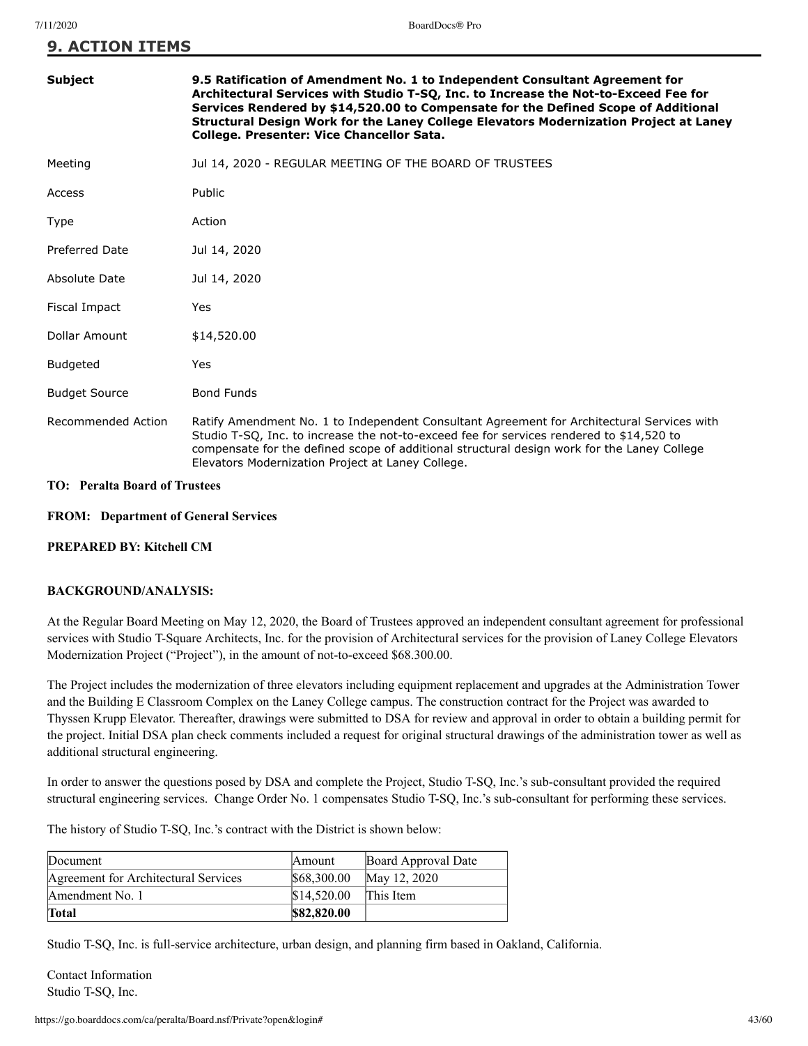## 9. ACTION ITEMS

| | |
|---|---|
| **Subject** | **9.5 Ratification of Amendment No. 1 to Independent Consultant Agreement for Architectural Services with Studio T-SQ, Inc. to Increase the Not-to-Exceed Fee for Services Rendered by $14,520.00 to Compensate for the Defined Scope of Additional Structural Design Work for the Laney College Elevators Modernization Project at Laney College. Presenter: Vice Chancellor Sata.** |
| Meeting | Jul 14, 2020 - REGULAR MEETING OF THE BOARD OF TRUSTEES |
| Access | Public |
| Type | Action |
| Preferred Date | Jul 14, 2020 |
| Absolute Date | Jul 14, 2020 |
| Fiscal Impact | Yes |
| Dollar Amount | $14,520.00 |
| Budgeted | Yes |
| Budget Source | Bond Funds |
| Recommended Action | Ratify Amendment No. 1 to Independent Consultant Agreement for Architectural Services with Studio T-SQ, Inc. to increase the not-to-exceed fee for services rendered to $14,520 to compensate for the defined scope of additional structural design work for the Laney College Elevators Modernization Project at Laney College. |

**TO: Peralta Board of Trustees**

**FROM: Department of General Services**

**PREPARED BY: Kitchell CM**

**BACKGROUND/ANALYSIS:**

At the Regular Board Meeting on May 12, 2020, the Board of Trustees approved an independent consultant agreement for professional services with Studio T-Square Architects, Inc. for the provision of Architectural services for the provision of Laney College Elevators Modernization Project ("Project"), in the amount of not-to-exceed $68.300.00.

The Project includes the modernization of three elevators including equipment replacement and upgrades at the Administration Tower and the Building E Classroom Complex on the Laney College campus. The construction contract for the Project was awarded to Thyssen Krupp Elevator. Thereafter, drawings were submitted to DSA for review and approval in order to obtain a building permit for the project. Initial DSA plan check comments included a request for original structural drawings of the administration tower as well as additional structural engineering.

In order to answer the questions posed by DSA and complete the Project, Studio T-SQ, Inc.'s sub-consultant provided the required structural engineering services. Change Order No. 1 compensates Studio T-SQ, Inc.'s sub-consultant for performing these services.

The history of Studio T-SQ, Inc.'s contract with the District is shown below:

| Document | Amount | Board Approval Date |
|---|---|---|
| Agreement for Architectural Services | $68,300.00 | May 12, 2020 |
| Amendment No. 1 | $14,520.00 | This Item |
| **Total** | **$82,820.00** | |

Studio T-SQ, Inc. is full-service architecture, urban design, and planning firm based in Oakland, California.

Contact Information
Studio T-SQ, Inc.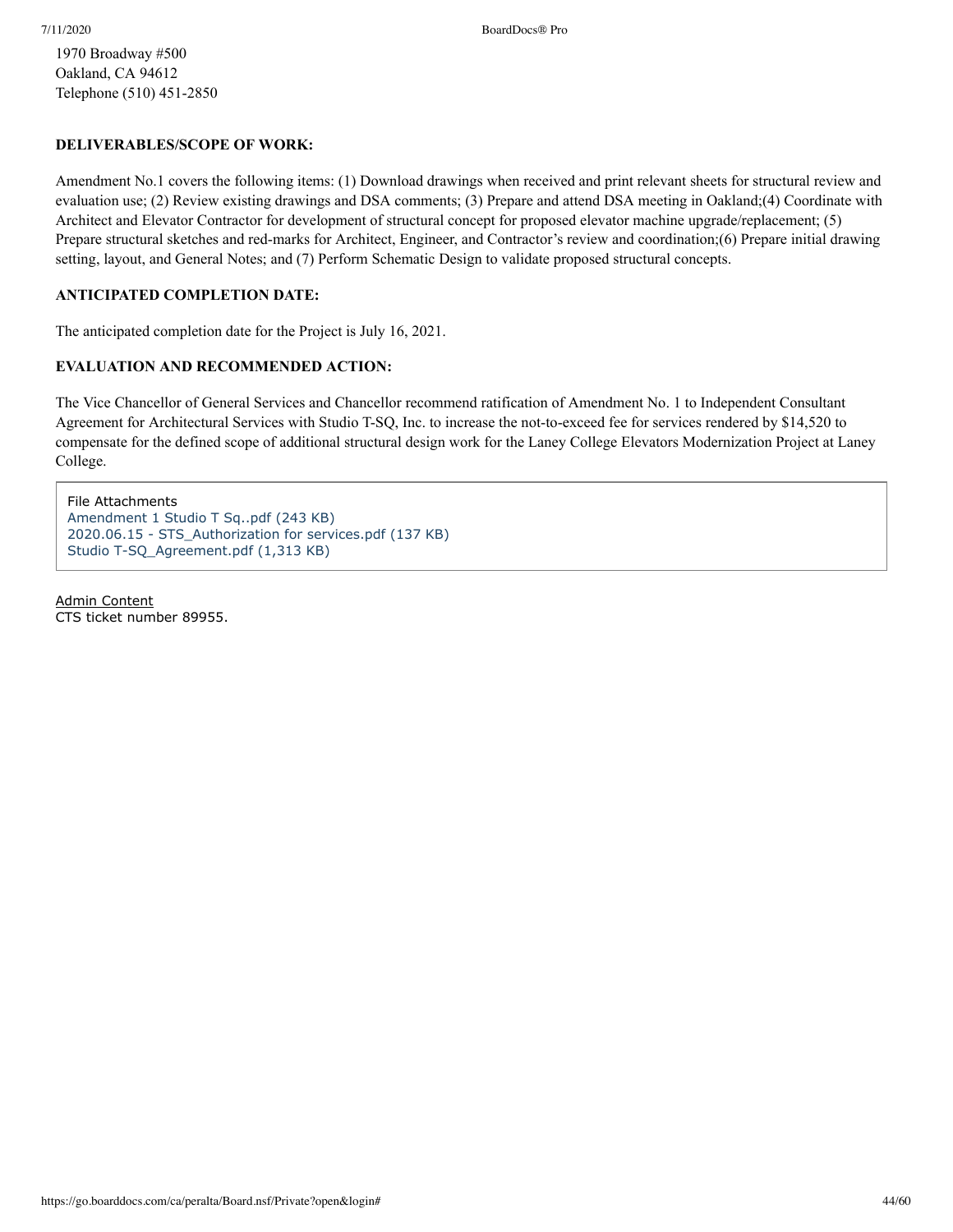1970 Broadway #500
Oakland, CA 94612
Telephone (510) 451-2850

**DELIVERABLES/SCOPE OF WORK:**

Amendment No.1 covers the following items: (1) Download drawings when received and print relevant sheets for structural review and evaluation use; (2) Review existing drawings and DSA comments; (3) Prepare and attend DSA meeting in Oakland;(4) Coordinate with Architect and Elevator Contractor for development of structural concept for proposed elevator machine upgrade/replacement; (5) Prepare structural sketches and red-marks for Architect, Engineer, and Contractor's review and coordination;(6) Prepare initial drawing setting, layout, and General Notes; and (7) Perform Schematic Design to validate proposed structural concepts.

**ANTICIPATED COMPLETION DATE:**

The anticipated completion date for the Project is July 16, 2021.

**EVALUATION AND RECOMMENDED ACTION:**

The Vice Chancellor of General Services and Chancellor recommend ratification of Amendment No. 1 to Independent Consultant Agreement for Architectural Services with Studio T-SQ, Inc. to increase the not-to-exceed fee for services rendered by $14,520 to compensate for the defined scope of additional structural design work for the Laney College Elevators Modernization Project at Laney College.

File Attachments
Amendment 1 Studio T Sq..pdf (243 KB)
2020.06.15 - STS_Authorization for services.pdf (137 KB)
Studio T-SQ_Agreement.pdf (1,313 KB)

Admin Content
CTS ticket number 89955.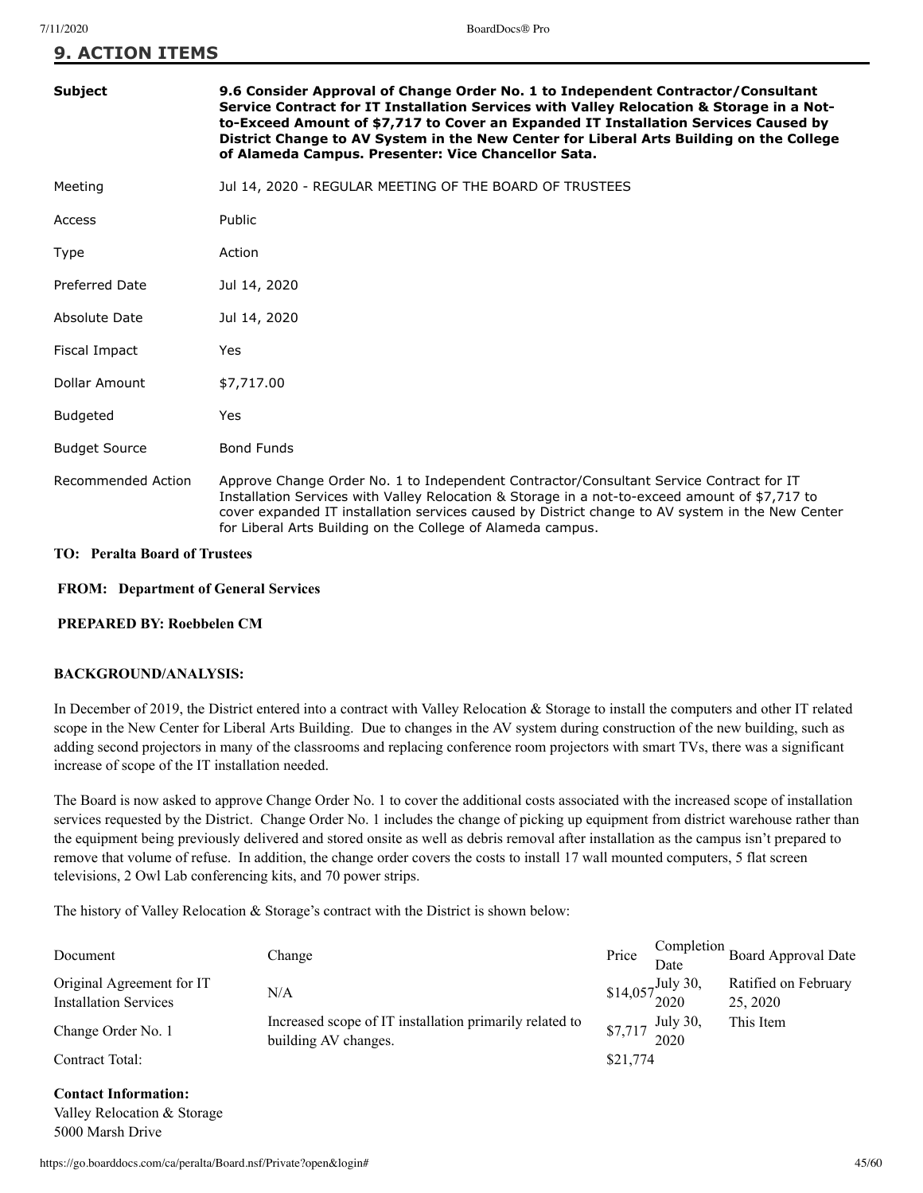## 9. ACTION ITEMS

| | |
|---|---|
| **Subject** | **9.6 Consider Approval of Change Order No. 1 to Independent Contractor/Consultant Service Contract for IT Installation Services with Valley Relocation & Storage in a Not-to-Exceed Amount of $7,717 to Cover an Expanded IT Installation Services Caused by District Change to AV System in the New Center for Liberal Arts Building on the College of Alameda Campus. Presenter: Vice Chancellor Sata.** |
| Meeting | Jul 14, 2020 - REGULAR MEETING OF THE BOARD OF TRUSTEES |
| Access | Public |
| Type | Action |
| Preferred Date | Jul 14, 2020 |
| Absolute Date | Jul 14, 2020 |
| Fiscal Impact | Yes |
| Dollar Amount | $7,717.00 |
| Budgeted | Yes |
| Budget Source | Bond Funds |
| Recommended Action | Approve Change Order No. 1 to Independent Contractor/Consultant Service Contract for IT Installation Services with Valley Relocation & Storage in a not-to-exceed amount of $7,717 to cover expanded IT installation services caused by District change to AV system in the New Center for Liberal Arts Building on the College of Alameda campus. |

**TO: Peralta Board of Trustees**

**FROM: Department of General Services**

**PREPARED BY: Roebbelen CM**

**BACKGROUND/ANALYSIS:**

In December of 2019, the District entered into a contract with Valley Relocation & Storage to install the computers and other IT related scope in the New Center for Liberal Arts Building. Due to changes in the AV system during construction of the new building, such as adding second projectors in many of the classrooms and replacing conference room projectors with smart TVs, there was a significant increase of scope of the IT installation needed.

The Board is now asked to approve Change Order No. 1 to cover the additional costs associated with the increased scope of installation services requested by the District. Change Order No. 1 includes the change of picking up equipment from district warehouse rather than the equipment being previously delivered and stored onsite as well as debris removal after installation as the campus isn't prepared to remove that volume of refuse. In addition, the change order covers the costs to install 17 wall mounted computers, 5 flat screen televisions, 2 Owl Lab conferencing kits, and 70 power strips.

The history of Valley Relocation & Storage's contract with the District is shown below:

| Document | Change | Price | Completion Date | Board Approval Date |
|---|---|---|---|---|
| Original Agreement for IT Installation Services | N/A | $14,057 | July 30, 2020 | Ratified on February 25, 2020 |
| Change Order No. 1 | Increased scope of IT installation primarily related to building AV changes. | $7,717 | July 30, 2020 | This Item |
| Contract Total: | | $21,774 | | |

**Contact Information:**
Valley Relocation & Storage
5000 Marsh Drive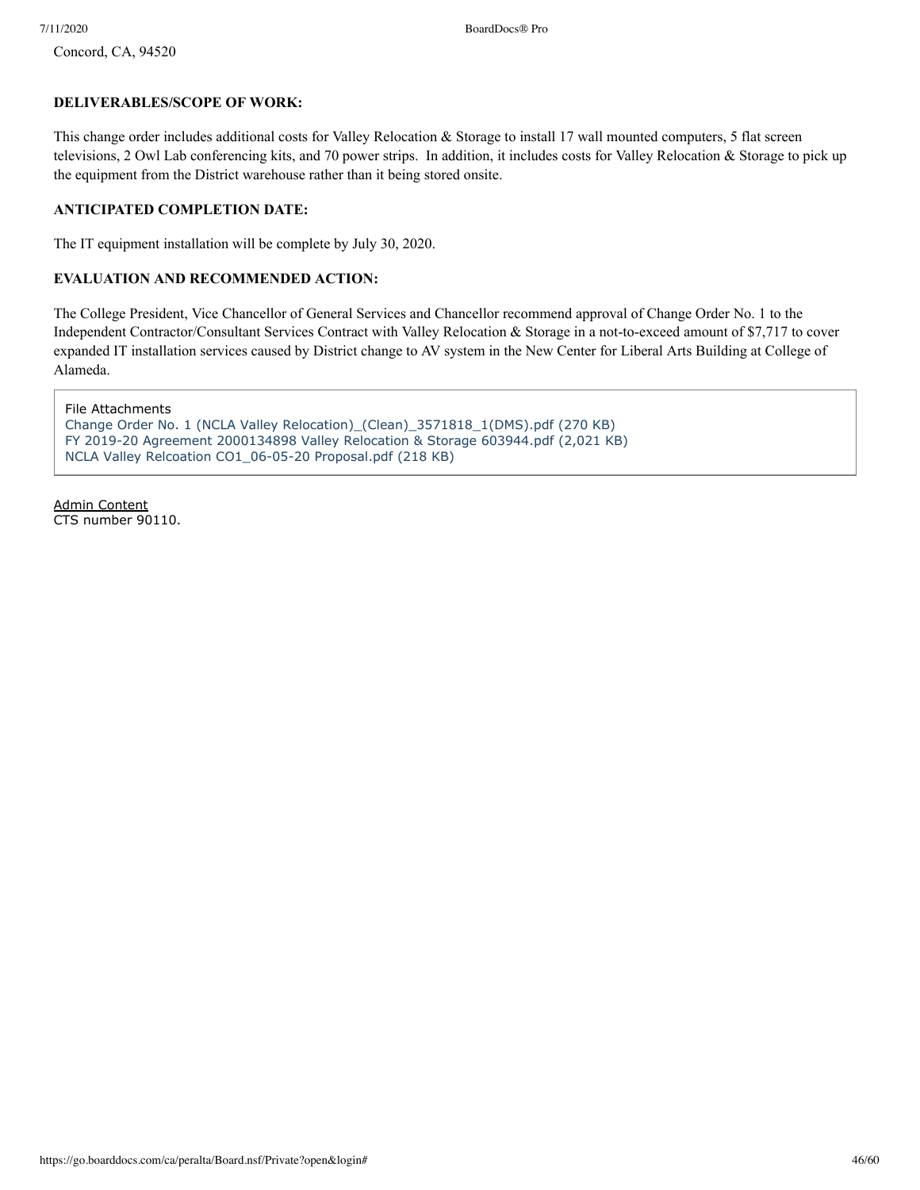Concord, CA, 94520

**DELIVERABLES/SCOPE OF WORK:**

This change order includes additional costs for Valley Relocation & Storage to install 17 wall mounted computers, 5 flat screen televisions, 2 Owl Lab conferencing kits, and 70 power strips. In addition, it includes costs for Valley Relocation & Storage to pick up the equipment from the District warehouse rather than it being stored onsite.

**ANTICIPATED COMPLETION DATE:**

The IT equipment installation will be complete by July 30, 2020.

**EVALUATION AND RECOMMENDED ACTION:**

The College President, Vice Chancellor of General Services and Chancellor recommend approval of Change Order No. 1 to the Independent Contractor/Consultant Services Contract with Valley Relocation & Storage in a not-to-exceed amount of $7,717 to cover expanded IT installation services caused by District change to AV system in the New Center for Liberal Arts Building at College of Alameda.

File Attachments
Change Order No. 1 (NCLA Valley Relocation)_(Clean)_3571818_1(DMS).pdf (270 KB)
FY 2019-20 Agreement 2000134898 Valley Relocation & Storage 603944.pdf (2,021 KB)
NCLA Valley Relcoation CO1_06-05-20 Proposal.pdf (218 KB)

Admin Content
CTS number 90110.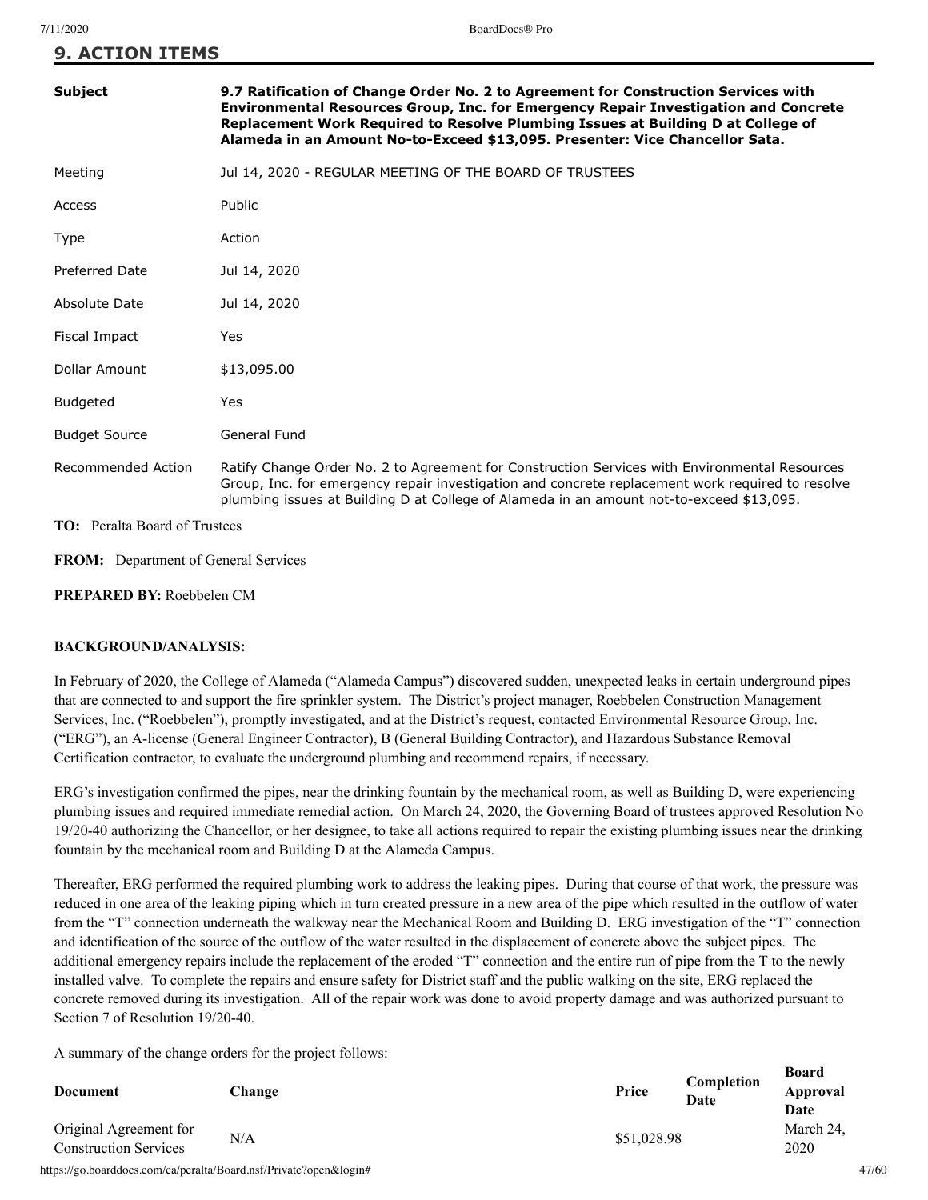## 9. ACTION ITEMS

| | |
|---|---|
| **Subject** | **9.7 Ratification of Change Order No. 2 to Agreement for Construction Services with Environmental Resources Group, Inc. for Emergency Repair Investigation and Concrete Replacement Work Required to Resolve Plumbing Issues at Building D at College of Alameda in an Amount No-to-Exceed $13,095. Presenter: Vice Chancellor Sata.** |
| Meeting | Jul 14, 2020 - REGULAR MEETING OF THE BOARD OF TRUSTEES |
| Access | Public |
| Type | Action |
| Preferred Date | Jul 14, 2020 |
| Absolute Date | Jul 14, 2020 |
| Fiscal Impact | Yes |
| Dollar Amount | $13,095.00 |
| Budgeted | Yes |
| Budget Source | General Fund |
| Recommended Action | Ratify Change Order No. 2 to Agreement for Construction Services with Environmental Resources Group, Inc. for emergency repair investigation and concrete replacement work required to resolve plumbing issues at Building D at College of Alameda in an amount not-to-exceed $13,095. |

**TO:** Peralta Board of Trustees

**FROM:** Department of General Services

**PREPARED BY:** Roebbelen CM

**BACKGROUND/ANALYSIS:**

In February of 2020, the College of Alameda ("Alameda Campus") discovered sudden, unexpected leaks in certain underground pipes that are connected to and support the fire sprinkler system. The District's project manager, Roebbelen Construction Management Services, Inc. ("Roebbelen"), promptly investigated, and at the District's request, contacted Environmental Resource Group, Inc. ("ERG"), an A-license (General Engineer Contractor), B (General Building Contractor), and Hazardous Substance Removal Certification contractor, to evaluate the underground plumbing and recommend repairs, if necessary.

ERG's investigation confirmed the pipes, near the drinking fountain by the mechanical room, as well as Building D, were experiencing plumbing issues and required immediate remedial action. On March 24, 2020, the Governing Board of trustees approved Resolution No 19/20-40 authorizing the Chancellor, or her designee, to take all actions required to repair the existing plumbing issues near the drinking fountain by the mechanical room and Building D at the Alameda Campus.

Thereafter, ERG performed the required plumbing work to address the leaking pipes. During that course of that work, the pressure was reduced in one area of the leaking piping which in turn created pressure in a new area of the pipe which resulted in the outflow of water from the "T" connection underneath the walkway near the Mechanical Room and Building D. ERG investigation of the "T" connection and identification of the source of the outflow of the water resulted in the displacement of concrete above the subject pipes. The additional emergency repairs include the replacement of the eroded "T" connection and the entire run of pipe from the T to the newly installed valve. To complete the repairs and ensure safety for District staff and the public walking on the site, ERG replaced the concrete removed during its investigation. All of the repair work was done to avoid property damage and was authorized pursuant to Section 7 of Resolution 19/20-40.

A summary of the change orders for the project follows:

| Document | Change | Price | Completion Date | Board Approval Date |
|---|---|---|---|---|
| Original Agreement for Construction Services | N/A | $51,028.98 | | March 24, 2020 |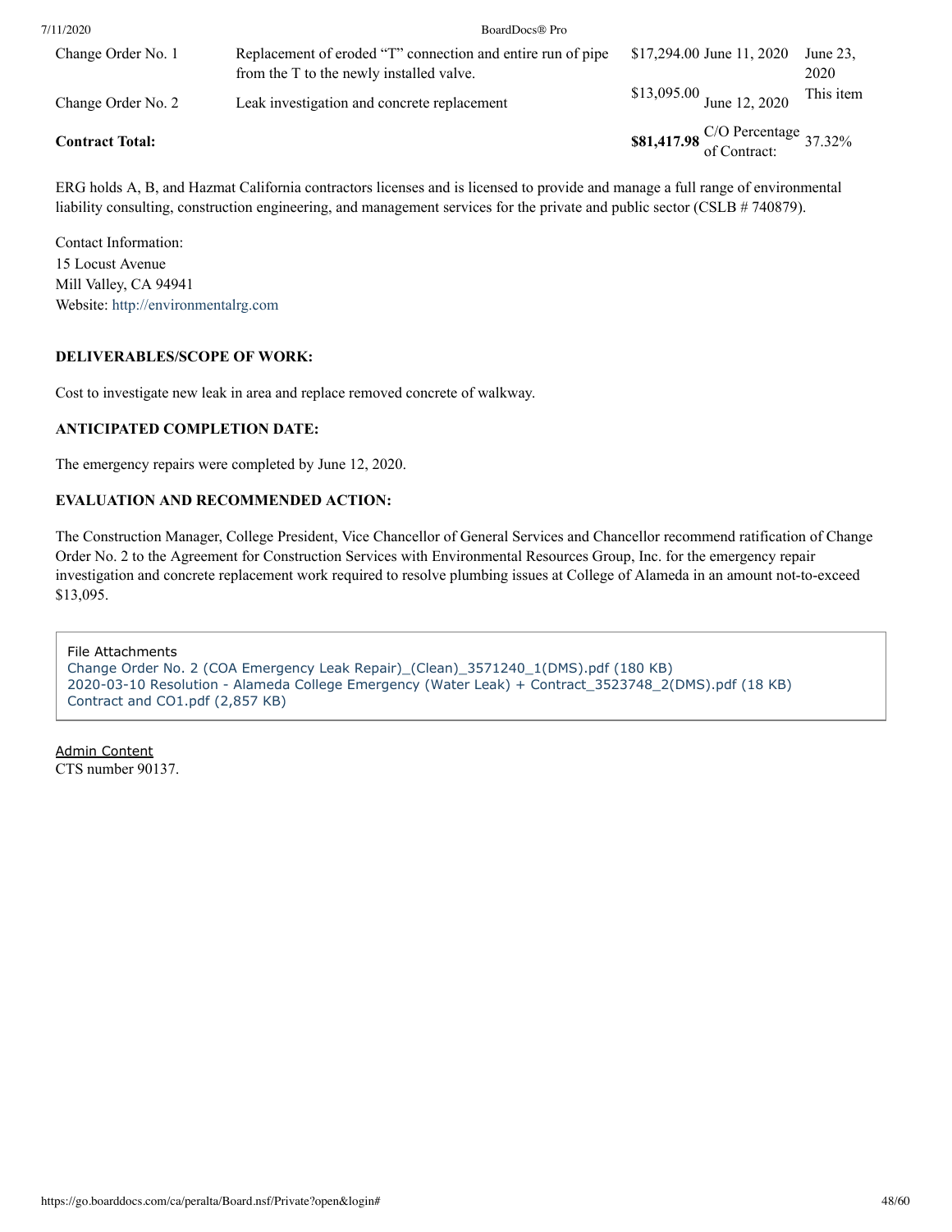| | | | | |
|---|---|---|---|---|
| Change Order No. 1 | Replacement of eroded “T” connection and entire run of pipe from the T to the newly installed valve. | $17,294.00 | June 11, 2020 | June 23, 2020 |
| Change Order No. 2 | Leak investigation and concrete replacement | $13,095.00 | June 12, 2020 | This item |
| **Contract Total:** | | **$81,417.98** | C/O Percentage of Contract: | 37.32% |

ERG holds A, B, and Hazmat California contractors licenses and is licensed to provide and manage a full range of environmental liability consulting, construction engineering, and management services for the private and public sector (CSLB # 740879).

Contact Information:
15 Locust Avenue
Mill Valley, CA 94941
Website: http://environmentalrg.com

**DELIVERABLES/SCOPE OF WORK:**

Cost to investigate new leak in area and replace removed concrete of walkway.

**ANTICIPATED COMPLETION DATE:**

The emergency repairs were completed by June 12, 2020.

**EVALUATION AND RECOMMENDED ACTION:**

The Construction Manager, College President, Vice Chancellor of General Services and Chancellor recommend ratification of Change Order No. 2 to the Agreement for Construction Services with Environmental Resources Group, Inc. for the emergency repair investigation and concrete replacement work required to resolve plumbing issues at College of Alameda in an amount not-to-exceed $13,095.

File Attachments
Change Order No. 2 (COA Emergency Leak Repair)_(Clean)_3571240_1(DMS).pdf (180 KB)
2020-03-10 Resolution - Alameda College Emergency (Water Leak) + Contract_3523748_2(DMS).pdf (18 KB)
Contract and CO1.pdf (2,857 KB)

Admin Content
CTS number 90137.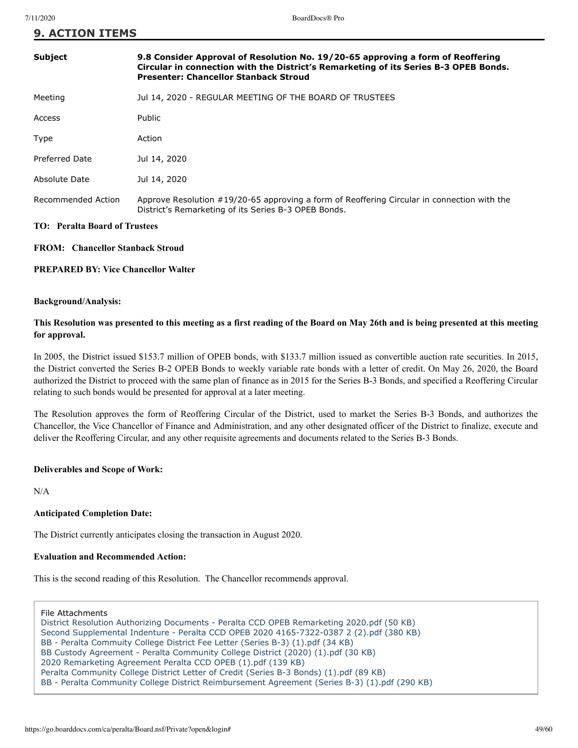## 9. ACTION ITEMS

| | |
|---|---|
| **Subject** | **9.8 Consider Approval of Resolution No. 19/20-65 approving a form of Reoffering Circular in connection with the District's Remarketing of its Series B-3 OPEB Bonds. Presenter: Chancellor Stanback Stroud** |
| Meeting | Jul 14, 2020 - REGULAR MEETING OF THE BOARD OF TRUSTEES |
| Access | Public |
| Type | Action |
| Preferred Date | Jul 14, 2020 |
| Absolute Date | Jul 14, 2020 |
| Recommended Action | Approve Resolution #19/20-65 approving a form of Reoffering Circular in connection with the District's Remarketing of its Series B-3 OPEB Bonds. |

**TO: Peralta Board of Trustees**

**FROM: Chancellor Stanback Stroud**

**PREPARED BY: Vice Chancellor Walter**

**Background/Analysis:**

**This Resolution was presented to this meeting as a first reading of the Board on May 26th and is being presented at this meeting for approval.**

In 2005, the District issued $153.7 million of OPEB bonds, with $133.7 million issued as convertible auction rate securities. In 2015, the District converted the Series B-2 OPEB Bonds to weekly variable rate bonds with a letter of credit. On May 26, 2020, the Board authorized the District to proceed with the same plan of finance as in 2015 for the Series B-3 Bonds, and specified a Reoffering Circular relating to such bonds would be presented for approval at a later meeting.

The Resolution approves the form of Reoffering Circular of the District, used to market the Series B-3 Bonds, and authorizes the Chancellor, the Vice Chancellor of Finance and Administration, and any other designated officer of the District to finalize, execute and deliver the Reoffering Circular, and any other requisite agreements and documents related to the Series B-3 Bonds.

**Deliverables and Scope of Work:**

N/A

**Anticipated Completion Date:**

The District currently anticipates closing the transaction in August 2020.

**Evaluation and Recommended Action:**

This is the second reading of this Resolution. The Chancellor recommends approval.

File Attachments
District Resolution Authorizing Documents - Peralta CCD OPEB Remarketing 2020.pdf (50 KB)
Second Supplemental Indenture - Peralta CCD OPEB 2020 4165-7322-0387 2 (2).pdf (380 KB)
BB - Peralta Commuity College District Fee Letter (Series B-3) (1).pdf (34 KB)
BB Custody Agreement - Peralta Community College District (2020) (1).pdf (30 KB)
2020 Remarketing Agreement Peralta CCD OPEB (1).pdf (139 KB)
Peralta Community College District Letter of Credit (Series B-3 Bonds) (1).pdf (89 KB)
BB - Peralta Community College District Reimbursement Agreement (Series B-3) (1).pdf (290 KB)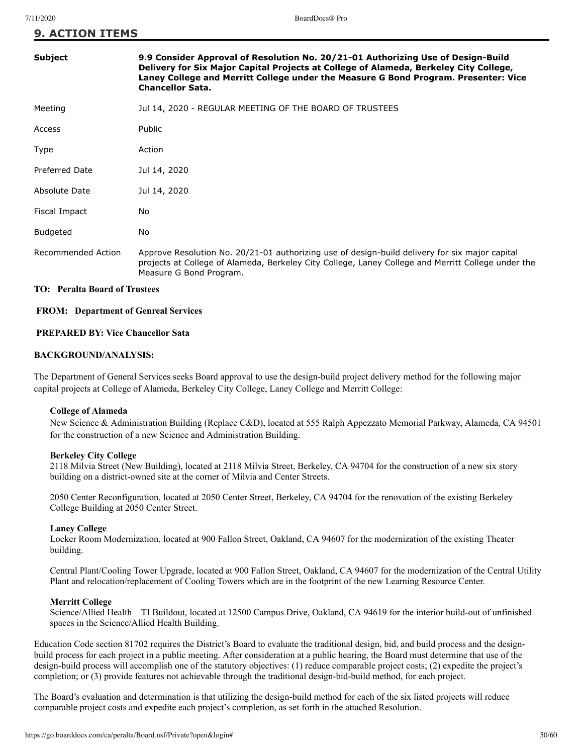## 9. ACTION ITEMS

| | |
|---|---|
| **Subject** | **9.9 Consider Approval of Resolution No. 20/21-01 Authorizing Use of Design-Build Delivery for Six Major Capital Projects at College of Alameda, Berkeley City College, Laney College and Merritt College under the Measure G Bond Program. Presenter: Vice Chancellor Sata.** |
| Meeting | Jul 14, 2020 - REGULAR MEETING OF THE BOARD OF TRUSTEES |
| Access | Public |
| Type | Action |
| Preferred Date | Jul 14, 2020 |
| Absolute Date | Jul 14, 2020 |
| Fiscal Impact | No |
| Budgeted | No |
| Recommended Action | Approve Resolution No. 20/21-01 authorizing use of design-build delivery for six major capital projects at College of Alameda, Berkeley City College, Laney College and Merritt College under the Measure G Bond Program. |

**TO: Peralta Board of Trustees**

**FROM: Department of Genreal Services**

**PREPARED BY: Vice Chancellor Sata**

**BACKGROUND/ANALYSIS:**

The Department of General Services seeks Board approval to use the design-build project delivery method for the following major capital projects at College of Alameda, Berkeley City College, Laney College and Merritt College:

**College of Alameda**
New Science & Administration Building (Replace C&D), located at 555 Ralph Appezzato Memorial Parkway, Alameda, CA 94501 for the construction of a new Science and Administration Building.

**Berkeley City College**
2118 Milvia Street (New Building), located at 2118 Milvia Street, Berkeley, CA 94704 for the construction of a new six story building on a district-owned site at the corner of Milvia and Center Streets.

2050 Center Reconfiguration, located at 2050 Center Street, Berkeley, CA 94704 for the renovation of the existing Berkeley College Building at 2050 Center Street.

**Laney College**
Locker Room Modernization, located at 900 Fallon Street, Oakland, CA 94607 for the modernization of the existing Theater building.

Central Plant/Cooling Tower Upgrade, located at 900 Fallon Street, Oakland, CA 94607 for the modernization of the Central Utility Plant and relocation/replacement of Cooling Towers which are in the footprint of the new Learning Resource Center.

**Merritt College**
Science/Allied Health – TI Buildout, located at 12500 Campus Drive, Oakland, CA 94619 for the interior build-out of unfinished spaces in the Science/Allied Health Building.

Education Code section 81702 requires the District's Board to evaluate the traditional design, bid, and build process and the design-build process for each project in a public meeting. After consideration at a public hearing, the Board must determine that use of the design-build process will accomplish one of the statutory objectives: (1) reduce comparable project costs; (2) expedite the project's completion; or (3) provide features not achievable through the traditional design-bid-build method, for each project.

The Board's evaluation and determination is that utilizing the design-build method for each of the six listed projects will reduce comparable project costs and expedite each project's completion, as set forth in the attached Resolution.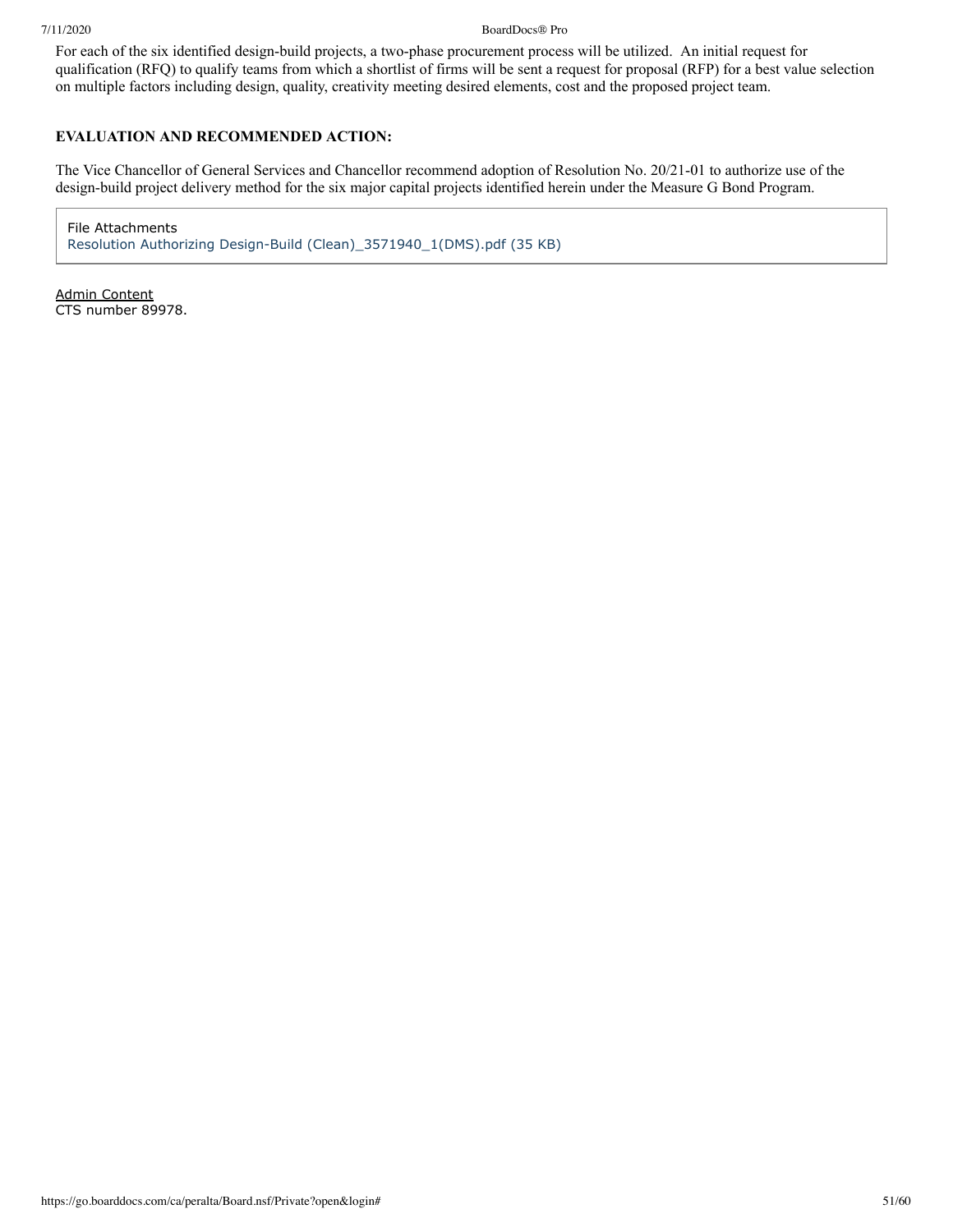For each of the six identified design-build projects, a two-phase procurement process will be utilized. An initial request for qualification (RFQ) to qualify teams from which a shortlist of firms will be sent a request for proposal (RFP) for a best value selection on multiple factors including design, quality, creativity meeting desired elements, cost and the proposed project team.

**EVALUATION AND RECOMMENDED ACTION:**

The Vice Chancellor of General Services and Chancellor recommend adoption of Resolution No. 20/21-01 to authorize use of the design-build project delivery method for the six major capital projects identified herein under the Measure G Bond Program.

File Attachments
Resolution Authorizing Design-Build (Clean)_3571940_1(DMS).pdf (35 KB)

Admin Content
CTS number 89978.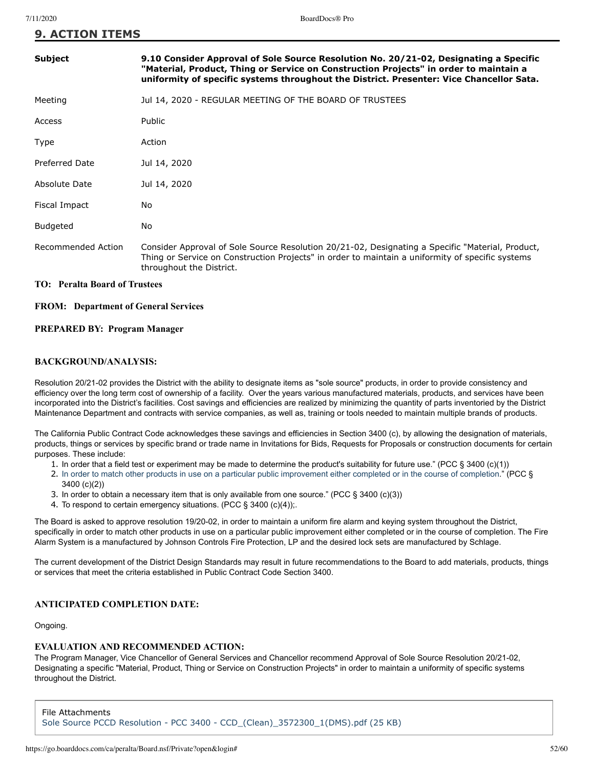## 9. ACTION ITEMS

| Subject | **9.10 Consider Approval of Sole Source Resolution No. 20/21-02, Designating a Specific "Material, Product, Thing or Service on Construction Projects" in order to maintain a uniformity of specific systems throughout the District. Presenter: Vice Chancellor Sata.** |
|---|---|
| Meeting | Jul 14, 2020 - REGULAR MEETING OF THE BOARD OF TRUSTEES |
| Access | Public |
| Type | Action |
| Preferred Date | Jul 14, 2020 |
| Absolute Date | Jul 14, 2020 |
| Fiscal Impact | No |
| Budgeted | No |
| Recommended Action | Consider Approval of Sole Source Resolution 20/21-02, Designating a Specific "Material, Product, Thing or Service on Construction Projects" in order to maintain a uniformity of specific systems throughout the District. |

**TO: Peralta Board of Trustees**

**FROM: Department of General Services**

**PREPARED BY: Program Manager**

### BACKGROUND/ANALYSIS:

Resolution 20/21-02 provides the District with the ability to designate items as "sole source" products, in order to provide consistency and efficiency over the long term cost of ownership of a facility. Over the years various manufactured materials, products, and services have been incorporated into the District's facilities. Cost savings and efficiencies are realized by minimizing the quantity of parts inventoried by the District Maintenance Department and contracts with service companies, as well as, training or tools needed to maintain multiple brands of products.

The California Public Contract Code acknowledges these savings and efficiencies in Section 3400 (c), by allowing the designation of materials, products, things or services by specific brand or trade name in Invitations for Bids, Requests for Proposals or construction documents for certain purposes. These include:

1. In order that a field test or experiment may be made to determine the product's suitability for future use." (PCC § 3400 (c)(1))
2. In order to match other products in use on a particular public improvement either completed or in the course of completion." (PCC § 3400 (c)(2))
3. In order to obtain a necessary item that is only available from one source." (PCC § 3400 (c)(3))
4. To respond to certain emergency situations. (PCC § 3400 (c)(4));.

The Board is asked to approve resolution 19/20-02, in order to maintain a uniform fire alarm and keying system throughout the District, specifically in order to match other products in use on a particular public improvement either completed or in the course of completion. The Fire Alarm System is a manufactured by Johnson Controls Fire Protection, LP and the desired lock sets are manufactured by Schlage.

The current development of the District Design Standards may result in future recommendations to the Board to add materials, products, things or services that meet the criteria established in Public Contract Code Section 3400.

### ANTICIPATED COMPLETION DATE:

Ongoing.

### EVALUATION AND RECOMMENDED ACTION:

The Program Manager, Vice Chancellor of General Services and Chancellor recommend Approval of Sole Source Resolution 20/21-02, Designating a specific "Material, Product, Thing or Service on Construction Projects" in order to maintain a uniformity of specific systems throughout the District.

File Attachments
Sole Source PCCD Resolution - PCC 3400 - CCD_(Clean)_3572300_1(DMS).pdf (25 KB)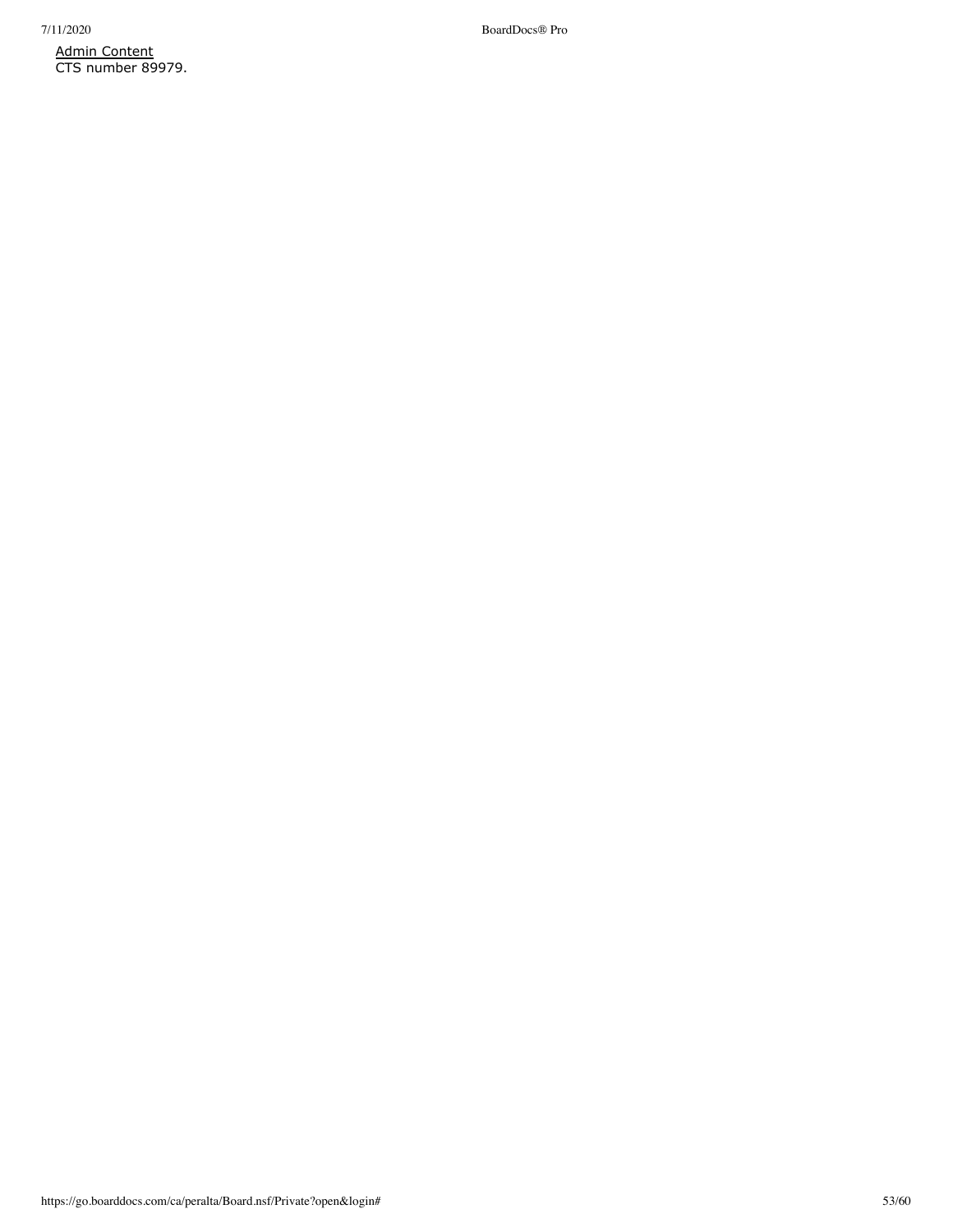Admin Content

CTS number 89979.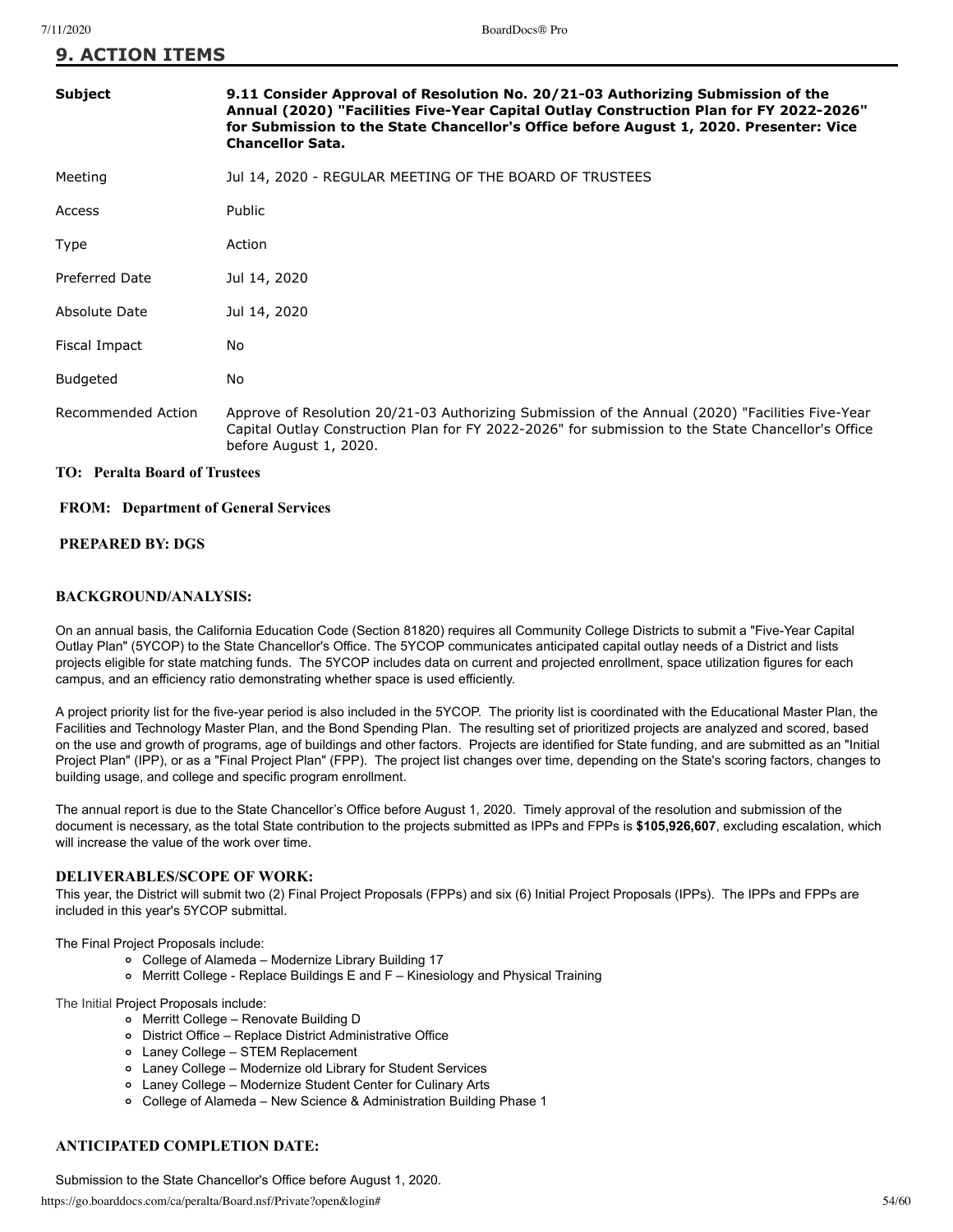## 9. ACTION ITEMS

| | |
|---|---|
| **Subject** | **9.11 Consider Approval of Resolution No. 20/21-03 Authorizing Submission of the Annual (2020) "Facilities Five-Year Capital Outlay Construction Plan for FY 2022-2026" for Submission to the State Chancellor's Office before August 1, 2020. Presenter: Vice Chancellor Sata.** |
| Meeting | Jul 14, 2020 - REGULAR MEETING OF THE BOARD OF TRUSTEES |
| Access | Public |
| Type | Action |
| Preferred Date | Jul 14, 2020 |
| Absolute Date | Jul 14, 2020 |
| Fiscal Impact | No |
| Budgeted | No |
| Recommended Action | Approve of Resolution 20/21-03 Authorizing Submission of the Annual (2020) "Facilities Five-Year Capital Outlay Construction Plan for FY 2022-2026" for submission to the State Chancellor's Office before August 1, 2020. |

**TO: Peralta Board of Trustees**

**FROM: Department of General Services**

**PREPARED BY: DGS**

### BACKGROUND/ANALYSIS:

On an annual basis, the California Education Code (Section 81820) requires all Community College Districts to submit a "Five-Year Capital Outlay Plan" (5YCOP) to the State Chancellor's Office. The 5YCOP communicates anticipated capital outlay needs of a District and lists projects eligible for state matching funds. The 5YCOP includes data on current and projected enrollment, space utilization figures for each campus, and an efficiency ratio demonstrating whether space is used efficiently.

A project priority list for the five-year period is also included in the 5YCOP. The priority list is coordinated with the Educational Master Plan, the Facilities and Technology Master Plan, and the Bond Spending Plan. The resulting set of prioritized projects are analyzed and scored, based on the use and growth of programs, age of buildings and other factors. Projects are identified for State funding, and are submitted as an "Initial Project Plan" (IPP), or as a "Final Project Plan" (FPP). The project list changes over time, depending on the State's scoring factors, changes to building usage, and college and specific program enrollment.

The annual report is due to the State Chancellor's Office before August 1, 2020. Timely approval of the resolution and submission of the document is necessary, as the total State contribution to the projects submitted as IPPs and FPPs is **$105,926,607**, excluding escalation, which will increase the value of the work over time.

### DELIVERABLES/SCOPE OF WORK:

This year, the District will submit two (2) Final Project Proposals (FPPs) and six (6) Initial Project Proposals (IPPs). The IPPs and FPPs are included in this year's 5YCOP submittal.

The Final Project Proposals include:

- College of Alameda – Modernize Library Building 17
- Merritt College - Replace Buildings E and F – Kinesiology and Physical Training

The Initial Project Proposals include:

- Merritt College – Renovate Building D
- District Office – Replace District Administrative Office
- Laney College – STEM Replacement
- Laney College – Modernize old Library for Student Services
- Laney College – Modernize Student Center for Culinary Arts
- College of Alameda – New Science & Administration Building Phase 1

### ANTICIPATED COMPLETION DATE:

Submission to the State Chancellor's Office before August 1, 2020.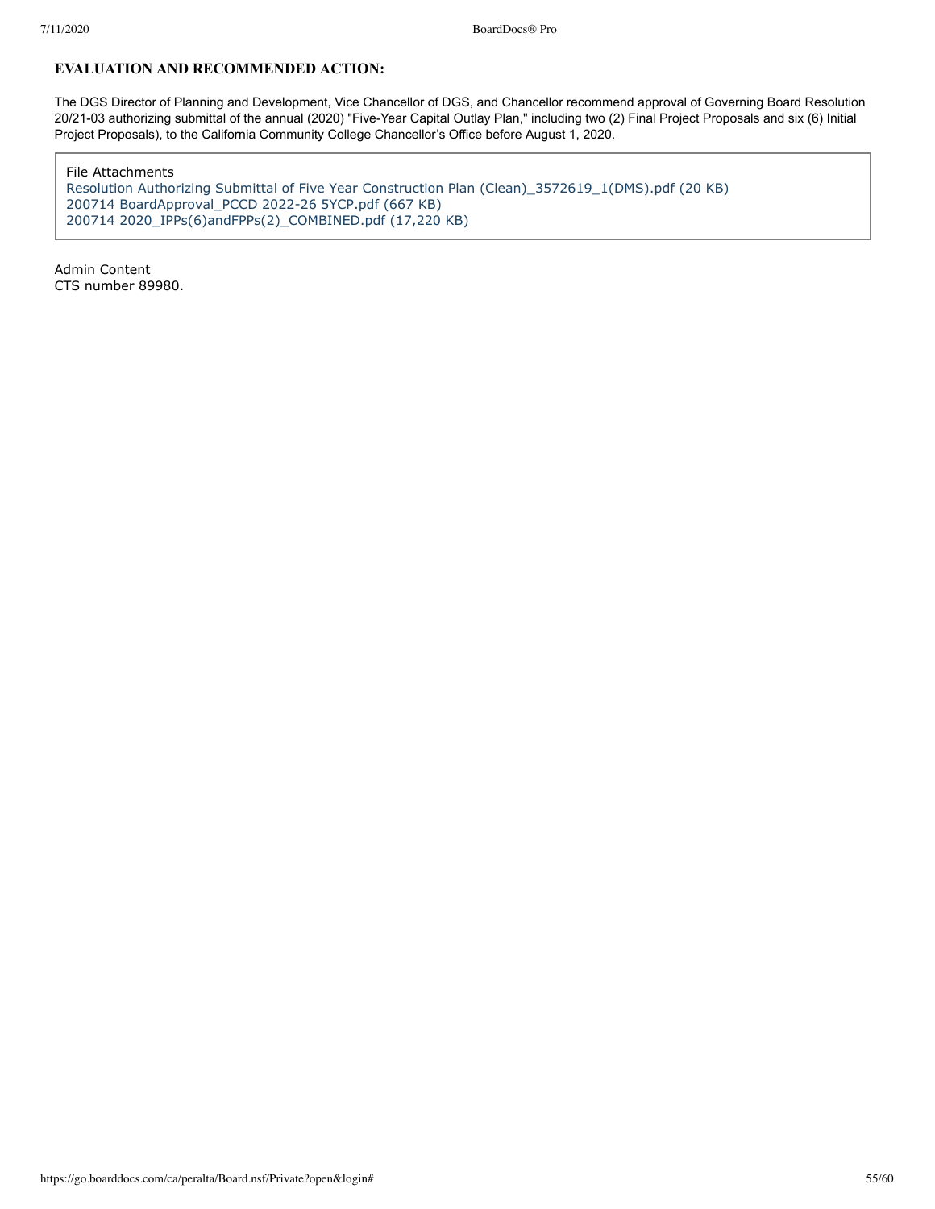## EVALUATION AND RECOMMENDED ACTION:

The DGS Director of Planning and Development, Vice Chancellor of DGS, and Chancellor recommend approval of Governing Board Resolution 20/21-03 authorizing submittal of the annual (2020) "Five-Year Capital Outlay Plan," including two (2) Final Project Proposals and six (6) Initial Project Proposals), to the California Community College Chancellor's Office before August 1, 2020.

File Attachments
Resolution Authorizing Submittal of Five Year Construction Plan (Clean)_3572619_1(DMS).pdf (20 KB)
200714 BoardApproval_PCCD 2022-26 5YCP.pdf (667 KB)
200714 2020_IPPs(6)andFPPs(2)_COMBINED.pdf (17,220 KB)

Admin Content
CTS number 89980.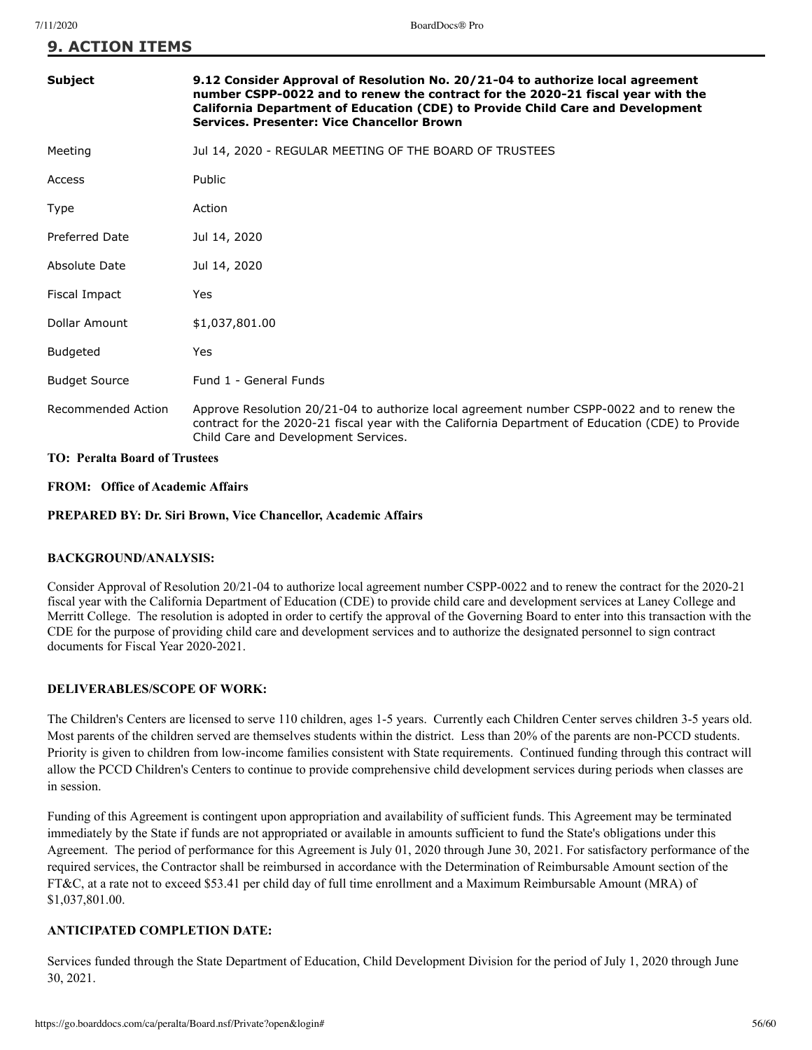# 9. ACTION ITEMS

| Subject | 9.12 Consider Approval of Resolution No. 20/21-04 to authorize local agreement number CSPP-0022 and to renew the contract for the 2020-21 fiscal year with the California Department of Education (CDE) to Provide Child Care and Development Services. Presenter: Vice Chancellor Brown |
|---|---|
| Meeting | Jul 14, 2020 - REGULAR MEETING OF THE BOARD OF TRUSTEES |
| Access | Public |
| Type | Action |
| Preferred Date | Jul 14, 2020 |
| Absolute Date | Jul 14, 2020 |
| Fiscal Impact | Yes |
| Dollar Amount | $1,037,801.00 |
| Budgeted | Yes |
| Budget Source | Fund 1 - General Funds |
| Recommended Action | Approve Resolution 20/21-04 to authorize local agreement number CSPP-0022 and to renew the contract for the 2020-21 fiscal year with the California Department of Education (CDE) to Provide Child Care and Development Services. |

**TO: Peralta Board of Trustees**

**FROM: Office of Academic Affairs**

**PREPARED BY: Dr. Siri Brown, Vice Chancellor, Academic Affairs**

**BACKGROUND/ANALYSIS:**

Consider Approval of Resolution 20/21-04 to authorize local agreement number CSPP-0022 and to renew the contract for the 2020-21 fiscal year with the California Department of Education (CDE) to provide child care and development services at Laney College and Merritt College. The resolution is adopted in order to certify the approval of the Governing Board to enter into this transaction with the CDE for the purpose of providing child care and development services and to authorize the designated personnel to sign contract documents for Fiscal Year 2020-2021.

**DELIVERABLES/SCOPE OF WORK:**

The Children's Centers are licensed to serve 110 children, ages 1-5 years. Currently each Children Center serves children 3-5 years old. Most parents of the children served are themselves students within the district. Less than 20% of the parents are non-PCCD students. Priority is given to children from low-income families consistent with State requirements. Continued funding through this contract will allow the PCCD Children's Centers to continue to provide comprehensive child development services during periods when classes are in session.

Funding of this Agreement is contingent upon appropriation and availability of sufficient funds. This Agreement may be terminated immediately by the State if funds are not appropriated or available in amounts sufficient to fund the State's obligations under this Agreement. The period of performance for this Agreement is July 01, 2020 through June 30, 2021. For satisfactory performance of the required services, the Contractor shall be reimbursed in accordance with the Determination of Reimbursable Amount section of the FT&C, at a rate not to exceed $53.41 per child day of full time enrollment and a Maximum Reimbursable Amount (MRA) of $1,037,801.00.

**ANTICIPATED COMPLETION DATE:**

Services funded through the State Department of Education, Child Development Division for the period of July 1, 2020 through June 30, 2021.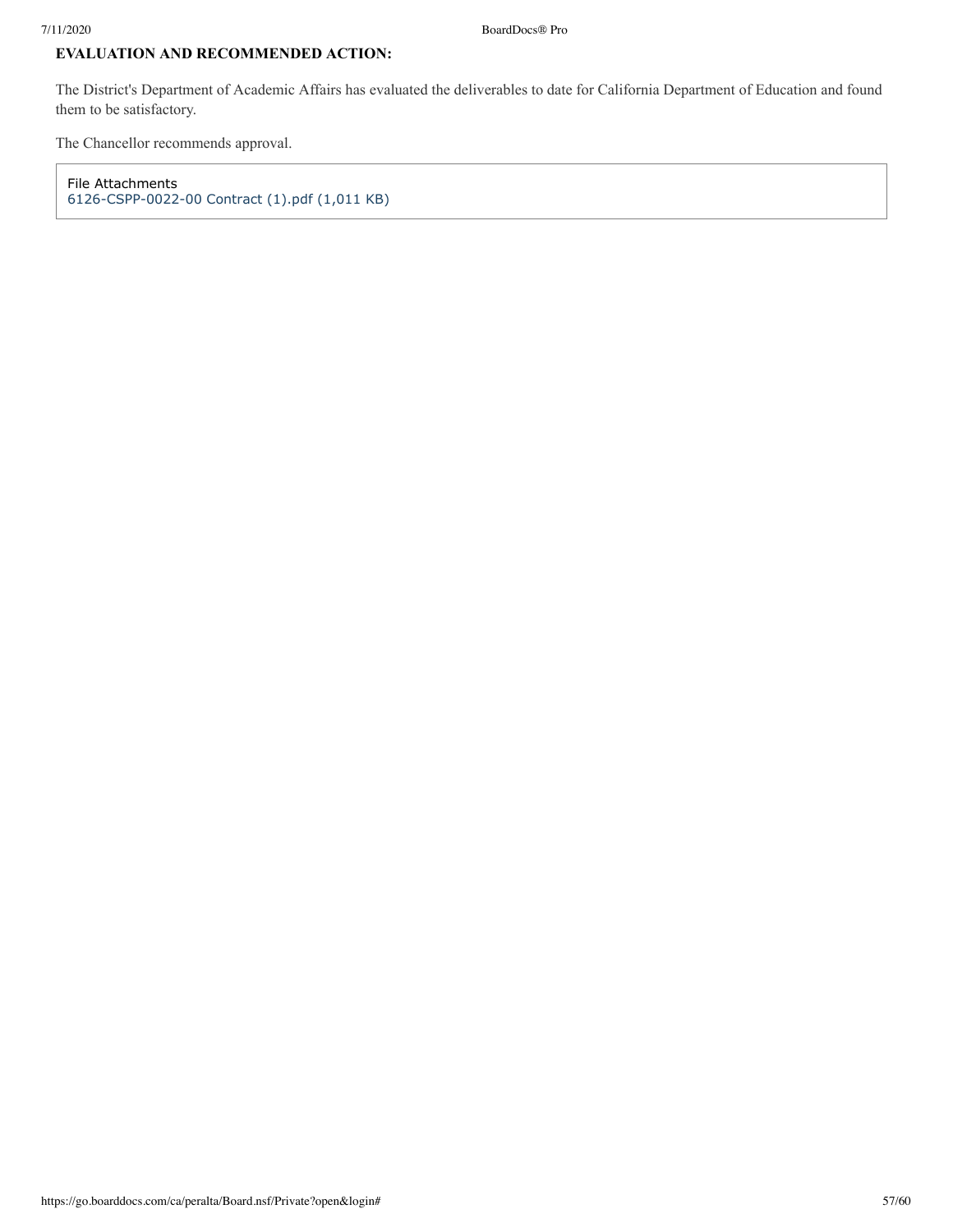**EVALUATION AND RECOMMENDED ACTION:**

The District's Department of Academic Affairs has evaluated the deliverables to date for California Department of Education and found them to be satisfactory.

The Chancellor recommends approval.

File Attachments
6126-CSPP-0022-00 Contract (1).pdf (1,011 KB)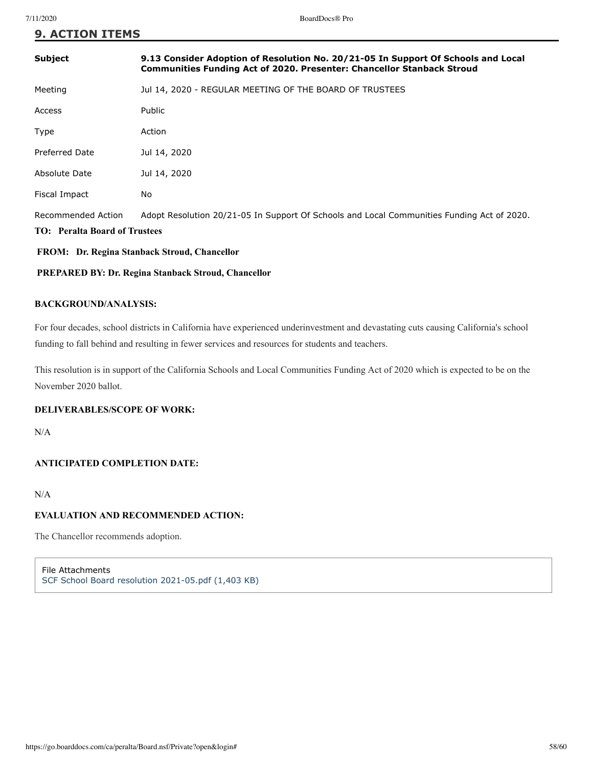## 9. ACTION ITEMS

| | |
|---|---|
| **Subject** | **9.13 Consider Adoption of Resolution No. 20/21-05 In Support Of Schools and Local Communities Funding Act of 2020. Presenter: Chancellor Stanback Stroud** |
| Meeting | Jul 14, 2020 - REGULAR MEETING OF THE BOARD OF TRUSTEES |
| Access | Public |
| Type | Action |
| Preferred Date | Jul 14, 2020 |
| Absolute Date | Jul 14, 2020 |
| Fiscal Impact | No |
| Recommended Action | Adopt Resolution 20/21-05 In Support Of Schools and Local Communities Funding Act of 2020. |

**TO: Peralta Board of Trustees**

**FROM: Dr. Regina Stanback Stroud, Chancellor**

**PREPARED BY: Dr. Regina Stanback Stroud, Chancellor**

**BACKGROUND/ANALYSIS:**

For four decades, school districts in California have experienced underinvestment and devastating cuts causing California's school funding to fall behind and resulting in fewer services and resources for students and teachers.

This resolution is in support of the California Schools and Local Communities Funding Act of 2020 which is expected to be on the November 2020 ballot.

**DELIVERABLES/SCOPE OF WORK:**

N/A

**ANTICIPATED COMPLETION DATE:**

N/A

**EVALUATION AND RECOMMENDED ACTION:**

The Chancellor recommends adoption.

File Attachments
SCF School Board resolution 2021-05.pdf (1,403 KB)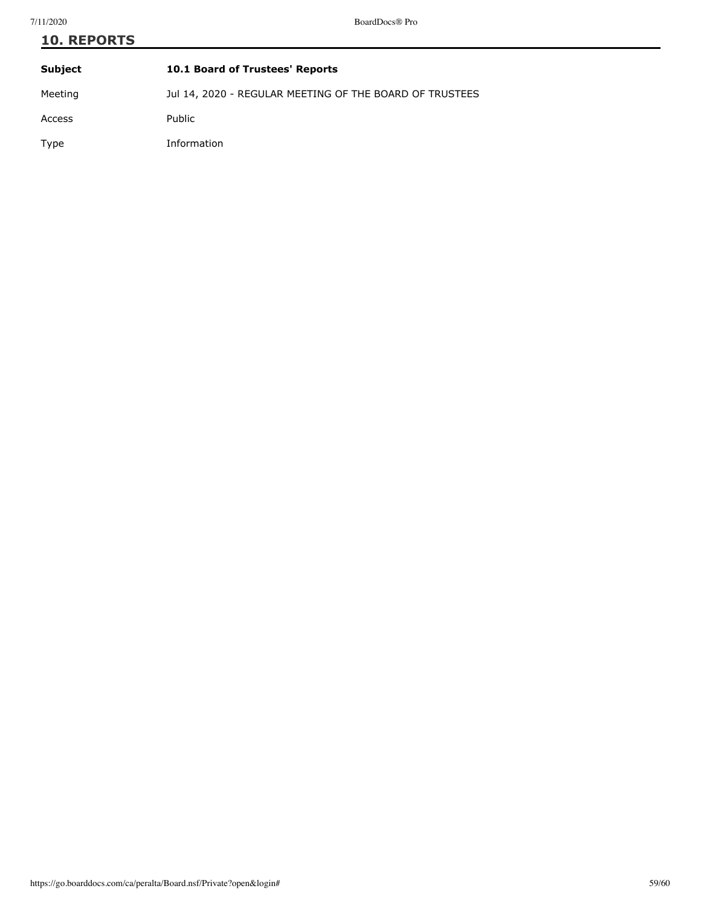## 10. REPORTS

| | |
|---|---|
| **Subject** | **10.1 Board of Trustees' Reports** |
| Meeting | Jul 14, 2020 - REGULAR MEETING OF THE BOARD OF TRUSTEES |
| Access | Public |
| Type | Information |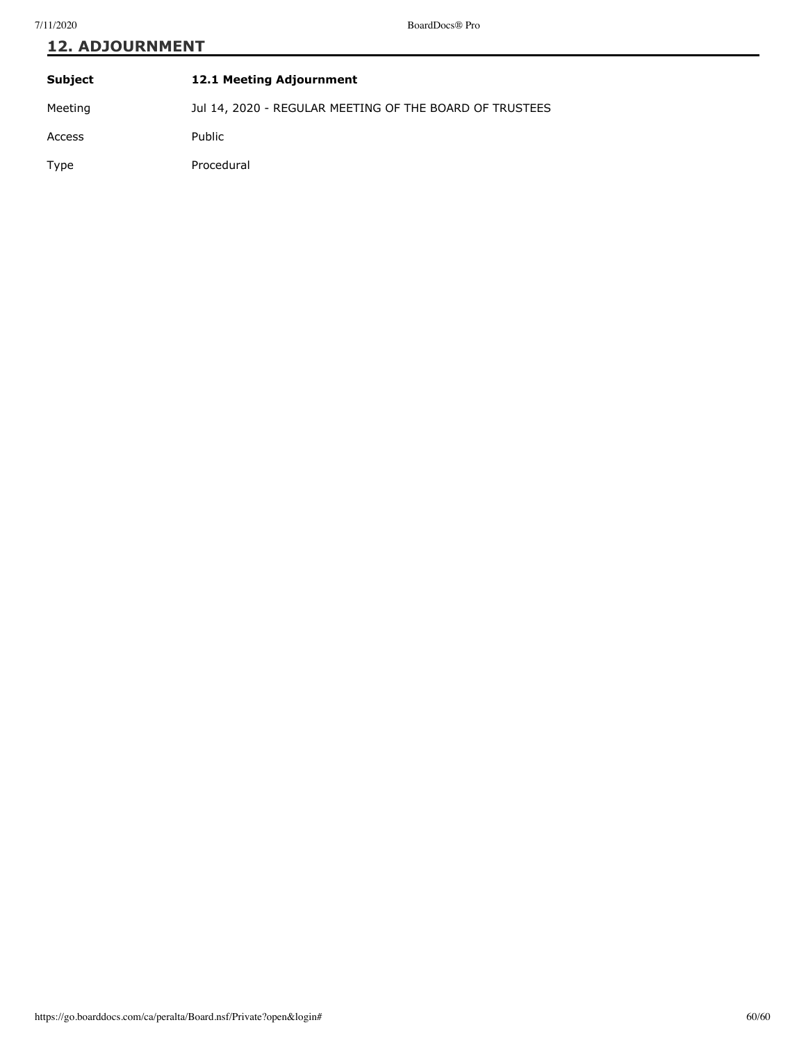## 12. ADJOURNMENT

| | |
|---|---|
| **Subject** | **12.1 Meeting Adjournment** |
| Meeting | Jul 14, 2020 - REGULAR MEETING OF THE BOARD OF TRUSTEES |
| Access | Public |
| Type | Procedural |